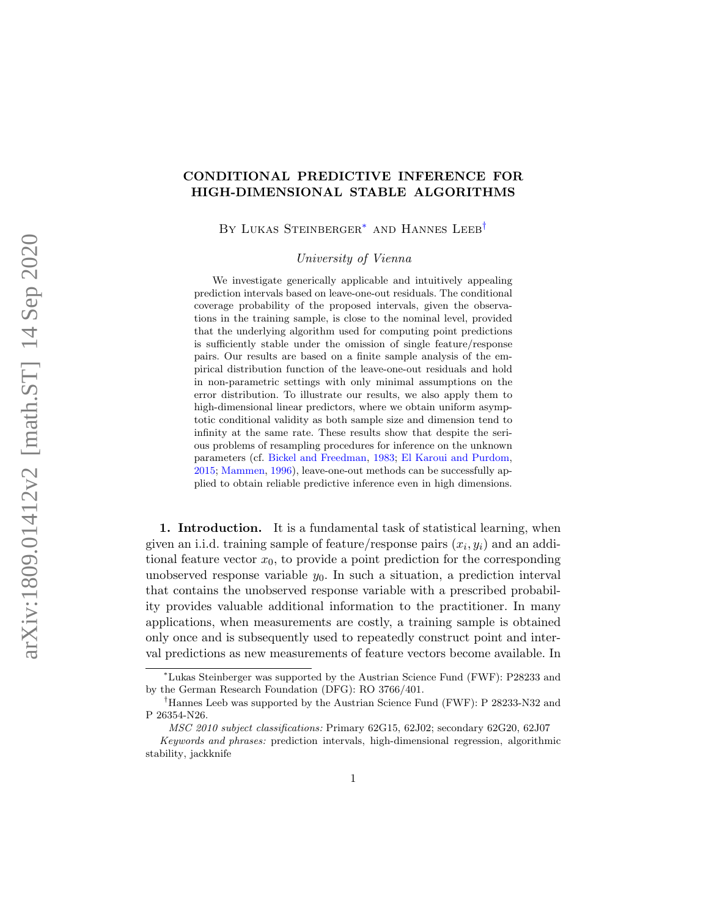# CONDITIONAL PREDICTIVE INFERENCE FOR HIGH-DIMENSIONAL STABLE ALGORITHMS

By Lukas Steinberger[*] and Hannes Leeb[†]

*University of Vienna*

We investigate generically applicable and intuitively appealing prediction intervals based on leave-one-out residuals. The conditional coverage probability of the proposed intervals, given the observations in the training sample, is close to the nominal level, provided that the underlying algorithm used for computing point predictions is sufficiently stable under the omission of single feature/response pairs. Our results are based on a finite sample analysis of the empirical distribution function of the leave-one-out residuals and hold in non-parametric settings with only minimal assumptions on the error distribution. To illustrate our results, we also apply them to high-dimensional linear predictors, where we obtain uniform asymptotic conditional validity as both sample size and dimension tend to infinity at the same rate. These results show that despite the serious problems of resampling procedures for inference on the unknown parameters (cf. Bickel and Freedman, 1983; El Karoui and Purdom, 2015; Mammen, 1996), leave-one-out methods can be successfully applied to obtain reliable predictive inference even in high dimensions.

**1. Introduction.** It is a fundamental task of statistical learning, when given an i.i.d. training sample of feature/response pairs $(x_i, y_i)$ and an additional feature vector $x_0$, to provide a point prediction for the corresponding unobserved response variable $y_0$. In such a situation, a prediction interval that contains the unobserved response variable with a prescribed probability provides valuable additional information to the practitioner. In many applications, when measurements are costly, a training sample is obtained only once and is subsequently used to repeatedly construct point and interval predictions as new measurements of feature vectors become available. In

[*]Lukas Steinberger was supported by the Austrian Science Fund (FWF): P28233 and by the German Research Foundation (DFG): RO 3766/401.

[†]Hannes Leeb was supported by the Austrian Science Fund (FWF): P 28233-N32 and P 26354-N26.

*MSC 2010 subject classifications:* Primary 62G15, 62J02; secondary 62G20, 62J07

*Keywords and phrases:* prediction intervals, high-dimensional regression, algorithmic stability, jackknife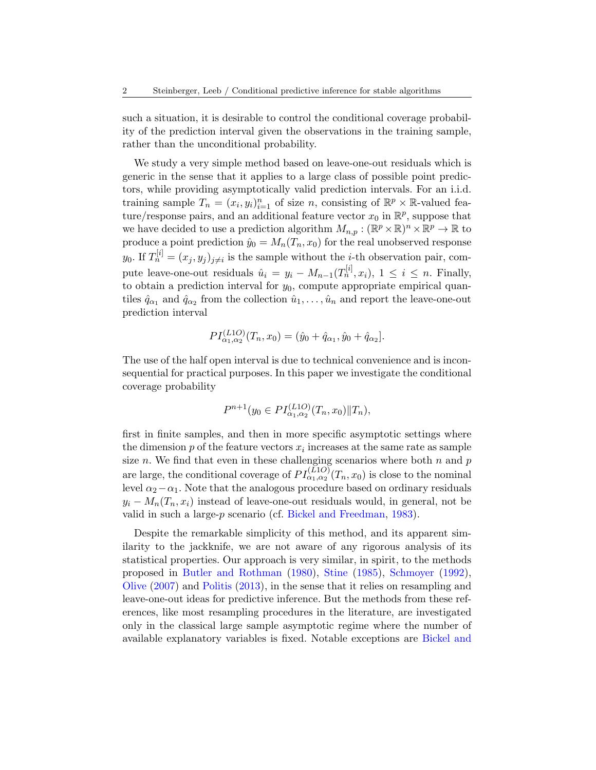such a situation, it is desirable to control the conditional coverage probability of the prediction interval given the observations in the training sample, rather than the unconditional probability.

We study a very simple method based on leave-one-out residuals which is generic in the sense that it applies to a large class of possible point predictors, while providing asymptotically valid prediction intervals. For an i.i.d. training sample $T_n = (x_i, y_i)_{i=1}^n$ of size $n$, consisting of $\mathbb{R}^p \times \mathbb{R}$-valued feature/response pairs, and an additional feature vector $x_0$ in $\mathbb{R}^p$, suppose that we have decided to use a prediction algorithm $M_{n,p} : (\mathbb{R}^p \times \mathbb{R})^n \times \mathbb{R}^p \to \mathbb{R}$ to produce a point prediction $\hat{y}_0 = M_n(T_n, x_0)$ for the real unobserved response $y_0$. If $T_n^{[i]} = (x_j, y_j)_{j \neq i}$ is the sample without the $i$-th observation pair, compute leave-one-out residuals $\hat{u}_i = y_i - M_{n-1}(T_n^{[i]}, x_i)$, $1 \leq i \leq n$. Finally, to obtain a prediction interval for $y_0$, compute appropriate empirical quantiles $\hat{q}_{\alpha_1}$ and $\hat{q}_{\alpha_2}$ from the collection $\hat{u}_1, \dots, \hat{u}_n$ and report the leave-one-out prediction interval

$$PI_{\alpha_1,\alpha_2}^{(L1O)}(T_n, x_0) = (\hat{y}_0 + \hat{q}_{\alpha_1}, \hat{y}_0 + \hat{q}_{\alpha_2}].$$

The use of the half open interval is due to technical convenience and is inconsequential for practical purposes. In this paper we investigate the conditional coverage probability

$$P^{n+1}(y_0 \in PI_{\alpha_1,\alpha_2}^{(L1O)}(T_n, x_0) \| T_n),$$

first in finite samples, and then in more specific asymptotic settings where the dimension $p$ of the feature vectors $x_i$ increases at the same rate as sample size $n$. We find that even in these challenging scenarios where both $n$ and $p$ are large, the conditional coverage of $PI_{\alpha_1,\alpha_2}^{(L1O)}(T_n, x_0)$ is close to the nominal level $\alpha_2 - \alpha_1$. Note that the analogous procedure based on ordinary residuals $y_i - M_n(T_n, x_i)$ instead of leave-one-out residuals would, in general, not be valid in such a large-$p$ scenario (cf. Bickel and Freedman, 1983).

Despite the remarkable simplicity of this method, and its apparent similarity to the jackknife, we are not aware of any rigorous analysis of its statistical properties. Our approach is very similar, in spirit, to the methods proposed in Butler and Rothman (1980), Stine (1985), Schmoyer (1992), Olive (2007) and Politis (2013), in the sense that it relies on resampling and leave-one-out ideas for predictive inference. But the methods from these references, like most resampling procedures in the literature, are investigated only in the classical large sample asymptotic regime where the number of available explanatory variables is fixed. Notable exceptions are Bickel and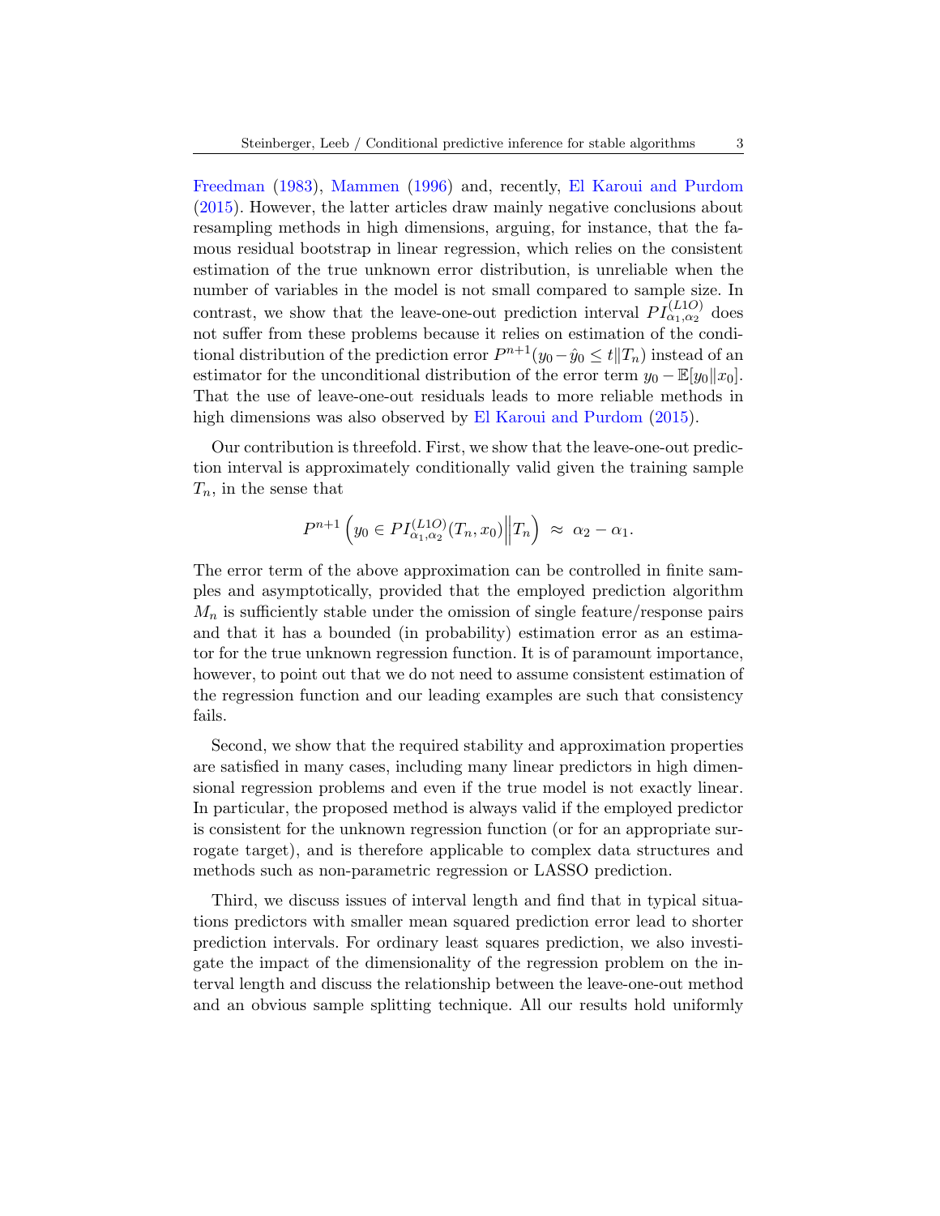Freedman (1983), Mammen (1996) and, recently, El Karoui and Purdom (2015). However, the latter articles draw mainly negative conclusions about resampling methods in high dimensions, arguing, for instance, that the famous residual bootstrap in linear regression, which relies on the consistent estimation of the true unknown error distribution, is unreliable when the number of variables in the model is not small compared to sample size. In contrast, we show that the leave-one-out prediction interval $PI_{\alpha_1,\alpha_2}^{(L1O)}$ does not suffer from these problems because it relies on estimation of the conditional distribution of the prediction error $P^{n+1}(y_0 - \hat{y}_0 \le t \| T_n)$ instead of an estimator for the unconditional distribution of the error term $y_0 - \mathbb{E}[y_0 \| x_0]$. That the use of leave-one-out residuals leads to more reliable methods in high dimensions was also observed by El Karoui and Purdom (2015).

Our contribution is threefold. First, we show that the leave-one-out prediction interval is approximately conditionally valid given the training sample $T_n$, in the sense that

$$P^{n+1}\left(y_0 \in PI_{\alpha_1,\alpha_2}^{(L1O)}(T_n, x_0)\middle\| T_n\right) \;\approx\; \alpha_2 - \alpha_1.$$

The error term of the above approximation can be controlled in finite samples and asymptotically, provided that the employed prediction algorithm $M_n$ is sufficiently stable under the omission of single feature/response pairs and that it has a bounded (in probability) estimation error as an estimator for the true unknown regression function. It is of paramount importance, however, to point out that we do not need to assume consistent estimation of the regression function and our leading examples are such that consistency fails.

Second, we show that the required stability and approximation properties are satisfied in many cases, including many linear predictors in high dimensional regression problems and even if the true model is not exactly linear. In particular, the proposed method is always valid if the employed predictor is consistent for the unknown regression function (or for an appropriate surrogate target), and is therefore applicable to complex data structures and methods such as non-parametric regression or LASSO prediction.

Third, we discuss issues of interval length and find that in typical situations predictors with smaller mean squared prediction error lead to shorter prediction intervals. For ordinary least squares prediction, we also investigate the impact of the dimensionality of the regression problem on the interval length and discuss the relationship between the leave-one-out method and an obvious sample splitting technique. All our results hold uniformly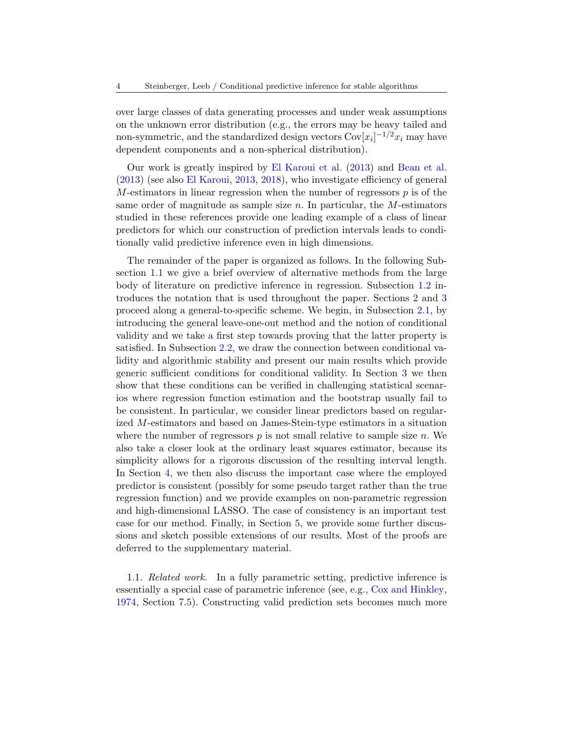over large classes of data generating processes and under weak assumptions on the unknown error distribution (e.g., the errors may be heavy tailed and non-symmetric, and the standardized design vectors $\text{Cov}[x_i]^{-1/2}x_i$ may have dependent components and a non-spherical distribution).

Our work is greatly inspired by El Karoui et al. (2013) and Bean et al. (2013) (see also El Karoui, 2013, 2018), who investigate efficiency of general $M$-estimators in linear regression when the number of regressors $p$ is of the same order of magnitude as sample size $n$. In particular, the $M$-estimators studied in these references provide one leading example of a class of linear predictors for which our construction of prediction intervals leads to conditionally valid predictive inference even in high dimensions.

The remainder of the paper is organized as follows. In the following Subsection 1.1 we give a brief overview of alternative methods from the large body of literature on predictive inference in regression. Subsection 1.2 introduces the notation that is used throughout the paper. Sections 2 and 3 proceed along a general-to-specific scheme. We begin, in Subsection 2.1, by introducing the general leave-one-out method and the notion of conditional validity and we take a first step towards proving that the latter property is satisfied. In Subsection 2.2, we draw the connection between conditional validity and algorithmic stability and present our main results which provide generic sufficient conditions for conditional validity. In Section 3 we then show that these conditions can be verified in challenging statistical scenarios where regression function estimation and the bootstrap usually fail to be consistent. In particular, we consider linear predictors based on regularized $M$-estimators and based on James-Stein-type estimators in a situation where the number of regressors $p$ is not small relative to sample size $n$. We also take a closer look at the ordinary least squares estimator, because its simplicity allows for a rigorous discussion of the resulting interval length. In Section 4, we then also discuss the important case where the employed predictor is consistent (possibly for some pseudo target rather than the true regression function) and we provide examples on non-parametric regression and high-dimensional LASSO. The case of consistency is an important test case for our method. Finally, in Section 5, we provide some further discussions and sketch possible extensions of our results. Most of the proofs are deferred to the supplementary material.

1.1. *Related work.* In a fully parametric setting, predictive inference is essentially a special case of parametric inference (see, e.g., Cox and Hinkley, 1974, Section 7.5). Constructing valid prediction sets becomes much more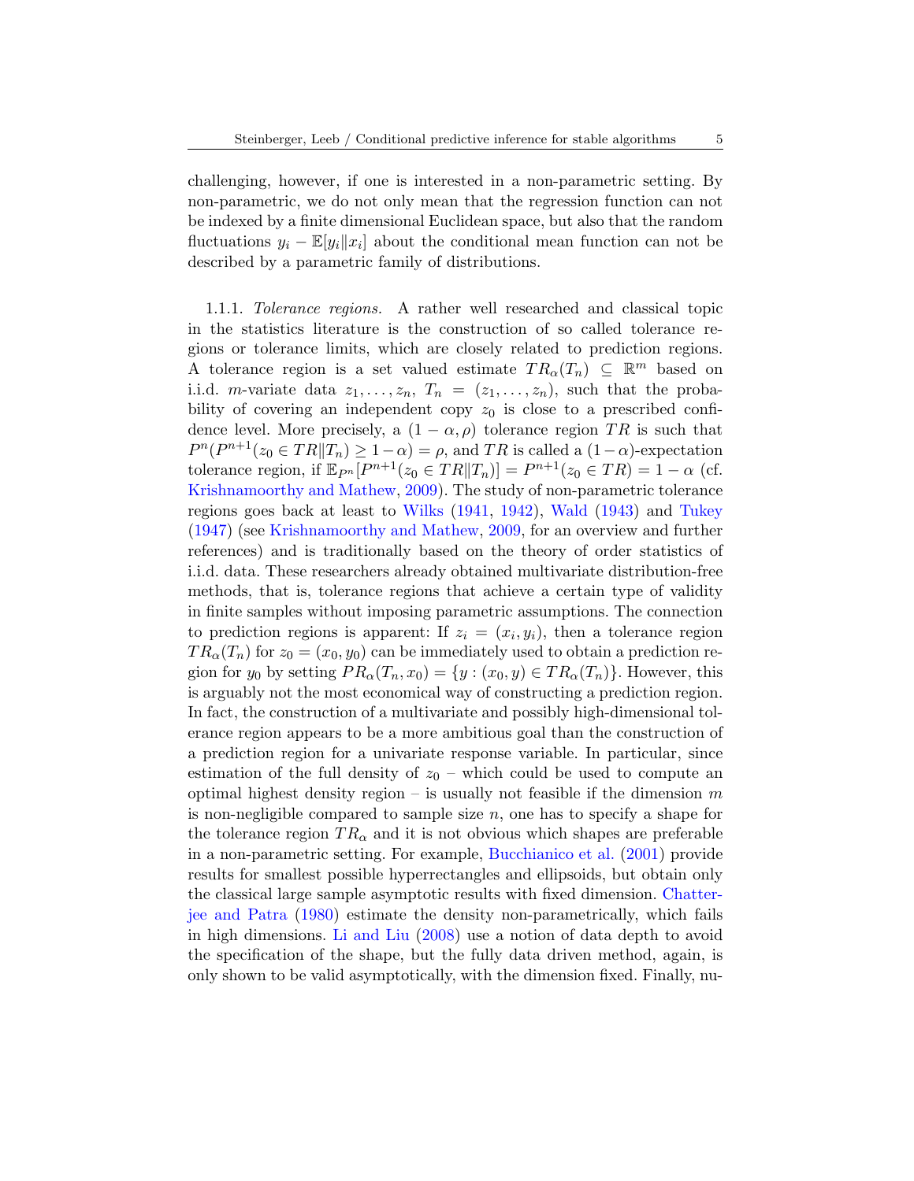challenging, however, if one is interested in a non-parametric setting. By non-parametric, we do not only mean that the regression function can not be indexed by a finite dimensional Euclidean space, but also that the random fluctuations $y_i - \mathbb{E}[y_i \| x_i]$ about the conditional mean function can not be described by a parametric family of distributions.

1.1.1. *Tolerance regions.* A rather well researched and classical topic in the statistics literature is the construction of so called tolerance regions or tolerance limits, which are closely related to prediction regions. A tolerance region is a set valued estimate $TR_\alpha(T_n) \subseteq \mathbb{R}^m$ based on i.i.d. $m$-variate data $z_1, \dots, z_n$, $T_n = (z_1, \dots, z_n)$, such that the probability of covering an independent copy $z_0$ is close to a prescribed confidence level. More precisely, a $(1-\alpha, \rho)$ tolerance region $TR$ is such that $P^n(P^{n+1}(z_0 \in TR \| T_n) \geq 1 - \alpha) = \rho$, and $TR$ is called a $(1-\alpha)$-expectation tolerance region, if $\mathbb{E}_{P^n}[P^{n+1}(z_0 \in TR \| T_n)] = P^{n+1}(z_0 \in TR) = 1 - \alpha$ (cf. Krishnamoorthy and Mathew, 2009). The study of non-parametric tolerance regions goes back at least to Wilks (1941, 1942), Wald (1943) and Tukey (1947) (see Krishnamoorthy and Mathew, 2009, for an overview and further references) and is traditionally based on the theory of order statistics of i.i.d. data. These researchers already obtained multivariate distribution-free methods, that is, tolerance regions that achieve a certain type of validity in finite samples without imposing parametric assumptions. The connection to prediction regions is apparent: If $z_i = (x_i, y_i)$, then a tolerance region $TR_\alpha(T_n)$ for $z_0 = (x_0, y_0)$ can be immediately used to obtain a prediction region for $y_0$ by setting $PR_\alpha(T_n, x_0) = \{y : (x_0, y) \in TR_\alpha(T_n)\}$. However, this is arguably not the most economical way of constructing a prediction region. In fact, the construction of a multivariate and possibly high-dimensional tolerance region appears to be a more ambitious goal than the construction of a prediction region for a univariate response variable. In particular, since estimation of the full density of $z_0$ – which could be used to compute an optimal highest density region – is usually not feasible if the dimension $m$ is non-negligible compared to sample size $n$, one has to specify a shape for the tolerance region $TR_\alpha$ and it is not obvious which shapes are preferable in a non-parametric setting. For example, Bucchianico et al. (2001) provide results for smallest possible hyperrectangles and ellipsoids, but obtain only the classical large sample asymptotic results with fixed dimension. Chatterjee and Patra (1980) estimate the density non-parametrically, which fails in high dimensions. Li and Liu (2008) use a notion of data depth to avoid the specification of the shape, but the fully data driven method, again, is only shown to be valid asymptotically, with the dimension fixed. Finally, nu-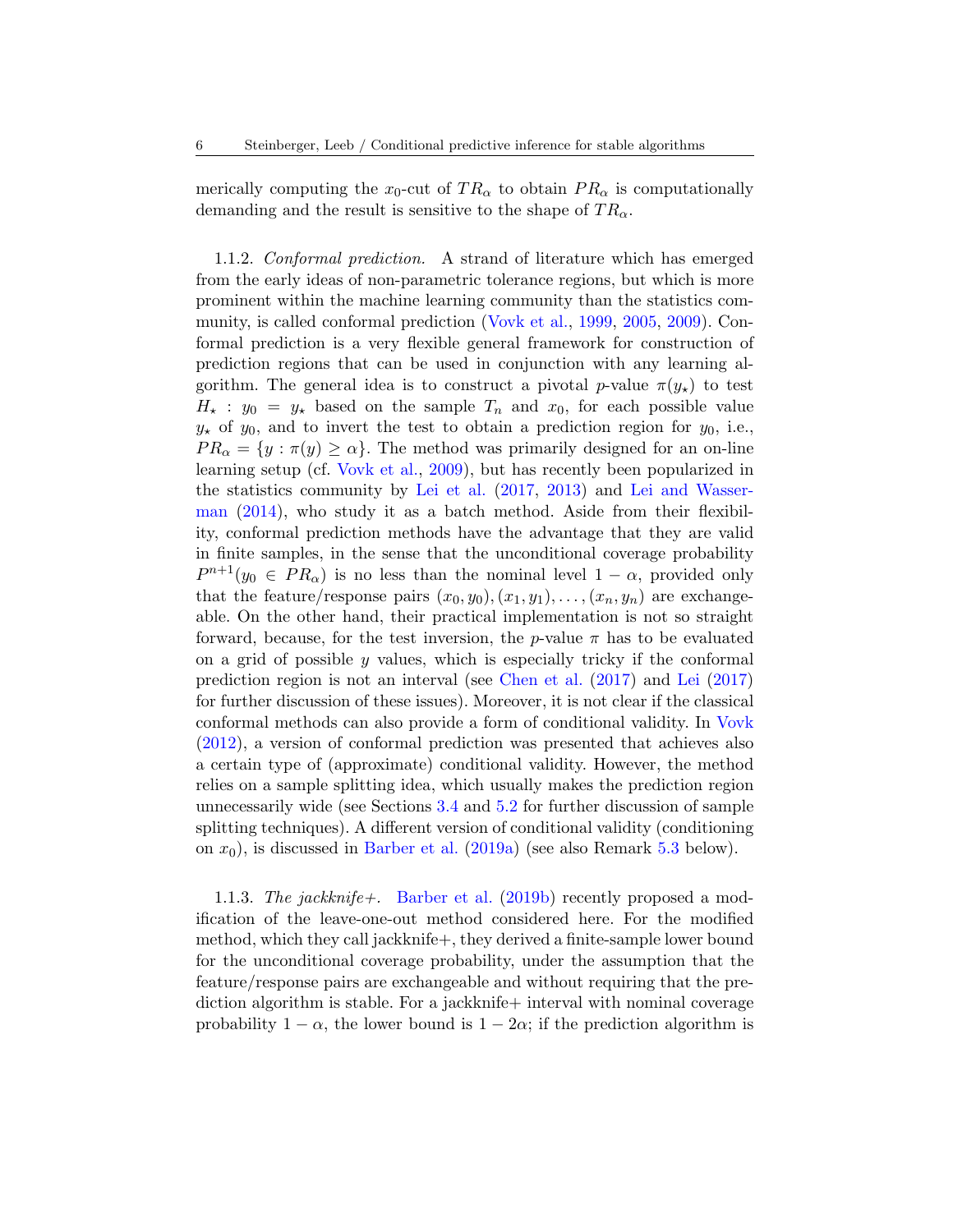merically computing the $x_0$-cut of $TR_\alpha$ to obtain $PR_\alpha$ is computationally demanding and the result is sensitive to the shape of $TR_\alpha$.

1.1.2. *Conformal prediction.* A strand of literature which has emerged from the early ideas of non-parametric tolerance regions, but which is more prominent within the machine learning community than the statistics community, is called conformal prediction (Vovk et al., 1999, 2005, 2009). Conformal prediction is a very flexible general framework for construction of prediction regions that can be used in conjunction with any learning algorithm. The general idea is to construct a pivotal $p$-value $\pi(y_\star)$ to test $H_\star : y_0 = y_\star$ based on the sample $T_n$ and $x_0$, for each possible value $y_\star$ of $y_0$, and to invert the test to obtain a prediction region for $y_0$, i.e., $PR_\alpha = \{y : \pi(y) \geq \alpha\}$. The method was primarily designed for an on-line learning setup (cf. Vovk et al., 2009), but has recently been popularized in the statistics community by Lei et al. (2017, 2013) and Lei and Wasserman (2014), who study it as a batch method. Aside from their flexibility, conformal prediction methods have the advantage that they are valid in finite samples, in the sense that the unconditional coverage probability $P^{n+1}(y_0 \in PR_\alpha)$ is no less than the nominal level $1 - \alpha$, provided only that the feature/response pairs $(x_0, y_0), (x_1, y_1), \dots, (x_n, y_n)$ are exchangeable. On the other hand, their practical implementation is not so straight forward, because, for the test inversion, the $p$-value $\pi$ has to be evaluated on a grid of possible $y$ values, which is especially tricky if the conformal prediction region is not an interval (see Chen et al. (2017) and Lei (2017) for further discussion of these issues). Moreover, it is not clear if the classical conformal methods can also provide a form of conditional validity. In Vovk (2012), a version of conformal prediction was presented that achieves also a certain type of (approximate) conditional validity. However, the method relies on a sample splitting idea, which usually makes the prediction region unnecessarily wide (see Sections 3.4 and 5.2 for further discussion of sample splitting techniques). A different version of conditional validity (conditioning on $x_0$), is discussed in Barber et al. (2019a) (see also Remark 5.3 below).

1.1.3. *The jackknife+.* Barber et al. (2019b) recently proposed a modification of the leave-one-out method considered here. For the modified method, which they call jackknife+, they derived a finite-sample lower bound for the unconditional coverage probability, under the assumption that the feature/response pairs are exchangeable and without requiring that the prediction algorithm is stable. For a jackknife+ interval with nominal coverage probability $1 - \alpha$, the lower bound is $1 - 2\alpha$; if the prediction algorithm is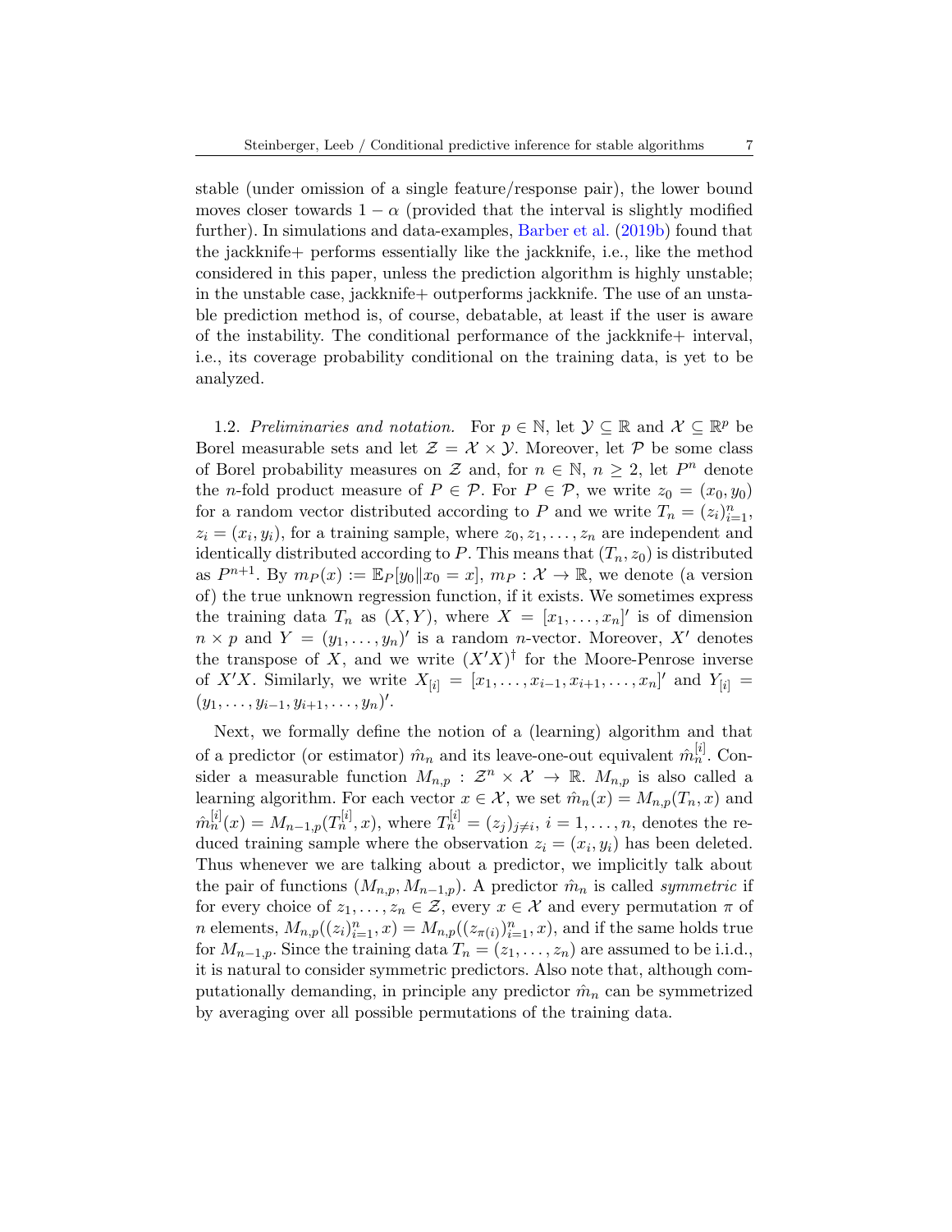stable (under omission of a single feature/response pair), the lower bound moves closer towards $1 - \alpha$ (provided that the interval is slightly modified further). In simulations and data-examples, Barber et al. (2019b) found that the jackknife+ performs essentially like the jackknife, i.e., like the method considered in this paper, unless the prediction algorithm is highly unstable; in the unstable case, jackknife+ outperforms jackknife. The use of an unstable prediction method is, of course, debatable, at least if the user is aware of the instability. The conditional performance of the jackknife+ interval, i.e., its coverage probability conditional on the training data, is yet to be analyzed.

1.2. *Preliminaries and notation.* For $p \in \mathbb{N}$, let $\mathcal{Y} \subseteq \mathbb{R}$ and $\mathcal{X} \subseteq \mathbb{R}^p$ be Borel measurable sets and let $\mathcal{Z} = \mathcal{X} \times \mathcal{Y}$. Moreover, let $\mathcal{P}$ be some class of Borel probability measures on $\mathcal{Z}$ and, for $n \in \mathbb{N}$, $n \geq 2$, let $P^n$ denote the $n$-fold product measure of $P \in \mathcal{P}$. For $P \in \mathcal{P}$, we write $z_0 = (x_0, y_0)$ for a random vector distributed according to $P$ and we write $T_n = (z_i)_{i=1}^n$, $z_i = (x_i, y_i)$, for a training sample, where $z_0, z_1, \ldots, z_n$ are independent and identically distributed according to $P$. This means that $(T_n, z_0)$ is distributed as $P^{n+1}$. By $m_P(x) := \mathbb{E}_P[y_0 \| x_0 = x]$, $m_P : \mathcal{X} \to \mathbb{R}$, we denote (a version of) the true unknown regression function, if it exists. We sometimes express the training data $T_n$ as $(X, Y)$, where $X = [x_1, \ldots, x_n]'$ is of dimension $n \times p$ and $Y = (y_1, \ldots, y_n)'$ is a random $n$-vector. Moreover, $X'$ denotes the transpose of $X$, and we write $(X'X)^\dagger$ for the Moore-Penrose inverse of $X'X$. Similarly, we write $X_{[i]} = [x_1, \ldots, x_{i-1}, x_{i+1}, \ldots, x_n]'$ and $Y_{[i]} = (y_1, \ldots, y_{i-1}, y_{i+1}, \ldots, y_n)'$.

Next, we formally define the notion of a (learning) algorithm and that of a predictor (or estimator) $\hat{m}_n$ and its leave-one-out equivalent $\hat{m}_n^{[i]}$. Consider a measurable function $M_{n,p} : \mathcal{Z}^n \times \mathcal{X} \to \mathbb{R}$. $M_{n,p}$ is also called a learning algorithm. For each vector $x \in \mathcal{X}$, we set $\hat{m}_n(x) = M_{n,p}(T_n, x)$ and $\hat{m}_n^{[i]}(x) = M_{n-1,p}(T_n^{[i]}, x)$, where $T_n^{[i]} = (z_j)_{j \neq i}$, $i = 1, \ldots, n$, denotes the reduced training sample where the observation $z_i = (x_i, y_i)$ has been deleted. Thus whenever we are talking about a predictor, we implicitly talk about the pair of functions $(M_{n,p}, M_{n-1,p})$. A predictor $\hat{m}_n$ is called *symmetric* if for every choice of $z_1, \ldots, z_n \in \mathcal{Z}$, every $x \in \mathcal{X}$ and every permutation $\pi$ of $n$ elements, $M_{n,p}((z_i)_{i=1}^n, x) = M_{n,p}((z_{\pi(i)})_{i=1}^n, x)$, and if the same holds true for $M_{n-1,p}$. Since the training data $T_n = (z_1, \ldots, z_n)$ are assumed to be i.i.d., it is natural to consider symmetric predictors. Also note that, although computationally demanding, in principle any predictor $\hat{m}_n$ can be symmetrized by averaging over all possible permutations of the training data.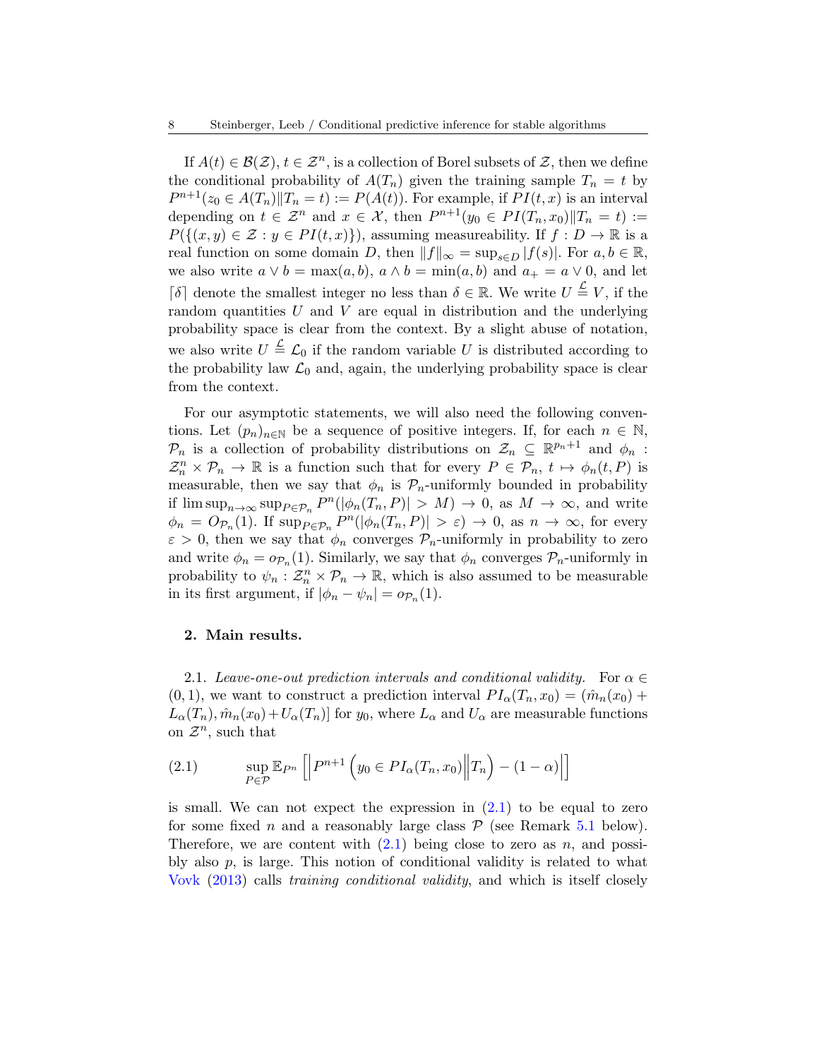If $A(t) \in \mathcal{B}(\mathcal{Z})$, $t \in \mathcal{Z}^n$, is a collection of Borel subsets of $\mathcal{Z}$, then we define the conditional probability of $A(T_n)$ given the training sample $T_n = t$ by $P^{n+1}(z_0 \in A(T_n) \| T_n = t) := P(A(t))$. For example, if $PI(t, x)$ is an interval depending on $t \in \mathcal{Z}^n$ and $x \in \mathcal{X}$, then $P^{n+1}(y_0 \in PI(T_n, x_0) \| T_n = t) := P(\{(x, y) \in \mathcal{Z} : y \in PI(t, x)\})$, assuming measureability. If $f : D \to \mathbb{R}$ is a real function on some domain $D$, then $\|f\|_\infty = \sup_{s \in D} |f(s)|$. For $a, b \in \mathbb{R}$, we also write $a \vee b = \max(a, b)$, $a \wedge b = \min(a, b)$ and $a_+ = a \vee 0$, and let $\lceil \delta \rceil$ denote the smallest integer no less than $\delta \in \mathbb{R}$. We write $U \overset{\mathcal{L}}{=} V$, if the random quantities $U$ and $V$ are equal in distribution and the underlying probability space is clear from the context. By a slight abuse of notation, we also write $U \overset{\mathcal{L}}{=} \mathcal{L}_0$ if the random variable $U$ is distributed according to the probability law $\mathcal{L}_0$ and, again, the underlying probability space is clear from the context.

For our asymptotic statements, we will also need the following conventions. Let $(p_n)_{n \in \mathbb{N}}$ be a sequence of positive integers. If, for each $n \in \mathbb{N}$, $\mathcal{P}_n$ is a collection of probability distributions on $\mathcal{Z}_n \subseteq \mathbb{R}^{p_n+1}$ and $\phi_n : \mathcal{Z}_n^n \times \mathcal{P}_n \to \mathbb{R}$ is a function such that for every $P \in \mathcal{P}_n$, $t \mapsto \phi_n(t, P)$ is measurable, then we say that $\phi_n$ is $\mathcal{P}_n$-uniformly bounded in probability if $\limsup_{n \to \infty} \sup_{P \in \mathcal{P}_n} P^n(|\phi_n(T_n, P)| > M) \to 0$, as $M \to \infty$, and write $\phi_n = O_{\mathcal{P}_n}(1)$. If $\sup_{P \in \mathcal{P}_n} P^n(|\phi_n(T_n, P)| > \varepsilon) \to 0$, as $n \to \infty$, for every $\varepsilon > 0$, then we say that $\phi_n$ converges $\mathcal{P}_n$-uniformly in probability to zero and write $\phi_n = o_{\mathcal{P}_n}(1)$. Similarly, we say that $\phi_n$ converges $\mathcal{P}_n$-uniformly in probability to $\psi_n : \mathcal{Z}_n^n \times \mathcal{P}_n \to \mathbb{R}$, which is also assumed to be measurable in its first argument, if $|\phi_n - \psi_n| = o_{\mathcal{P}_n}(1)$.

## 2. Main results.

2.1. *Leave-one-out prediction intervals and conditional validity.* For $\alpha \in (0, 1)$, we want to construct a prediction interval $PI_\alpha(T_n, x_0) = (\hat{m}_n(x_0) + L_\alpha(T_n), \hat{m}_n(x_0) + U_\alpha(T_n)]$ for $y_0$, where $L_\alpha$ and $U_\alpha$ are measurable functions on $\mathcal{Z}^n$, such that

$$
\sup_{P \in \mathcal{P}} \mathbb{E}_{P^n} \left[ \left| P^{n+1} \left( y_0 \in PI_\alpha(T_n, x_0) \middle\| T_n \right) - (1 - \alpha) \right| \right] \tag{2.1}
$$

is small. We can not expect the expression in (2.1) to be equal to zero for some fixed $n$ and a reasonably large class $\mathcal{P}$ (see Remark 5.1 below). Therefore, we are content with (2.1) being close to zero as $n$, and possibly also $p$, is large. This notion of conditional validity is related to what Vovk (2013) calls *training conditional validity*, and which is itself closely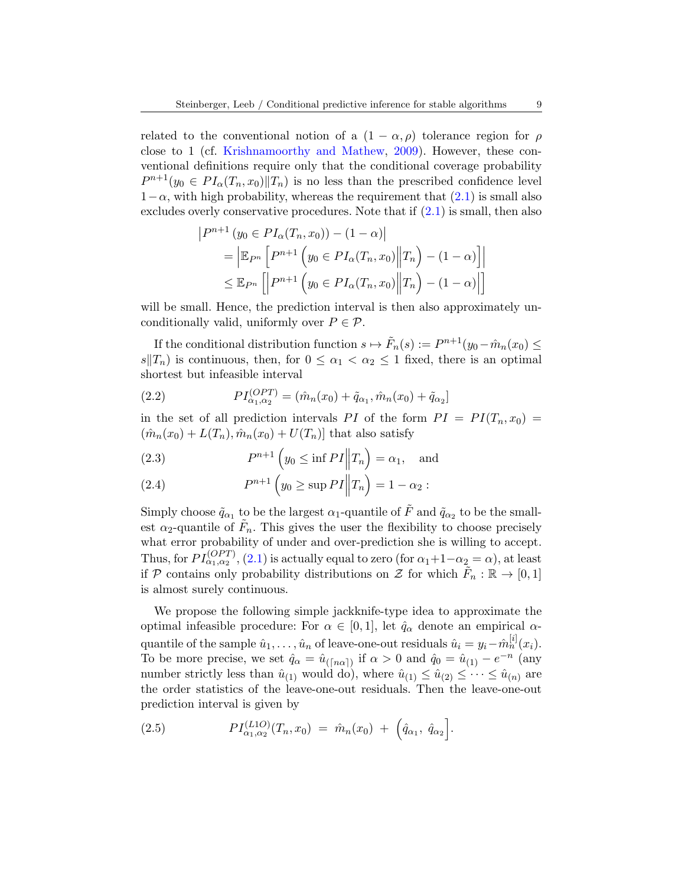related to the conventional notion of a $(1-\alpha, \rho)$ tolerance region for $\rho$ close to 1 (cf. Krishnamoorthy and Mathew, 2009). However, these conventional definitions require only that the conditional coverage probability $P^{n+1}(y_0 \in PI_\alpha(T_n, x_0) \| T_n)$ is no less than the prescribed confidence level $1-\alpha$, with high probability, whereas the requirement that (2.1) is small also excludes overly conservative procedures. Note that if (2.1) is small, then also

$$
\begin{aligned}
&\left| P^{n+1}\left(y_0 \in PI_\alpha(T_n, x_0)\right) - (1-\alpha) \right| \\
&\quad = \left| \mathbb{E}_{P^n}\left[ P^{n+1}\left(y_0 \in PI_\alpha(T_n, x_0) \middle\| T_n\right) - (1-\alpha) \right] \right| \\
&\quad \leq \mathbb{E}_{P^n}\left[ \left| P^{n+1}\left(y_0 \in PI_\alpha(T_n, x_0) \middle\| T_n\right) - (1-\alpha) \right| \right]
\end{aligned}
$$

will be small. Hence, the prediction interval is then also approximately unconditionally valid, uniformly over $P \in \mathcal{P}$.

If the conditional distribution function $s \mapsto \tilde{F}_n(s) := P^{n+1}(y_0 - \hat{m}_n(x_0) \leq s \| T_n)$ is continuous, then, for $0 \leq \alpha_1 < \alpha_2 \leq 1$ fixed, there is an optimal shortest but infeasible interval

$$
PI^{(OPT)}_{\alpha_1, \alpha_2} = (\hat{m}_n(x_0) + \tilde{q}_{\alpha_1}, \hat{m}_n(x_0) + \tilde{q}_{\alpha_2}] \tag{2.2}
$$

in the set of all prediction intervals $PI$ of the form $PI = PI(T_n, x_0) = (\hat{m}_n(x_0) + L(T_n), \hat{m}_n(x_0) + U(T_n)]$ that also satisfy

$$
P^{n+1}\left(y_0 \leq \inf PI \middle\| T_n\right) = \alpha_1, \quad \text{and} \tag{2.3}
$$

$$
P^{n+1}\left(y_0 \geq \sup PI \middle\| T_n\right) = 1 - \alpha_2 : \tag{2.4}
$$

Simply choose $\tilde{q}_{\alpha_1}$ to be the largest $\alpha_1$-quantile of $\tilde{F}$ and $\tilde{q}_{\alpha_2}$ to be the smallest $\alpha_2$-quantile of $\tilde{F}_n$. This gives the user the flexibility to choose precisely what error probability of under and over-prediction she is willing to accept. Thus, for $PI^{(OPT)}_{\alpha_1, \alpha_2}$, (2.1) is actually equal to zero (for $\alpha_1 + 1 - \alpha_2 = \alpha$), at least if $\mathcal{P}$ contains only probability distributions on $\mathcal{Z}$ for which $\tilde{F}_n : \mathbb{R} \to [0, 1]$ is almost surely continuous.

We propose the following simple jackknife-type idea to approximate the optimal infeasible procedure: For $\alpha \in [0, 1]$, let $\hat{q}_\alpha$ denote an empirical $\alpha$-quantile of the sample $\hat{u}_1, \dots, \hat{u}_n$ of leave-one-out residuals $\hat{u}_i = y_i - \hat{m}^{[i]}_n(x_i)$. To be more precise, we set $\hat{q}_\alpha = \hat{u}_{(\lceil n\alpha \rceil)}$ if $\alpha > 0$ and $\hat{q}_0 = \hat{u}_{(1)} - e^{-n}$ (any number strictly less than $\hat{u}_{(1)}$ would do), where $\hat{u}_{(1)} \leq \hat{u}_{(2)} \leq \cdots \leq \hat{u}_{(n)}$ are the order statistics of the leave-one-out residuals. Then the leave-one-out prediction interval is given by

$$
PI^{(L1O)}_{\alpha_1, \alpha_2}(T_n, x_0) \; = \; \hat{m}_n(x_0) \; + \; \left(\hat{q}_{\alpha_1}, \; \hat{q}_{\alpha_2}\right]. \tag{2.5}
$$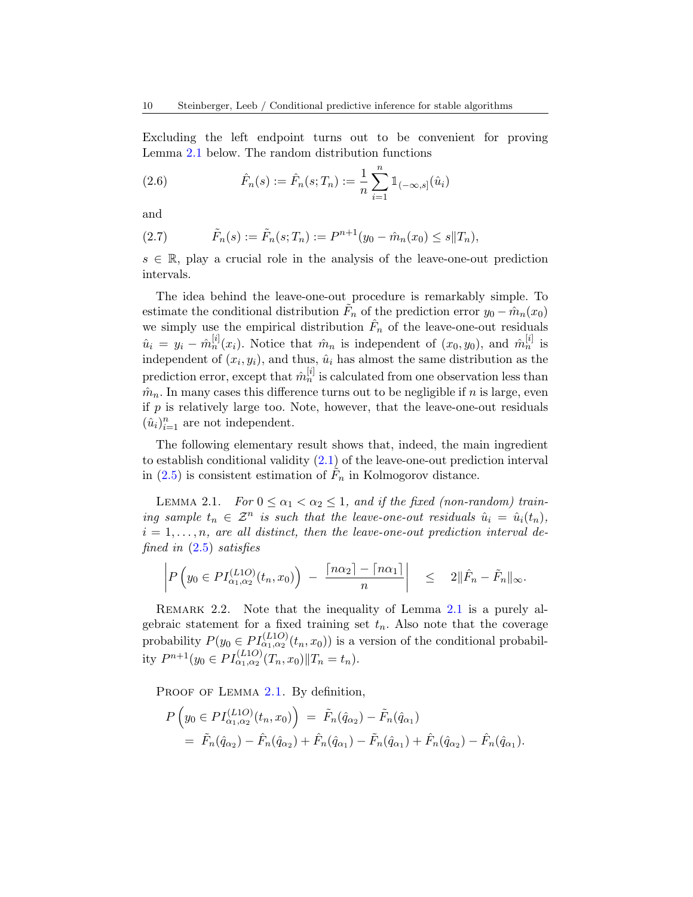Excluding the left endpoint turns out to be convenient for proving Lemma 2.1 below. The random distribution functions

$$\hat{F}_n(s) := \hat{F}_n(s; T_n) := \frac{1}{n} \sum_{i=1}^{n} \mathbb{1}_{(-\infty, s]}(\hat{u}_i) \tag{2.6}$$

and

$$\tilde{F}_n(s) := \tilde{F}_n(s; T_n) := P^{n+1}(y_0 - \hat{m}_n(x_0) \leq s \| T_n), \tag{2.7}$$

$s \in \mathbb{R}$, play a crucial role in the analysis of the leave-one-out prediction intervals.

The idea behind the leave-one-out procedure is remarkably simple. To estimate the conditional distribution $\tilde{F}_n$ of the prediction error $y_0 - \hat{m}_n(x_0)$ we simply use the empirical distribution $\hat{F}_n$ of the leave-one-out residuals $\hat{u}_i = y_i - \hat{m}_n^{[i]}(x_i)$. Notice that $\hat{m}_n$ is independent of $(x_0, y_0)$, and $\hat{m}_n^{[i]}$ is independent of $(x_i, y_i)$, and thus, $\hat{u}_i$ has almost the same distribution as the prediction error, except that $\hat{m}_n^{[i]}$ is calculated from one observation less than $\hat{m}_n$. In many cases this difference turns out to be negligible if $n$ is large, even if $p$ is relatively large too. Note, however, that the leave-one-out residuals $(\hat{u}_i)_{i=1}^n$ are not independent.

The following elementary result shows that, indeed, the main ingredient to establish conditional validity (2.1) of the leave-one-out prediction interval in (2.5) is consistent estimation of $\tilde{F}_n$ in Kolmogorov distance.

Lemma 2.1. *For $0 \leq \alpha_1 < \alpha_2 \leq 1$, and if the fixed (non-random) training sample $t_n \in \mathcal{Z}^n$ is such that the leave-one-out residuals $\hat{u}_i = \hat{u}_i(t_n)$, $i = 1, \dots, n$, are all distinct, then the leave-one-out prediction interval defined in (2.5) satisfies*

$$\left| P\left(y_0 \in PI_{\alpha_1,\alpha_2}^{(L1O)}(t_n, x_0)\right) - \frac{\lceil n\alpha_2 \rceil - \lceil n\alpha_1 \rceil}{n} \right| \leq 2\|\hat{F}_n - \tilde{F}_n\|_\infty.$$

Remark 2.2. Note that the inequality of Lemma 2.1 is a purely algebraic statement for a fixed training set $t_n$. Also note that the coverage probability $P(y_0 \in PI_{\alpha_1,\alpha_2}^{(L1O)}(t_n, x_0))$ is a version of the conditional probability $P^{n+1}(y_0 \in PI_{\alpha_1,\alpha_2}^{(L1O)}(T_n, x_0) \| T_n = t_n)$.

Proof of Lemma 2.1. By definition,

$$\begin{aligned}
P\left(y_0 \in PI_{\alpha_1,\alpha_2}^{(L1O)}(t_n, x_0)\right) &= \tilde{F}_n(\hat{q}_{\alpha_2}) - \tilde{F}_n(\hat{q}_{\alpha_1}) \\
&= \tilde{F}_n(\hat{q}_{\alpha_2}) - \hat{F}_n(\hat{q}_{\alpha_2}) + \hat{F}_n(\hat{q}_{\alpha_1}) - \tilde{F}_n(\hat{q}_{\alpha_1}) + \hat{F}_n(\hat{q}_{\alpha_2}) - \hat{F}_n(\hat{q}_{\alpha_1}).
\end{aligned}$$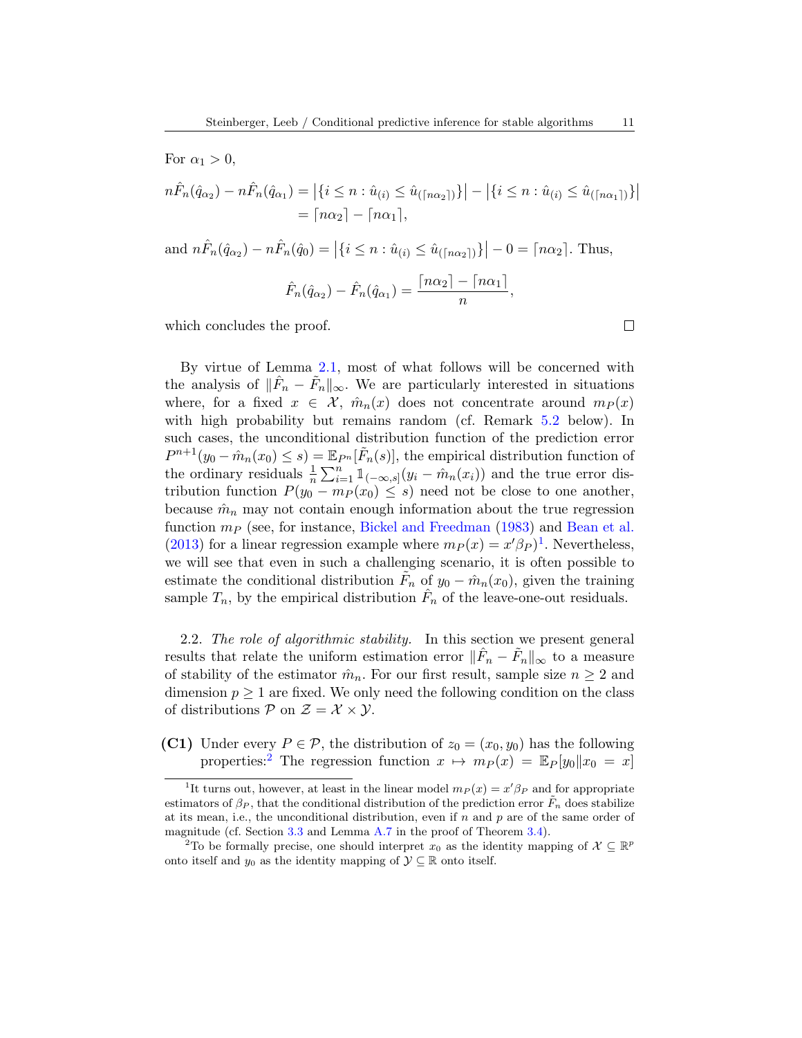For $\alpha_1 > 0$,

$$
\begin{aligned}
n\hat{F}_n(\hat{q}_{\alpha_2}) - n\hat{F}_n(\hat{q}_{\alpha_1}) &= \left|\{i \le n : \hat{u}_{(i)} \le \hat{u}_{(\lceil n\alpha_2 \rceil)}\}\right| - \left|\{i \le n : \hat{u}_{(i)} \le \hat{u}_{(\lceil n\alpha_1 \rceil)}\}\right| \\
&= \lceil n\alpha_2 \rceil - \lceil n\alpha_1 \rceil,
\end{aligned}
$$

and $n\hat{F}_n(\hat{q}_{\alpha_2}) - n\hat{F}_n(\hat{q}_0) = \left|\{i \le n : \hat{u}_{(i)} \le \hat{u}_{(\lceil n\alpha_2 \rceil)}\}\right| - 0 = \lceil n\alpha_2 \rceil$. Thus,

$$
\hat{F}_n(\hat{q}_{\alpha_2}) - \hat{F}_n(\hat{q}_{\alpha_1}) = \frac{\lceil n\alpha_2 \rceil - \lceil n\alpha_1 \rceil}{n},
$$

which concludes the proof. □

By virtue of Lemma 2.1, most of what follows will be concerned with the analysis of $\|\hat{F}_n - \tilde{F}_n\|_\infty$. We are particularly interested in situations where, for a fixed $x \in \mathcal{X}$, $\hat{m}_n(x)$ does not concentrate around $m_P(x)$ with high probability but remains random (cf. Remark 5.2 below). In such cases, the unconditional distribution function of the prediction error $P^{n+1}(y_0 - \hat{m}_n(x_0) \le s) = \mathbb{E}_{P^n}[\tilde{F}_n(s)]$, the empirical distribution function of the ordinary residuals $\frac{1}{n}\sum_{i=1}^n \mathbb{1}_{(-\infty,s]}(y_i - \hat{m}_n(x_i))$ and the true error distribution function $P(y_0 - m_P(x_0) \le s)$ need not be close to one another, because $\hat{m}_n$ may not contain enough information about the true regression function $m_P$ (see, for instance, Bickel and Freedman (1983) and Bean et al. (2013) for a linear regression example where $m_P(x) = x'\beta_P$)[1]. Nevertheless, we will see that even in such a challenging scenario, it is often possible to estimate the conditional distribution $\tilde{F}_n$ of $y_0 - \hat{m}_n(x_0)$, given the training sample $T_n$, by the empirical distribution $\hat{F}_n$ of the leave-one-out residuals.

2.2. *The role of algorithmic stability.* In this section we present general results that relate the uniform estimation error $\|\hat{F}_n - \tilde{F}_n\|_\infty$ to a measure of stability of the estimator $\hat{m}_n$. For our first result, sample size $n \ge 2$ and dimension $p \ge 1$ are fixed. We only need the following condition on the class of distributions $\mathcal{P}$ on $\mathcal{Z} = \mathcal{X} \times \mathcal{Y}$.

**(C1)** Under every $P \in \mathcal{P}$, the distribution of $z_0 = (x_0, y_0)$ has the following properties:[2] The regression function $x \mapsto m_P(x) = \mathbb{E}_P[y_0 \| x_0 = x]$

---

[1] It turns out, however, at least in the linear model $m_P(x) = x'\beta_P$ and for appropriate estimators of $\beta_P$, that the conditional distribution of the prediction error $\tilde{F}_n$ does stabilize at its mean, i.e., the unconditional distribution, even if $n$ and $p$ are of the same order of magnitude (cf. Section 3.3 and Lemma A.7 in the proof of Theorem 3.4).

[2] To be formally precise, one should interpret $x_0$ as the identity mapping of $\mathcal{X} \subseteq \mathbb{R}^p$ onto itself and $y_0$ as the identity mapping of $\mathcal{Y} \subseteq \mathbb{R}$ onto itself.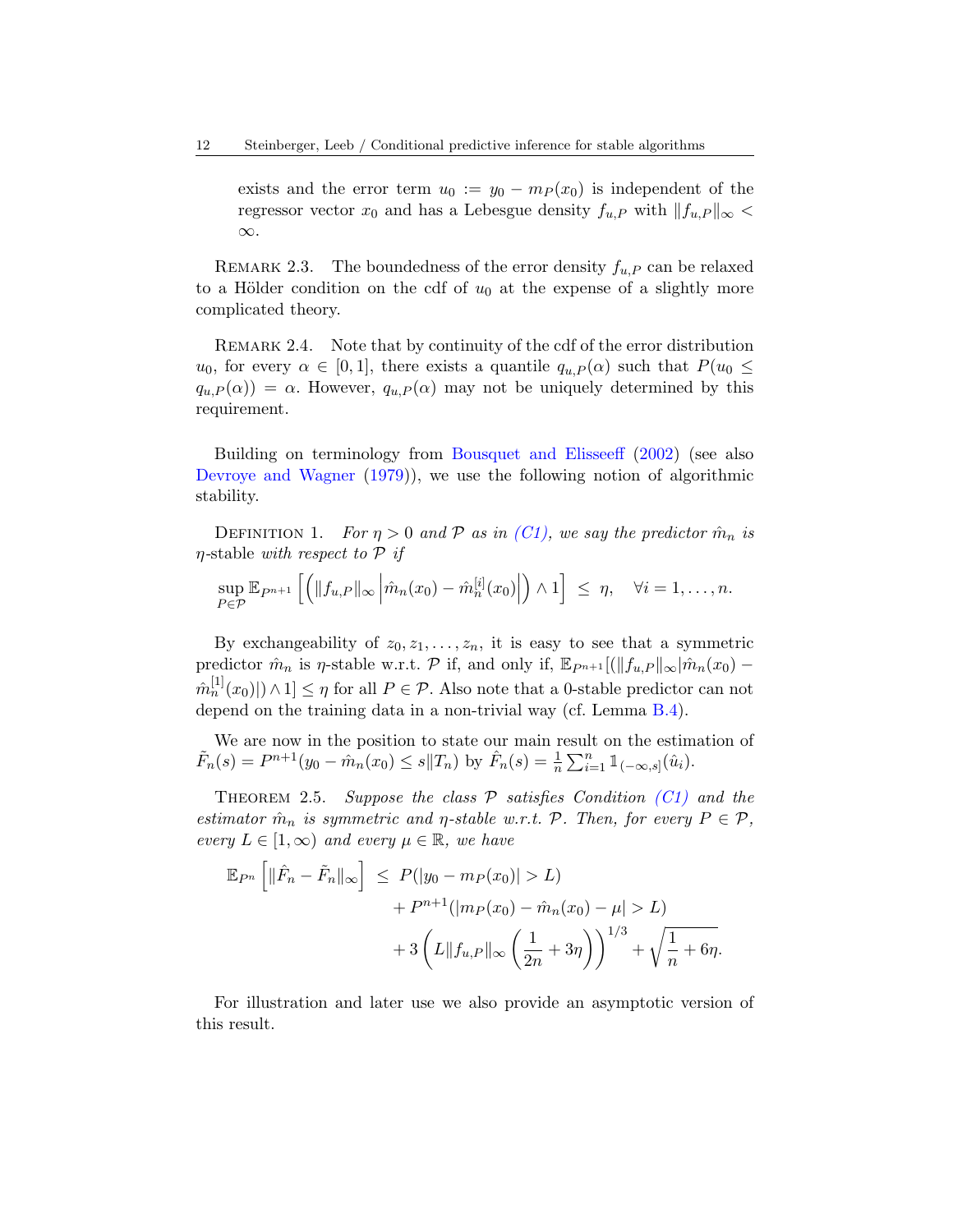exists and the error term $u_0 := y_0 - m_P(x_0)$ is independent of the regressor vector $x_0$ and has a Lebesgue density $f_{u,P}$ with $\|f_{u,P}\|_\infty < \infty$.

Remark 2.3. The boundedness of the error density $f_{u,P}$ can be relaxed to a Hölder condition on the cdf of $u_0$ at the expense of a slightly more complicated theory.

Remark 2.4. Note that by continuity of the cdf of the error distribution $u_0$, for every $\alpha \in [0,1]$, there exists a quantile $q_{u,P}(\alpha)$ such that $P(u_0 \leq q_{u,P}(\alpha)) = \alpha$. However, $q_{u,P}(\alpha)$ may not be uniquely determined by this requirement.

Building on terminology from Bousquet and Elisseeff (2002) (see also Devroye and Wagner (1979)), we use the following notion of algorithmic stability.

Definition 1. *For $\eta > 0$ and $\mathcal{P}$ as in (C1), we say the predictor $\hat{m}_n$ is* $\eta$-stable *with respect to $\mathcal{P}$ if*

$$\sup_{P \in \mathcal{P}} \mathbb{E}_{P^{n+1}}\left[\left(\|f_{u,P}\|_\infty \left|\hat{m}_n(x_0) - \hat{m}_n^{[i]}(x_0)\right|\right) \wedge 1\right] \leq \eta, \quad \forall i = 1, \ldots, n.$$

By exchangeability of $z_0, z_1, \ldots, z_n$, it is easy to see that a symmetric predictor $\hat{m}_n$ is $\eta$-stable w.r.t. $\mathcal{P}$ if, and only if, $\mathbb{E}_{P^{n+1}}[(\|f_{u,P}\|_\infty|\hat{m}_n(x_0) - \hat{m}_n^{[1]}(x_0)|) \wedge 1] \leq \eta$ for all $P \in \mathcal{P}$. Also note that a 0-stable predictor can not depend on the training data in a non-trivial way (cf. Lemma B.4).

We are now in the position to state our main result on the estimation of $\tilde{F}_n(s) = P^{n+1}(y_0 - \hat{m}_n(x_0) \leq s \| T_n)$ by $\hat{F}_n(s) = \frac{1}{n}\sum_{i=1}^n \mathbb{1}_{(-\infty,s]}(\hat{u}_i)$.

Theorem 2.5. *Suppose the class $\mathcal{P}$ satisfies Condition (C1) and the estimator $\hat{m}_n$ is symmetric and $\eta$-stable w.r.t. $\mathcal{P}$. Then, for every $P \in \mathcal{P}$, every $L \in [1,\infty)$ and every $\mu \in \mathbb{R}$, we have*

$$\begin{aligned}
\mathbb{E}_{P^n}\left[\|\hat{F}_n - \tilde{F}_n\|_\infty\right] \;\leq\; & P(|y_0 - m_P(x_0)| > L) \\
& + P^{n+1}(|m_P(x_0) - \hat{m}_n(x_0) - \mu| > L) \\
& + 3\left(L\|f_{u,P}\|_\infty\left(\frac{1}{2n} + 3\eta\right)\right)^{1/3} + \sqrt{\frac{1}{n} + 6\eta}.
\end{aligned}$$

For illustration and later use we also provide an asymptotic version of this result.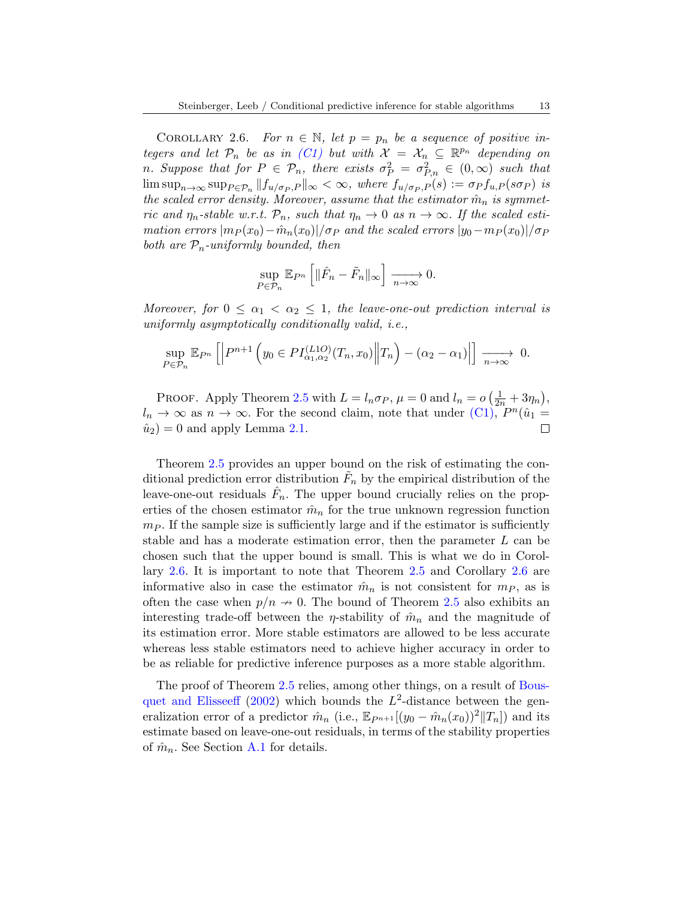COROLLARY 2.6. *For $n \in \mathbb{N}$, let $p = p_n$ be a sequence of positive integers and let $\mathcal{P}_n$ be as in (C1) but with $\mathcal{X} = \mathcal{X}_n \subseteq \mathbb{R}^{p_n}$ depending on $n$. Suppose that for $P \in \mathcal{P}_n$, there exists $\sigma_P^2 = \sigma_{P,n}^2 \in (0, \infty)$ such that $\limsup_{n\to\infty} \sup_{P \in \mathcal{P}_n} \|f_{u/\sigma_P, P}\|_\infty < \infty$, where $f_{u/\sigma_P,P}(s) := \sigma_P f_{u,P}(s\sigma_P)$ is the scaled error density. Moreover, assume that the estimator $\hat{m}_n$ is symmetric and $\eta_n$-stable w.r.t. $\mathcal{P}_n$, such that $\eta_n \to 0$ as $n \to \infty$. If the scaled estimation errors $|m_P(x_0) - \hat{m}_n(x_0)|/\sigma_P$ and the scaled errors $|y_0 - m_P(x_0)|/\sigma_P$ both are $\mathcal{P}_n$-uniformly bounded, then*

$$\sup_{P \in \mathcal{P}_n} \mathbb{E}_{P^n}\left[\|\hat{F}_n - \tilde{F}_n\|_\infty\right] \xrightarrow[n\to\infty]{} 0.$$

*Moreover, for $0 \leq \alpha_1 < \alpha_2 \leq 1$, the leave-one-out prediction interval is uniformly asymptotically conditionally valid, i.e.,*

$$\sup_{P \in \mathcal{P}_n} \mathbb{E}_{P^n}\left[\left|P^{n+1}\left(y_0 \in PI_{\alpha_1,\alpha_2}^{(L1O)}(T_n, x_0)\middle\| T_n\right) - (\alpha_2 - \alpha_1)\right|\right] \xrightarrow[n\to\infty]{} 0.$$

PROOF. Apply Theorem 2.5 with $L = l_n\sigma_P$, $\mu = 0$ and $l_n = o\left(\frac{1}{2n} + 3\eta_n\right)$, $l_n \to \infty$ as $n \to \infty$. For the second claim, note that under (C1), $P^n(\hat{u}_1 = \hat{u}_2) = 0$ and apply Lemma 2.1. ☐

Theorem 2.5 provides an upper bound on the risk of estimating the conditional prediction error distribution $\tilde{F}_n$ by the empirical distribution of the leave-one-out residuals $\hat{F}_n$. The upper bound crucially relies on the properties of the chosen estimator $\hat{m}_n$ for the true unknown regression function $m_P$. If the sample size is sufficiently large and if the estimator is sufficiently stable and has a moderate estimation error, then the parameter $L$ can be chosen such that the upper bound is small. This is what we do in Corollary 2.6. It is important to note that Theorem 2.5 and Corollary 2.6 are informative also in case the estimator $\hat{m}_n$ is not consistent for $m_P$, as is often the case when $p/n \nrightarrow 0$. The bound of Theorem 2.5 also exhibits an interesting trade-off between the $\eta$-stability of $\hat{m}_n$ and the magnitude of its estimation error. More stable estimators are allowed to be less accurate whereas less stable estimators need to achieve higher accuracy in order to be as reliable for predictive inference purposes as a more stable algorithm.

The proof of Theorem 2.5 relies, among other things, on a result of Bousquet and Elisseeff (2002) which bounds the $L^2$-distance between the generalization error of a predictor $\hat{m}_n$ (i.e., $\mathbb{E}_{P^{n+1}}[(y_0 - \hat{m}_n(x_0))^2 \| T_n]$) and its estimate based on leave-one-out residuals, in terms of the stability properties of $\hat{m}_n$. See Section A.1 for details.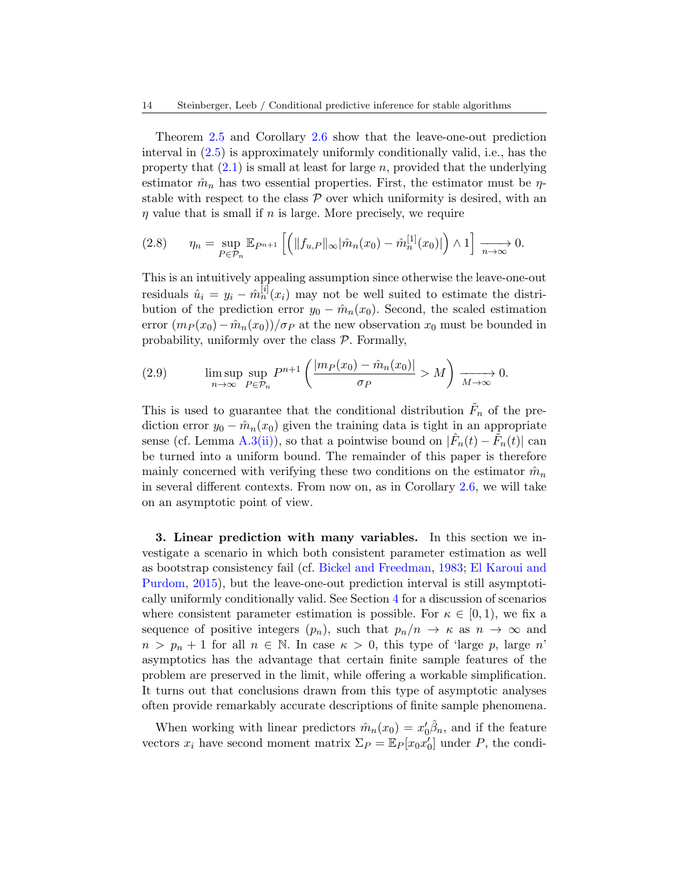Theorem 2.5 and Corollary 2.6 show that the leave-one-out prediction interval in (2.5) is approximately uniformly conditionally valid, i.e., has the property that (2.1) is small at least for large $n$, provided that the underlying estimator $\hat{m}_n$ has two essential properties. First, the estimator must be $\eta$-stable with respect to the class $\mathcal{P}$ over which uniformity is desired, with an $\eta$ value that is small if $n$ is large. More precisely, we require

$$
\eta_n = \sup_{P \in \mathcal{P}_n} \mathbb{E}_{P^{n+1}} \left[ \left( \|f_{u,P}\|_\infty |\hat{m}_n(x_0) - \hat{m}_n^{[1]}(x_0)| \right) \wedge 1 \right] \xrightarrow[n \to \infty]{} 0. \tag{2.8}
$$

This is an intuitively appealing assumption since otherwise the leave-one-out residuals $\hat{u}_i = y_i - \hat{m}_n^{[i]}(x_i)$ may not be well suited to estimate the distribution of the prediction error $y_0 - \hat{m}_n(x_0)$. Second, the scaled estimation error $(m_P(x_0) - \hat{m}_n(x_0))/\sigma_P$ at the new observation $x_0$ must be bounded in probability, uniformly over the class $\mathcal{P}$. Formally,

$$
\limsup_{n\to\infty} \sup_{P \in \mathcal{P}_n} P^{n+1}\left( \frac{|m_P(x_0) - \hat{m}_n(x_0)|}{\sigma_P} > M \right) \xrightarrow[M \to \infty]{} 0. \tag{2.9}
$$

This is used to guarantee that the conditional distribution $\tilde{F}_n$ of the prediction error $y_0 - \hat{m}_n(x_0)$ given the training data is tight in an appropriate sense (cf. Lemma A.3(ii)), so that a pointwise bound on $|\hat{F}_n(t) - \tilde{F}_n(t)|$ can be turned into a uniform bound. The remainder of this paper is therefore mainly concerned with verifying these two conditions on the estimator $\hat{m}_n$ in several different contexts. From now on, as in Corollary 2.6, we will take on an asymptotic point of view.

## 3. Linear prediction with many variables.

In this section we investigate a scenario in which both consistent parameter estimation as well as bootstrap consistency fail (cf. Bickel and Freedman, 1983; El Karoui and Purdom, 2015), but the leave-one-out prediction interval is still asymptotically uniformly conditionally valid. See Section 4 for a discussion of scenarios where consistent parameter estimation is possible. For $\kappa \in [0, 1)$, we fix a sequence of positive integers $(p_n)$, such that $p_n/n \to \kappa$ as $n \to \infty$ and $n > p_n + 1$ for all $n \in \mathbb{N}$. In case $\kappa > 0$, this type of 'large $p$, large $n$' asymptotics has the advantage that certain finite sample features of the problem are preserved in the limit, while offering a workable simplification. It turns out that conclusions drawn from this type of asymptotic analyses often provide remarkably accurate descriptions of finite sample phenomena.

When working with linear predictors $\hat{m}_n(x_0) = x_0'\hat{\beta}_n$, and if the feature vectors $x_i$ have second moment matrix $\Sigma_P = \mathbb{E}_P[x_0 x_0']$ under $P$, the condi-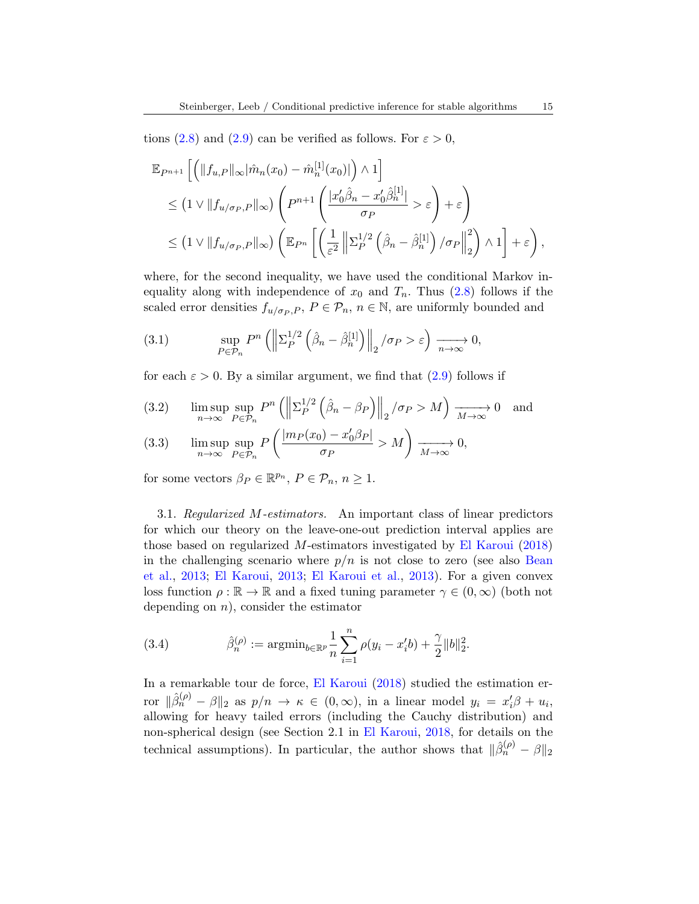tions (2.8) and (2.9) can be verified as follows. For $\varepsilon > 0$,

$$
\begin{aligned}
&\mathbb{E}_{P^{n+1}}\left[\left(\|f_{u,P}\|_\infty |\hat{m}_n(x_0) - \hat{m}_n^{[1]}(x_0)|\right) \wedge 1\right] \\
&\quad \leq \left(1 \vee \|f_{u/\sigma_P,P}\|_\infty\right)\left(P^{n+1}\left(\frac{|x_0'\hat{\beta}_n - x_0'\hat{\beta}_n^{[1]}|}{\sigma_P} > \varepsilon\right) + \varepsilon\right) \\
&\quad \leq \left(1 \vee \|f_{u/\sigma_P,P}\|_\infty\right)\left(\mathbb{E}_{P^n}\left[\left(\frac{1}{\varepsilon^2}\left\|\Sigma_P^{1/2}\left(\hat{\beta}_n - \hat{\beta}_n^{[1]}\right)/\sigma_P\right\|_2^2\right) \wedge 1\right] + \varepsilon\right),
\end{aligned}
$$

where, for the second inequality, we have used the conditional Markov inequality along with independence of $x_0$ and $T_n$. Thus (2.8) follows if the scaled error densities $f_{u/\sigma_P,P}$, $P \in \mathcal{P}_n$, $n \in \mathbb{N}$, are uniformly bounded and

$$
\sup_{P \in \mathcal{P}_n} P^n\left(\left\|\Sigma_P^{1/2}\left(\hat{\beta}_n - \hat{\beta}_n^{[1]}\right)\right\|_2/\sigma_P > \varepsilon\right) \xrightarrow[n\to\infty]{} 0, \tag{3.1}
$$

for each $\varepsilon > 0$. By a similar argument, we find that (2.9) follows if

$$
\limsup_{n\to\infty} \sup_{P\in\mathcal{P}_n} P^n\left(\left\|\Sigma_P^{1/2}\left(\hat{\beta}_n - \beta_P\right)\right\|_2/\sigma_P > M\right) \xrightarrow[M\to\infty]{} 0 \quad \text{and} \tag{3.2}
$$

$$
\limsup_{n\to\infty} \sup_{P\in\mathcal{P}_n} P\left(\frac{|m_P(x_0) - x_0'\beta_P|}{\sigma_P} > M\right) \xrightarrow[M\to\infty]{} 0, \tag{3.3}
$$

for some vectors $\beta_P \in \mathbb{R}^{p_n}$, $P \in \mathcal{P}_n$, $n \geq 1$.

3.1. *Regularized $M$-estimators.* An important class of linear predictors for which our theory on the leave-one-out prediction interval applies are those based on regularized $M$-estimators investigated by El Karoui (2018) in the challenging scenario where $p/n$ is not close to zero (see also Bean et al., 2013; El Karoui, 2013; El Karoui et al., 2013). For a given convex loss function $\rho : \mathbb{R} \to \mathbb{R}$ and a fixed tuning parameter $\gamma \in (0, \infty)$ (both not depending on $n$), consider the estimator

$$
\hat{\beta}_n^{(\rho)} := \text{argmin}_{b\in\mathbb{R}^p} \frac{1}{n}\sum_{i=1}^n \rho(y_i - x_i'b) + \frac{\gamma}{2}\|b\|_2^2. \tag{3.4}
$$

In a remarkable tour de force, El Karoui (2018) studied the estimation error $\|\hat{\beta}_n^{(\rho)} - \beta\|_2$ as $p/n \to \kappa \in (0, \infty)$, in a linear model $y_i = x_i'\beta + u_i$, allowing for heavy tailed errors (including the Cauchy distribution) and non-spherical design (see Section 2.1 in El Karoui, 2018, for details on the technical assumptions). In particular, the author shows that $\|\hat{\beta}_n^{(\rho)} - \beta\|_2$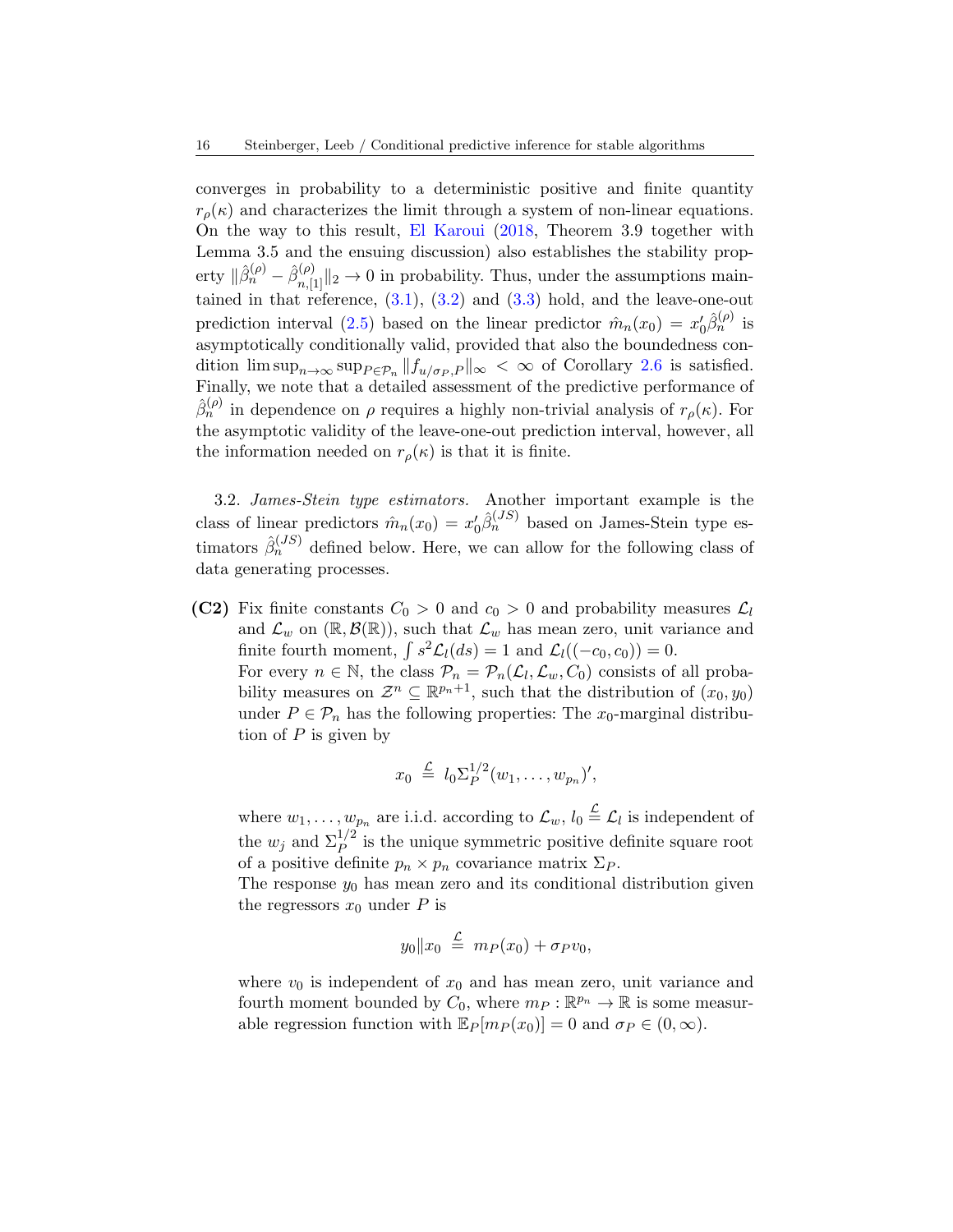converges in probability to a deterministic positive and finite quantity $r_\rho(\kappa)$ and characterizes the limit through a system of non-linear equations. On the way to this result, El Karoui (2018, Theorem 3.9 together with Lemma 3.5 and the ensuing discussion) also establishes the stability property $\|\hat\beta_n^{(\rho)} - \hat\beta_{n,[1]}^{(\rho)}\|_2 \to 0$ in probability. Thus, under the assumptions maintained in that reference, (3.1), (3.2) and (3.3) hold, and the leave-one-out prediction interval (2.5) based on the linear predictor $\hat m_n(x_0) = x_0'\hat\beta_n^{(\rho)}$ is asymptotically conditionally valid, provided that also the boundedness condition $\limsup_{n\to\infty}\sup_{P\in\mathcal{P}_n}\|f_{u/\sigma_P,P}\|_\infty < \infty$ of Corollary 2.6 is satisfied. Finally, we note that a detailed assessment of the predictive performance of $\hat\beta_n^{(\rho)}$ in dependence on $\rho$ requires a highly non-trivial analysis of $r_\rho(\kappa)$. For the asymptotic validity of the leave-one-out prediction interval, however, all the information needed on $r_\rho(\kappa)$ is that it is finite.

3.2. *James-Stein type estimators.* Another important example is the class of linear predictors $\hat m_n(x_0) = x_0'\hat\beta_n^{(JS)}$ based on James-Stein type estimators $\hat\beta_n^{(JS)}$ defined below. Here, we can allow for the following class of data generating processes.

**(C2)** Fix finite constants $C_0 > 0$ and $c_0 > 0$ and probability measures $\mathcal{L}_l$ and $\mathcal{L}_w$ on $(\mathbb{R}, \mathcal{B}(\mathbb{R}))$, such that $\mathcal{L}_w$ has mean zero, unit variance and finite fourth moment, $\int s^2 \mathcal{L}_l(ds) = 1$ and $\mathcal{L}_l((-c_0, c_0)) = 0$.
For every $n \in \mathbb{N}$, the class $\mathcal{P}_n = \mathcal{P}_n(\mathcal{L}_l, \mathcal{L}_w, C_0)$ consists of all probability measures on $\mathcal{Z}^n \subseteq \mathbb{R}^{p_n+1}$, such that the distribution of $(x_0, y_0)$ under $P \in \mathcal{P}_n$ has the following properties: The $x_0$-marginal distribution of $P$ is given by

$$x_0 \overset{\mathcal{L}}{=} l_0 \Sigma_P^{1/2}(w_1, \dots, w_{p_n})',$$

where $w_1, \dots, w_{p_n}$ are i.i.d. according to $\mathcal{L}_w$, $l_0 \overset{\mathcal{L}}{=} \mathcal{L}_l$ is independent of the $w_j$ and $\Sigma_P^{1/2}$ is the unique symmetric positive definite square root of a positive definite $p_n \times p_n$ covariance matrix $\Sigma_P$.
The response $y_0$ has mean zero and its conditional distribution given the regressors $x_0$ under $P$ is

$$y_0 \| x_0 \overset{\mathcal{L}}{=} m_P(x_0) + \sigma_P v_0,$$

where $v_0$ is independent of $x_0$ and has mean zero, unit variance and fourth moment bounded by $C_0$, where $m_P : \mathbb{R}^{p_n} \to \mathbb{R}$ is some measurable regression function with $\mathbb{E}_P[m_P(x_0)] = 0$ and $\sigma_P \in (0, \infty)$.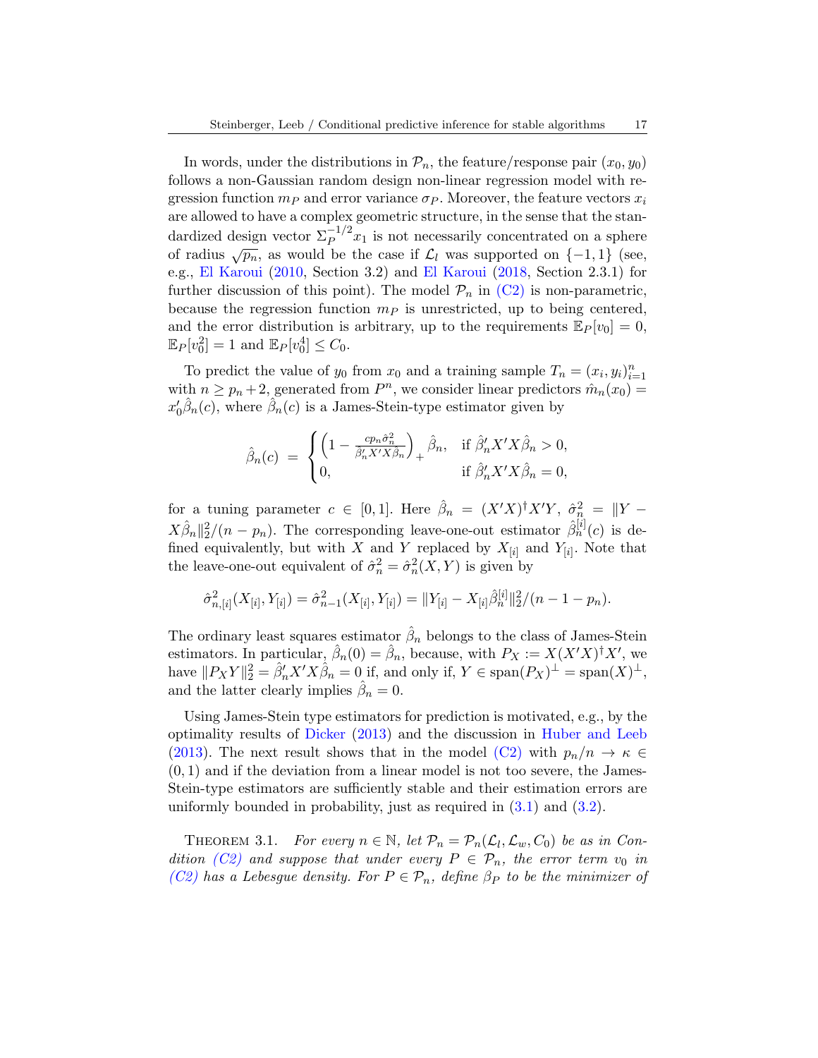In words, under the distributions in $\mathcal{P}_n$, the feature/response pair $(x_0, y_0)$ follows a non-Gaussian random design non-linear regression model with regression function $m_P$ and error variance $\sigma_P$. Moreover, the feature vectors $x_i$ are allowed to have a complex geometric structure, in the sense that the standardized design vector $\Sigma_P^{-1/2} x_1$ is not necessarily concentrated on a sphere of radius $\sqrt{p_n}$, as would be the case if $\mathcal{L}_l$ was supported on $\{-1, 1\}$ (see, e.g., El Karoui (2010, Section 3.2) and El Karoui (2018, Section 2.3.1) for further discussion of this point). The model $\mathcal{P}_n$ in (C2) is non-parametric, because the regression function $m_P$ is unrestricted, up to being centered, and the error distribution is arbitrary, up to the requirements $\mathbb{E}_P[v_0] = 0$, $\mathbb{E}_P[v_0^2] = 1$ and $\mathbb{E}_P[v_0^4] \leq C_0$.

To predict the value of $y_0$ from $x_0$ and a training sample $T_n = (x_i, y_i)_{i=1}^n$ with $n \geq p_n + 2$, generated from $P^n$, we consider linear predictors $\hat{m}_n(x_0) = x_0' \hat{\beta}_n(c)$, where $\hat{\beta}_n(c)$ is a James-Stein-type estimator given by

$$
\hat{\beta}_n(c) \;=\; \begin{cases} \left(1 - \frac{c p_n \hat{\sigma}_n^2}{\hat{\beta}_n' X' X \hat{\beta}_n}\right)_+ \hat{\beta}_n, & \text{if } \hat{\beta}_n' X' X \hat{\beta}_n > 0, \\ 0, & \text{if } \hat{\beta}_n' X' X \hat{\beta}_n = 0, \end{cases}
$$

for a tuning parameter $c \in [0, 1]$. Here $\hat{\beta}_n = (X'X)^\dagger X'Y$, $\hat{\sigma}_n^2 = \|Y - X\hat{\beta}_n\|_2^2/(n - p_n)$. The corresponding leave-one-out estimator $\hat{\beta}_n^{[i]}(c)$ is defined equivalently, but with $X$ and $Y$ replaced by $X_{[i]}$ and $Y_{[i]}$. Note that the leave-one-out equivalent of $\hat{\sigma}_n^2 = \hat{\sigma}_n^2(X, Y)$ is given by

$$
\hat{\sigma}_{n,[i]}^2(X_{[i]}, Y_{[i]}) = \hat{\sigma}_{n-1}^2(X_{[i]}, Y_{[i]}) = \|Y_{[i]} - X_{[i]} \hat{\beta}_n^{[i]}\|_2^2/(n - 1 - p_n).
$$

The ordinary least squares estimator $\hat{\beta}_n$ belongs to the class of James-Stein estimators. In particular, $\hat{\beta}_n(0) = \hat{\beta}_n$, because, with $P_X := X(X'X)^\dagger X'$, we have $\|P_X Y\|_2^2 = \hat{\beta}_n' X' X \hat{\beta}_n = 0$ if, and only if, $Y \in \operatorname{span}(P_X)^\perp = \operatorname{span}(X)^\perp$, and the latter clearly implies $\hat{\beta}_n = 0$.

Using James-Stein type estimators for prediction is motivated, e.g., by the optimality results of Dicker (2013) and the discussion in Huber and Leeb (2013). The next result shows that in the model (C2) with $p_n/n \to \kappa \in (0, 1)$ and if the deviation from a linear model is not too severe, the James-Stein-type estimators are sufficiently stable and their estimation errors are uniformly bounded in probability, just as required in (3.1) and (3.2).

Theorem 3.1. *For every $n \in \mathbb{N}$, let $\mathcal{P}_n = \mathcal{P}_n(\mathcal{L}_l, \mathcal{L}_w, C_0)$ be as in Condition (C2) and suppose that under every $P \in \mathcal{P}_n$, the error term $v_0$ in (C2) has a Lebesgue density. For $P \in \mathcal{P}_n$, define $\beta_P$ to be the minimizer of*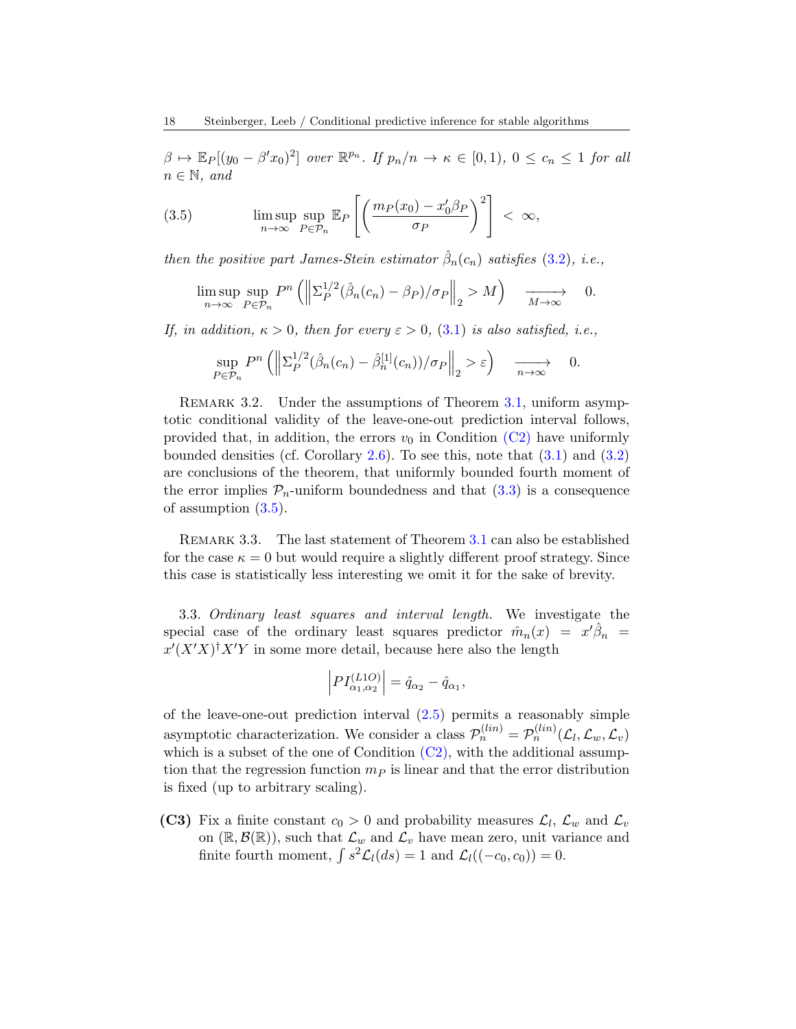*$\beta \mapsto \mathbb{E}_P[(y_0 - \beta' x_0)^2]$ over $\mathbb{R}^{p_n}$. If $p_n/n \to \kappa \in [0,1)$, $0 \le c_n \le 1$ for all $n \in \mathbb{N}$, and*

$$\limsup_{n\to\infty} \sup_{P\in\mathcal{P}_n} \mathbb{E}_P\left[\left(\frac{m_P(x_0) - x_0'\beta_P}{\sigma_P}\right)^2\right] < \infty, \tag{3.5}$$

*then the positive part James-Stein estimator $\hat\beta_n(c_n)$ satisfies (3.2), i.e.,*

$$\limsup_{n\to\infty} \sup_{P\in\mathcal{P}_n} P^n\left(\left\|\Sigma_P^{1/2}(\hat\beta_n(c_n) - \beta_P)/\sigma_P\right\|_2 > M\right) \xrightarrow[M\to\infty]{} 0.$$

*If, in addition, $\kappa > 0$, then for every $\varepsilon > 0$, (3.1) is also satisfied, i.e.,*

$$\sup_{P\in\mathcal{P}_n} P^n\left(\left\|\Sigma_P^{1/2}(\hat\beta_n(c_n) - \hat\beta_n^{[1]}(c_n))/\sigma_P\right\|_2 > \varepsilon\right) \xrightarrow[n\to\infty]{} 0.$$

Remark 3.2. Under the assumptions of Theorem 3.1, uniform asymptotic conditional validity of the leave-one-out prediction interval follows, provided that, in addition, the errors $v_0$ in Condition (C2) have uniformly bounded densities (cf. Corollary 2.6). To see this, note that (3.1) and (3.2) are conclusions of the theorem, that uniformly bounded fourth moment of the error implies $\mathcal{P}_n$-uniform boundedness and that (3.3) is a consequence of assumption (3.5).

Remark 3.3. The last statement of Theorem 3.1 can also be established for the case $\kappa = 0$ but would require a slightly different proof strategy. Since this case is statistically less interesting we omit it for the sake of brevity.

3.3. *Ordinary least squares and interval length.* We investigate the special case of the ordinary least squares predictor $\hat m_n(x) = x'\hat\beta_n = x'(X'X)^\dagger X'Y$ in some more detail, because here also the length

$$\left|PI_{\alpha_1,\alpha_2}^{(L1O)}\right| = \hat q_{\alpha_2} - \hat q_{\alpha_1},$$

of the leave-one-out prediction interval (2.5) permits a reasonably simple asymptotic characterization. We consider a class $\mathcal{P}_n^{(lin)} = \mathcal{P}_n^{(lin)}(\mathcal{L}_l, \mathcal{L}_w, \mathcal{L}_v)$ which is a subset of the one of Condition (C2), with the additional assumption that the regression function $m_P$ is linear and that the error distribution is fixed (up to arbitrary scaling).

- **(C3)** Fix a finite constant $c_0 > 0$ and probability measures $\mathcal{L}_l$, $\mathcal{L}_w$ and $\mathcal{L}_v$ on $(\mathbb{R}, \mathcal{B}(\mathbb{R}))$, such that $\mathcal{L}_w$ and $\mathcal{L}_v$ have mean zero, unit variance and finite fourth moment, $\int s^2 \mathcal{L}_l(ds) = 1$ and $\mathcal{L}_l((-c_0, c_0)) = 0$.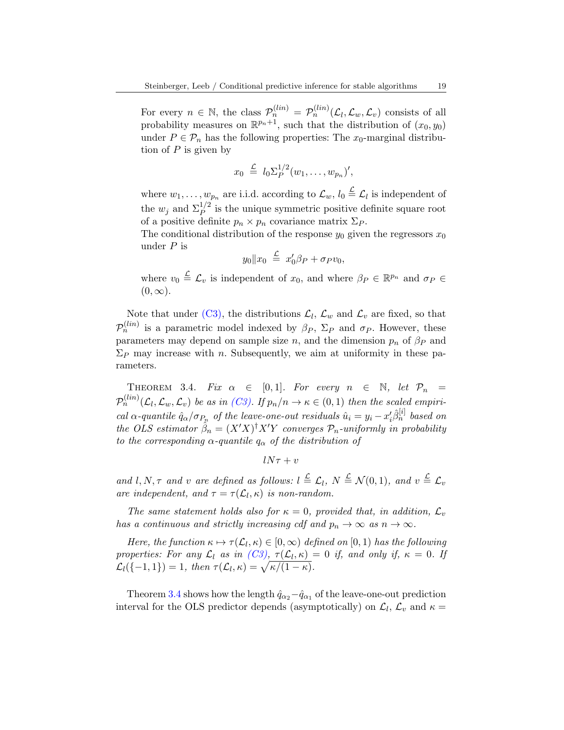For every $n \in \mathbb{N}$, the class $\mathcal{P}_n^{(lin)} = \mathcal{P}_n^{(lin)}(\mathcal{L}_l, \mathcal{L}_w, \mathcal{L}_v)$ consists of all probability measures on $\mathbb{R}^{p_n+1}$, such that the distribution of $(x_0, y_0)$ under $P \in \mathcal{P}_n$ has the following properties: The $x_0$-marginal distribution of $P$ is given by

$$x_0 \stackrel{\mathcal{L}}{=} l_0 \Sigma_P^{1/2}(w_1, \dots, w_{p_n})',$$

where $w_1, \dots, w_{p_n}$ are i.i.d. according to $\mathcal{L}_w$, $l_0 \stackrel{\mathcal{L}}{=} \mathcal{L}_l$ is independent of the $w_j$ and $\Sigma_P^{1/2}$ is the unique symmetric positive definite square root of a positive definite $p_n \times p_n$ covariance matrix $\Sigma_P$.

The conditional distribution of the response $y_0$ given the regressors $x_0$ under $P$ is

$$y_0 \| x_0 \stackrel{\mathcal{L}}{=} x_0' \beta_P + \sigma_P v_0,$$

where $v_0 \stackrel{\mathcal{L}}{=} \mathcal{L}_v$ is independent of $x_0$, and where $\beta_P \in \mathbb{R}^{p_n}$ and $\sigma_P \in (0, \infty)$.

Note that under (C3), the distributions $\mathcal{L}_l$, $\mathcal{L}_w$ and $\mathcal{L}_v$ are fixed, so that $\mathcal{P}_n^{(lin)}$ is a parametric model indexed by $\beta_P$, $\Sigma_P$ and $\sigma_P$. However, these parameters may depend on sample size $n$, and the dimension $p_n$ of $\beta_P$ and $\Sigma_P$ may increase with $n$. Subsequently, we aim at uniformity in these parameters.

Theorem 3.4. *Fix $\alpha \in [0, 1]$. For every $n \in \mathbb{N}$, let $\mathcal{P}_n = \mathcal{P}_n^{(lin)}(\mathcal{L}_l, \mathcal{L}_w, \mathcal{L}_v)$ be as in (C3). If $p_n/n \to \kappa \in (0, 1)$ then the scaled empirical $\alpha$-quantile $\hat{q}_\alpha / \sigma_{P_n}$ of the leave-one-out residuals $\hat{u}_i = y_i - x_i' \hat{\beta}_n^{[i]}$ based on the OLS estimator $\hat{\beta}_n = (X'X)^\dagger X'Y$ converges $\mathcal{P}_n$-uniformly in probability to the corresponding $\alpha$-quantile $q_\alpha$ of the distribution of*

$$l N \tau + v$$

*and $l, N, \tau$ and $v$ are defined as follows: $l \stackrel{\mathcal{L}}{=} \mathcal{L}_l$, $N \stackrel{\mathcal{L}}{=} \mathcal{N}(0, 1)$, and $v \stackrel{\mathcal{L}}{=} \mathcal{L}_v$ are independent, and $\tau = \tau(\mathcal{L}_l, \kappa)$ is non-random.*

*The same statement holds also for $\kappa = 0$, provided that, in addition, $\mathcal{L}_v$ has a continuous and strictly increasing cdf and $p_n \to \infty$ as $n \to \infty$.*

*Here, the function $\kappa \mapsto \tau(\mathcal{L}_l, \kappa) \in [0, \infty)$ defined on $[0, 1)$ has the following properties: For any $\mathcal{L}_l$ as in (C3), $\tau(\mathcal{L}_l, \kappa) = 0$ if, and only if, $\kappa = 0$. If $\mathcal{L}_l(\{-1, 1\}) = 1$, then $\tau(\mathcal{L}_l, \kappa) = \sqrt{\kappa/(1-\kappa)}$.*

Theorem 3.4 shows how the length $\hat{q}_{\alpha_2} - \hat{q}_{\alpha_1}$ of the leave-one-out prediction interval for the OLS predictor depends (asymptotically) on $\mathcal{L}_l$, $\mathcal{L}_v$ and $\kappa =$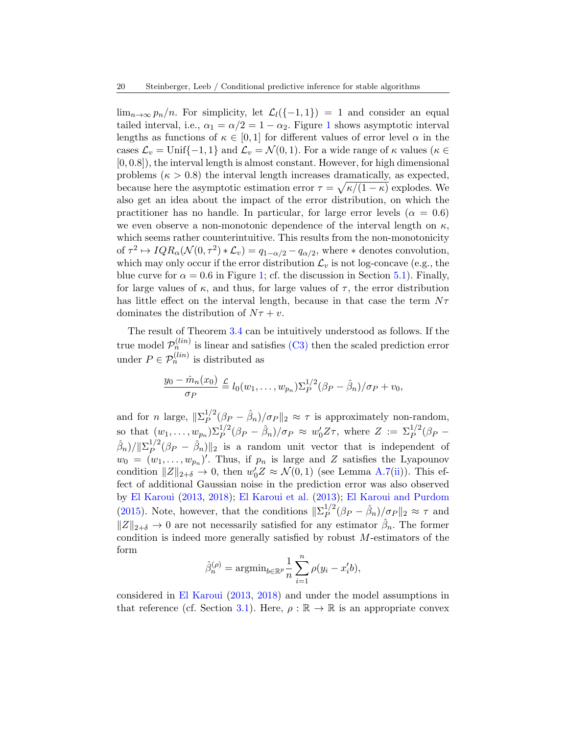$\lim_{n\to\infty} p_n/n$. For simplicity, let $\mathcal{L}_l(\{-1,1\}) = 1$ and consider an equal tailed interval, i.e., $\alpha_1 = \alpha/2 = 1 - \alpha_2$. Figure 1 shows asymptotic interval lengths as functions of $\kappa \in [0,1]$ for different values of error level $\alpha$ in the cases $\mathcal{L}_v = \text{Unif}\{-1,1\}$ and $\mathcal{L}_v = \mathcal{N}(0,1)$. For a wide range of $\kappa$ values ($\kappa \in [0, 0.8]$), the interval length is almost constant. However, for high dimensional problems ($\kappa > 0.8$) the interval length increases dramatically, as expected, because here the asymptotic estimation error $\tau = \sqrt{\kappa/(1-\kappa)}$ explodes. We also get an idea about the impact of the error distribution, on which the practitioner has no handle. In particular, for large error levels ($\alpha = 0.6$) we even observe a non-monotonic dependence of the interval length on $\kappa$, which seems rather counterintuitive. This results from the non-monotonicity of $\tau^2 \mapsto IQR_\alpha(\mathcal{N}(0,\tau^2) * \mathcal{L}_v) = q_{1-\alpha/2} - q_{\alpha/2}$, where $*$ denotes convolution, which may only occur if the error distribution $\mathcal{L}_v$ is not log-concave (e.g., the blue curve for $\alpha = 0.6$ in Figure 1; cf. the discussion in Section 5.1). Finally, for large values of $\kappa$, and thus, for large values of $\tau$, the error distribution has little effect on the interval length, because in that case the term $N\tau$ dominates the distribution of $N\tau + v$.

The result of Theorem 3.4 can be intuitively understood as follows. If the true model $\mathcal{P}_n^{(lin)}$ is linear and satisfies (C3) then the scaled prediction error under $P \in \mathcal{P}_n^{(lin)}$ is distributed as

$$\frac{y_0 - \hat{m}_n(x_0)}{\sigma_P} \overset{\mathcal{L}}{=} l_0(w_1, \dots, w_{p_n}) \Sigma_P^{1/2}(\beta_P - \hat{\beta}_n)/\sigma_P + v_0,$$

and for $n$ large, $\|\Sigma_P^{1/2}(\beta_P - \hat{\beta}_n)/\sigma_P\|_2 \approx \tau$ is approximately non-random, so that $(w_1, \dots, w_{p_n})\Sigma_P^{1/2}(\beta_P - \hat{\beta}_n)/\sigma_P \approx w_0' Z \tau$, where $Z := \Sigma_P^{1/2}(\beta_P - \hat{\beta}_n)/\|\Sigma_P^{1/2}(\beta_P - \hat{\beta}_n)\|_2$ is a random unit vector that is independent of $w_0 = (w_1, \dots, w_{p_n})'$. Thus, if $p_n$ is large and $Z$ satisfies the Lyapounov condition $\|Z\|_{2+\delta} \to 0$, then $w_0' Z \approx \mathcal{N}(0,1)$ (see Lemma A.7(ii)). This effect of additional Gaussian noise in the prediction error was also observed by El Karoui (2013, 2018); El Karoui et al. (2013); El Karoui and Purdom (2015). Note, however, that the conditions $\|\Sigma_P^{1/2}(\beta_P - \hat{\beta}_n)/\sigma_P\|_2 \approx \tau$ and $\|Z\|_{2+\delta} \to 0$ are not necessarily satisfied for any estimator $\hat{\beta}_n$. The former condition is indeed more generally satisfied by robust $M$-estimators of the form

$$\hat{\beta}_n^{(\rho)} = \text{argmin}_{b \in \mathbb{R}^p} \frac{1}{n} \sum_{i=1}^n \rho(y_i - x_i' b),$$

considered in El Karoui (2013, 2018) and under the model assumptions in that reference (cf. Section 3.1). Here, $\rho : \mathbb{R} \to \mathbb{R}$ is an appropriate convex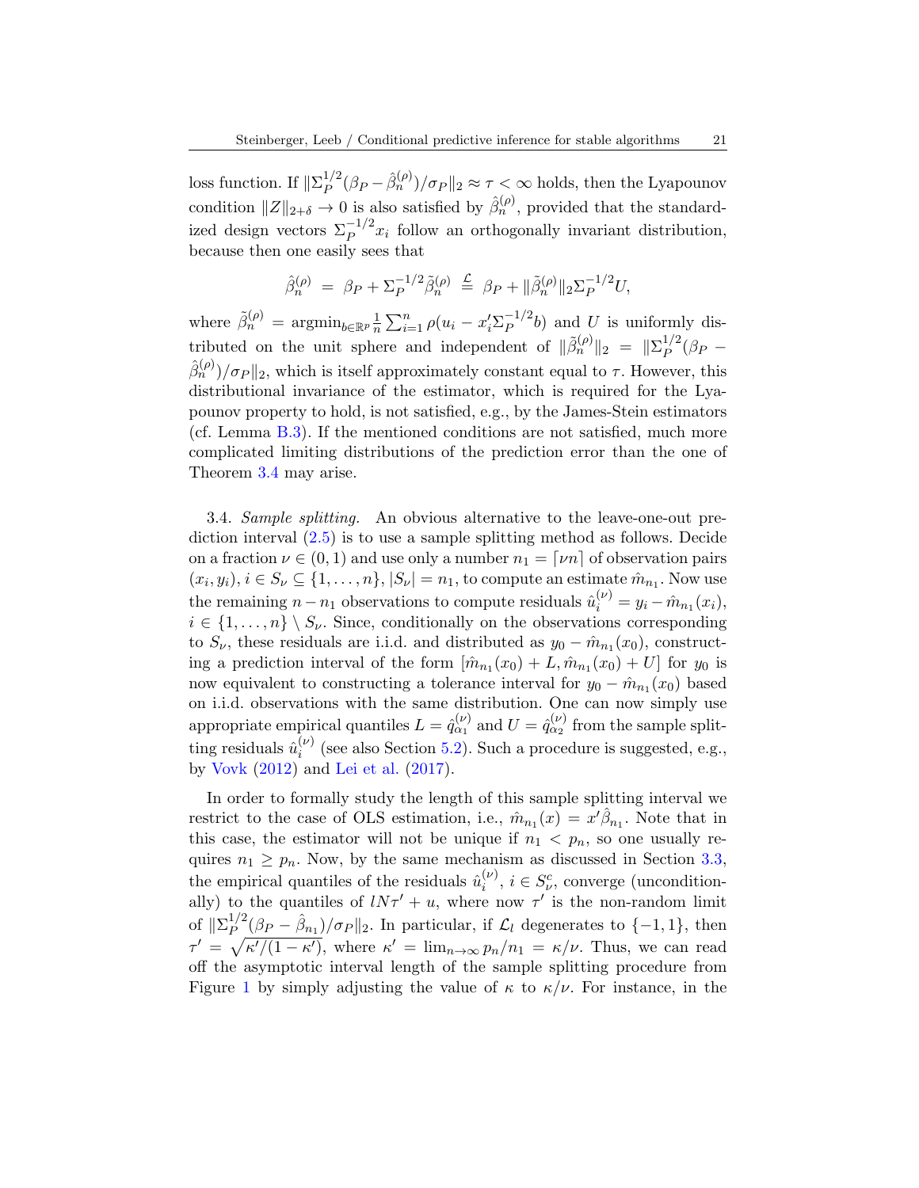loss function. If $\|\Sigma_P^{1/2}(\beta_P - \hat{\beta}_n^{(\rho)})/\sigma_P\|_2 \approx \tau < \infty$ holds, then the Lyapounov condition $\|Z\|_{2+\delta} \to 0$ is also satisfied by $\hat{\beta}_n^{(\rho)}$, provided that the standardized design vectors $\Sigma_P^{-1/2}x_i$ follow an orthogonally invariant distribution, because then one easily sees that

$$\hat{\beta}_n^{(\rho)} \;=\; \beta_P + \Sigma_P^{-1/2}\tilde{\beta}_n^{(\rho)} \;\stackrel{\mathcal{L}}{=}\; \beta_P + \|\tilde{\beta}_n^{(\rho)}\|_2 \Sigma_P^{-1/2} U,$$

where $\tilde{\beta}_n^{(\rho)} = \operatorname{argmin}_{b\in\mathbb{R}^p} \frac{1}{n}\sum_{i=1}^n \rho(u_i - x_i'\Sigma_P^{-1/2}b)$ and $U$ is uniformly distributed on the unit sphere and independent of $\|\tilde{\beta}_n^{(\rho)}\|_2 = \|\Sigma_P^{1/2}(\beta_P - \hat{\beta}_n^{(\rho)})/\sigma_P\|_2$, which is itself approximately constant equal to $\tau$. However, this distributional invariance of the estimator, which is required for the Lyapounov property to hold, is not satisfied, e.g., by the James-Stein estimators (cf. Lemma B.3). If the mentioned conditions are not satisfied, much more complicated limiting distributions of the prediction error than the one of Theorem 3.4 may arise.

3.4. *Sample splitting.* An obvious alternative to the leave-one-out prediction interval (2.5) is to use a sample splitting method as follows. Decide on a fraction $\nu \in (0,1)$ and use only a number $n_1 = \lceil \nu n \rceil$ of observation pairs $(x_i, y_i)$, $i \in S_\nu \subseteq \{1, \dots, n\}$, $|S_\nu| = n_1$, to compute an estimate $\hat{m}_{n_1}$. Now use the remaining $n - n_1$ observations to compute residuals $\hat{u}_i^{(\nu)} = y_i - \hat{m}_{n_1}(x_i)$, $i \in \{1, \dots, n\} \setminus S_\nu$. Since, conditionally on the observations corresponding to $S_\nu$, these residuals are i.i.d. and distributed as $y_0 - \hat{m}_{n_1}(x_0)$, constructing a prediction interval of the form $[\hat{m}_{n_1}(x_0) + L, \hat{m}_{n_1}(x_0) + U]$ for $y_0$ is now equivalent to constructing a tolerance interval for $y_0 - \hat{m}_{n_1}(x_0)$ based on i.i.d. observations with the same distribution. One can now simply use appropriate empirical quantiles $L = \hat{q}_{\alpha_1}^{(\nu)}$ and $U = \hat{q}_{\alpha_2}^{(\nu)}$ from the sample splitting residuals $\hat{u}_i^{(\nu)}$ (see also Section 5.2). Such a procedure is suggested, e.g., by Vovk (2012) and Lei et al. (2017).

In order to formally study the length of this sample splitting interval we restrict to the case of OLS estimation, i.e., $\hat{m}_{n_1}(x) = x'\hat{\beta}_{n_1}$. Note that in this case, the estimator will not be unique if $n_1 < p_n$, so one usually requires $n_1 \geq p_n$. Now, by the same mechanism as discussed in Section 3.3, the empirical quantiles of the residuals $\hat{u}_i^{(\nu)}$, $i \in S_\nu^c$, converge (unconditionally) to the quantiles of $lN\tau' + u$, where now $\tau'$ is the non-random limit of $\|\Sigma_P^{1/2}(\beta_P - \hat{\beta}_{n_1})/\sigma_P\|_2$. In particular, if $\mathcal{L}_l$ degenerates to $\{-1, 1\}$, then $\tau' = \sqrt{\kappa'/(1-\kappa')}$, where $\kappa' = \lim_{n\to\infty} p_n/n_1 = \kappa/\nu$. Thus, we can read off the asymptotic interval length of the sample splitting procedure from Figure 1 by simply adjusting the value of $\kappa$ to $\kappa/\nu$. For instance, in the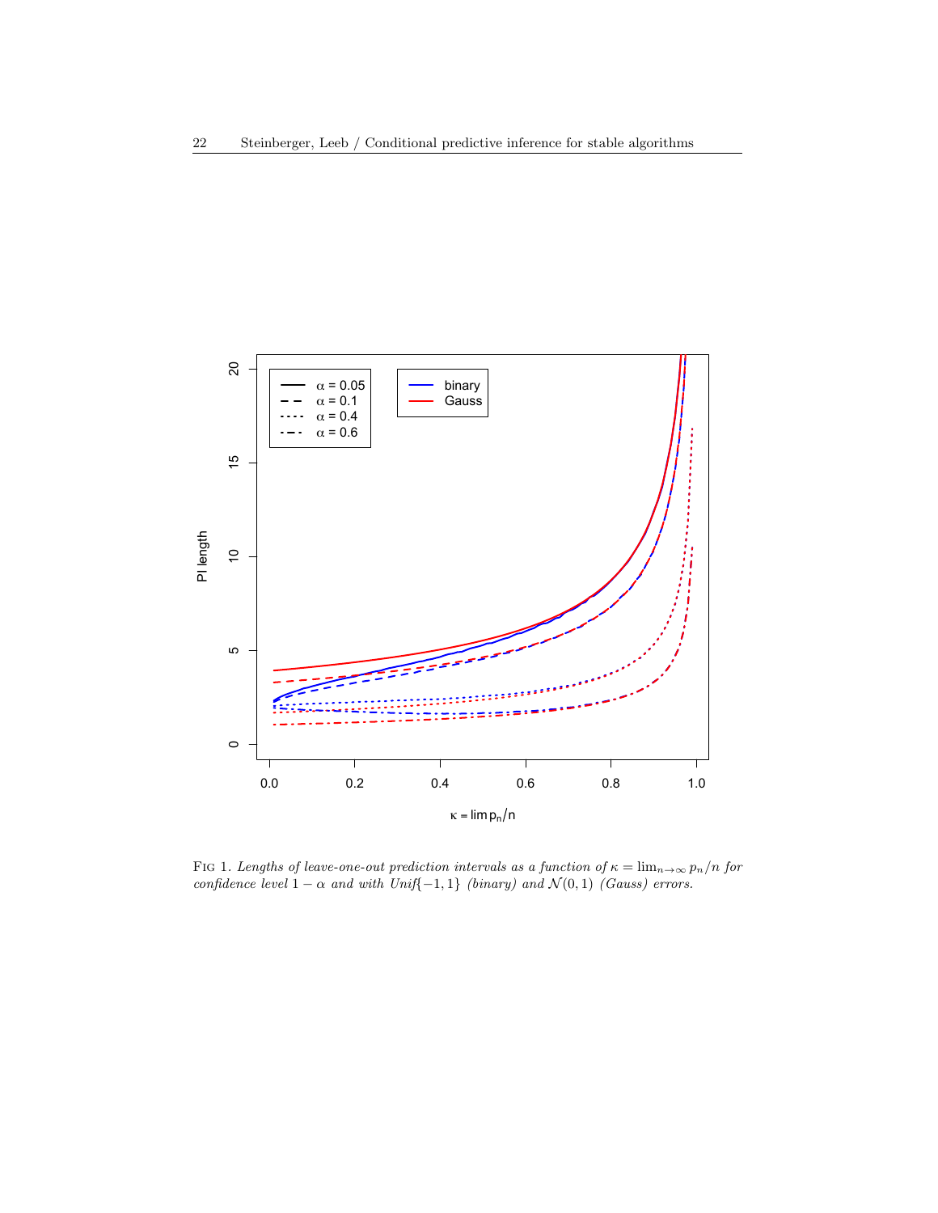Fig 1. *Lengths of leave-one-out prediction intervals as a function of $\kappa = \lim_{n\to\infty} p_n/n$ for confidence level $1-\alpha$ and with Unif$\{-1,1\}$ (binary) and $\mathcal{N}(0,1)$ (Gauss) errors.*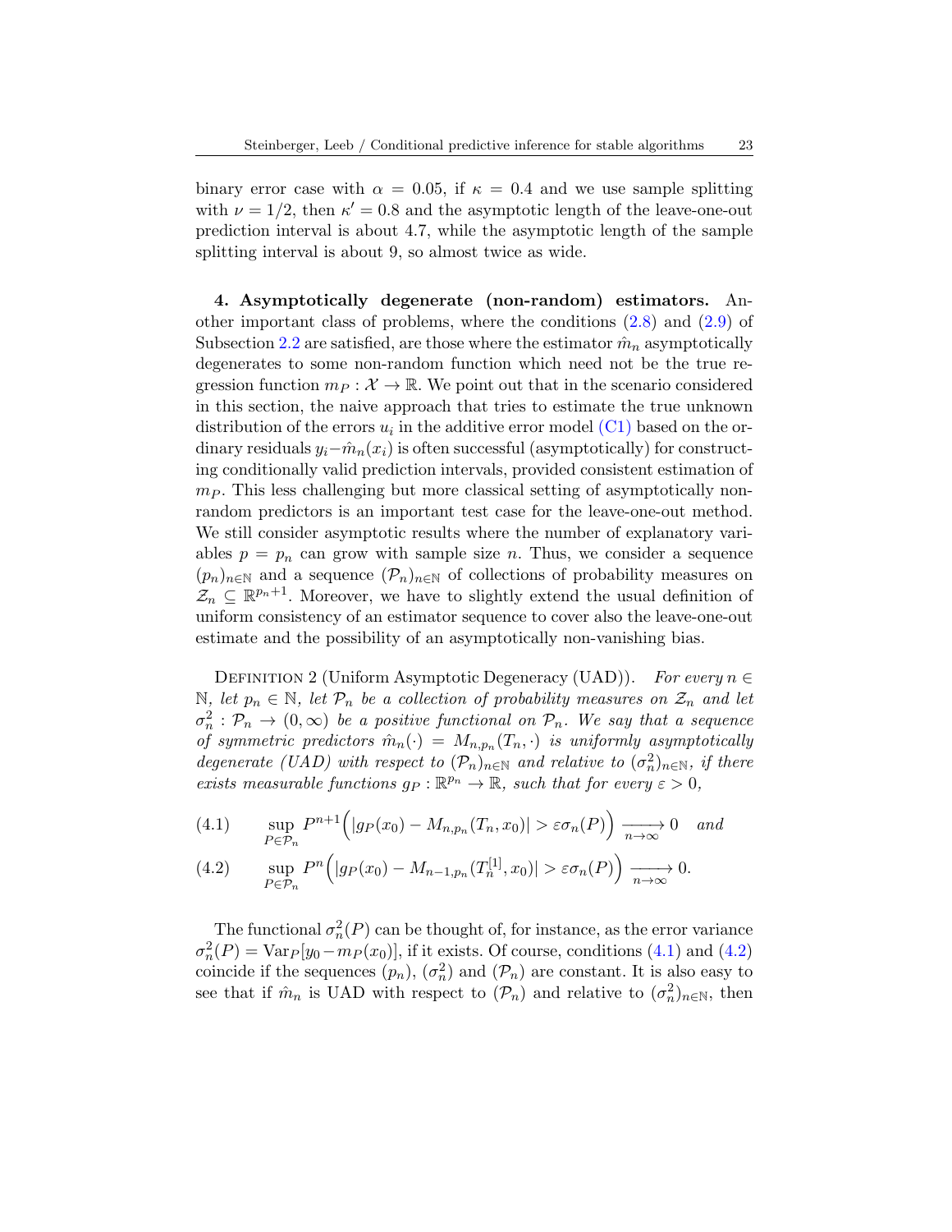binary error case with $\alpha = 0.05$, if $\kappa = 0.4$ and we use sample splitting with $\nu = 1/2$, then $\kappa' = 0.8$ and the asymptotic length of the leave-one-out prediction interval is about 4.7, while the asymptotic length of the sample splitting interval is about 9, so almost twice as wide.

**4. Asymptotically degenerate (non-random) estimators.** Another important class of problems, where the conditions (2.8) and (2.9) of Subsection 2.2 are satisfied, are those where the estimator $\hat{m}_n$ asymptotically degenerates to some non-random function which need not be the true regression function $m_P : \mathcal{X} \to \mathbb{R}$. We point out that in the scenario considered in this section, the naive approach that tries to estimate the true unknown distribution of the errors $u_i$ in the additive error model (C1) based on the ordinary residuals $y_i - \hat{m}_n(x_i)$ is often successful (asymptotically) for constructing conditionally valid prediction intervals, provided consistent estimation of $m_P$. This less challenging but more classical setting of asymptotically non-random predictors is an important test case for the leave-one-out method. We still consider asymptotic results where the number of explanatory variables $p = p_n$ can grow with sample size $n$. Thus, we consider a sequence $(p_n)_{n\in\mathbb{N}}$ and a sequence $(\mathcal{P}_n)_{n\in\mathbb{N}}$ of collections of probability measures on $\mathcal{Z}_n \subseteq \mathbb{R}^{p_n+1}$. Moreover, we have to slightly extend the usual definition of uniform consistency of an estimator sequence to cover also the leave-one-out estimate and the possibility of an asymptotically non-vanishing bias.

Definition 2 (Uniform Asymptotic Degeneracy (UAD)). *For every $n \in \mathbb{N}$, let $p_n \in \mathbb{N}$, let $\mathcal{P}_n$ be a collection of probability measures on $\mathcal{Z}_n$ and let $\sigma_n^2 : \mathcal{P}_n \to (0, \infty)$ be a positive functional on $\mathcal{P}_n$. We say that a sequence of symmetric predictors $\hat{m}_n(\cdot) = M_{n,p_n}(T_n, \cdot)$ is uniformly asymptotically degenerate (UAD) with respect to $(\mathcal{P}_n)_{n\in\mathbb{N}}$ and relative to $(\sigma_n^2)_{n\in\mathbb{N}}$, if there exists measurable functions $g_P : \mathbb{R}^{p_n} \to \mathbb{R}$, such that for every $\varepsilon > 0$,*

$$\sup_{P\in\mathcal{P}_n} P^{n+1}\Big(|g_P(x_0) - M_{n,p_n}(T_n, x_0)| > \varepsilon\sigma_n(P)\Big) \xrightarrow[n\to\infty]{} 0 \quad \textit{and} \tag{4.1}$$

$$\sup_{P\in\mathcal{P}_n} P^{n}\Big(|g_P(x_0) - M_{n-1,p_n}(T_n^{[1]}, x_0)| > \varepsilon\sigma_n(P)\Big) \xrightarrow[n\to\infty]{} 0. \tag{4.2}$$

The functional $\sigma_n^2(P)$ can be thought of, for instance, as the error variance $\sigma_n^2(P) = \mathrm{Var}_P[y_0 - m_P(x_0)]$, if it exists. Of course, conditions (4.1) and (4.2) coincide if the sequences $(p_n)$, $(\sigma_n^2)$ and $(\mathcal{P}_n)$ are constant. It is also easy to see that if $\hat{m}_n$ is UAD with respect to $(\mathcal{P}_n)$ and relative to $(\sigma_n^2)_{n\in\mathbb{N}}$, then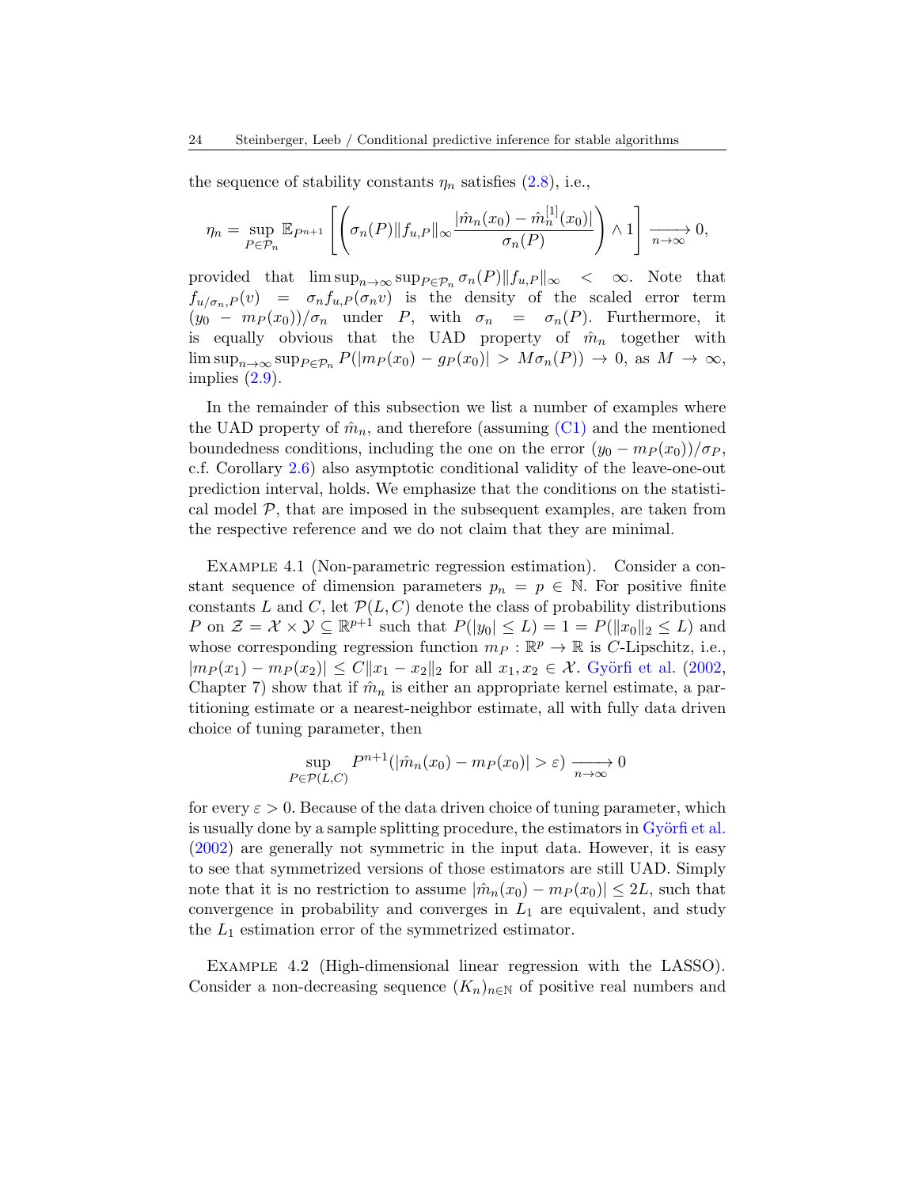the sequence of stability constants $\eta_n$ satisfies (2.8), i.e.,

$$\eta_n = \sup_{P \in \mathcal{P}_n} \mathbb{E}_{P^{n+1}} \left[ \left( \sigma_n(P) \|f_{u,P}\|_\infty \frac{|\hat{m}_n(x_0) - \hat{m}_n^{[1]}(x_0)|}{\sigma_n(P)} \right) \wedge 1 \right] \xrightarrow[n\to\infty]{} 0,$$

provided that $\limsup_{n\to\infty} \sup_{P\in\mathcal{P}_n} \sigma_n(P)\|f_{u,P}\|_\infty < \infty$. Note that $f_{u/\sigma_n,P}(v) = \sigma_n f_{u,P}(\sigma_n v)$ is the density of the scaled error term $(y_0 - m_P(x_0))/\sigma_n$ under $P$, with $\sigma_n = \sigma_n(P)$. Furthermore, it is equally obvious that the UAD property of $\hat{m}_n$ together with $\limsup_{n\to\infty} \sup_{P\in\mathcal{P}_n} P(|m_P(x_0) - g_P(x_0)| > M\sigma_n(P)) \to 0$, as $M \to \infty$, implies (2.9).

In the remainder of this subsection we list a number of examples where the UAD property of $\hat{m}_n$, and therefore (assuming (C1) and the mentioned boundedness conditions, including the one on the error $(y_0 - m_P(x_0))/\sigma_P$, c.f. Corollary 2.6) also asymptotic conditional validity of the leave-one-out prediction interval, holds. We emphasize that the conditions on the statistical model $\mathcal{P}$, that are imposed in the subsequent examples, are taken from the respective reference and we do not claim that they are minimal.

Example 4.1 (Non-parametric regression estimation). Consider a constant sequence of dimension parameters $p_n = p \in \mathbb{N}$. For positive finite constants $L$ and $C$, let $\mathcal{P}(L, C)$ denote the class of probability distributions $P$ on $\mathcal{Z} = \mathcal{X} \times \mathcal{Y} \subseteq \mathbb{R}^{p+1}$ such that $P(|y_0| \le L) = 1 = P(\|x_0\|_2 \le L)$ and whose corresponding regression function $m_P : \mathbb{R}^p \to \mathbb{R}$ is $C$-Lipschitz, i.e., $|m_P(x_1) - m_P(x_2)| \le C\|x_1 - x_2\|_2$ for all $x_1, x_2 \in \mathcal{X}$. Györfi et al. (2002, Chapter 7) show that if $\hat{m}_n$ is either an appropriate kernel estimate, a partitioning estimate or a nearest-neighbor estimate, all with fully data driven choice of tuning parameter, then

$$\sup_{P\in\mathcal{P}(L,C)} P^{n+1}(|\hat{m}_n(x_0) - m_P(x_0)| > \varepsilon) \xrightarrow[n\to\infty]{} 0$$

for every $\varepsilon > 0$. Because of the data driven choice of tuning parameter, which is usually done by a sample splitting procedure, the estimators in Györfi et al. (2002) are generally not symmetric in the input data. However, it is easy to see that symmetrized versions of those estimators are still UAD. Simply note that it is no restriction to assume $|\hat{m}_n(x_0) - m_P(x_0)| \le 2L$, such that convergence in probability and converges in $L_1$ are equivalent, and study the $L_1$ estimation error of the symmetrized estimator.

Example 4.2 (High-dimensional linear regression with the LASSO). Consider a non-decreasing sequence $(K_n)_{n\in\mathbb{N}}$ of positive real numbers and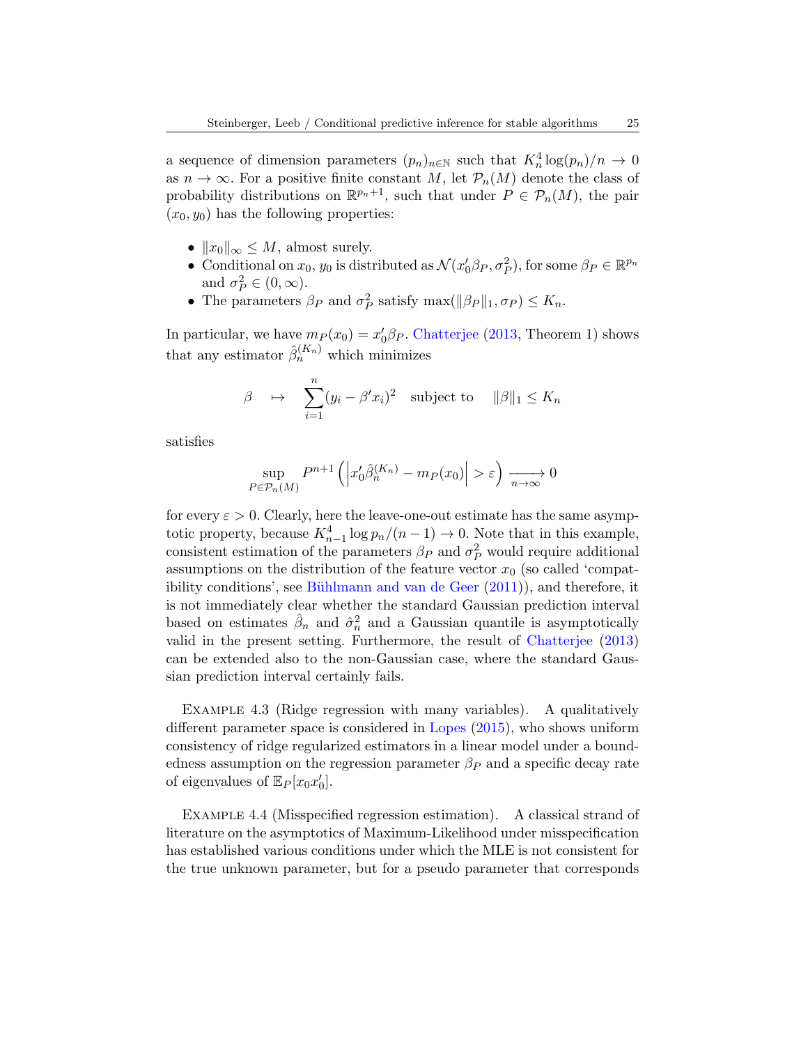a sequence of dimension parameters $(p_n)_{n\in\mathbb{N}}$ such that $K_n^4 \log(p_n)/n \to 0$ as $n \to \infty$. For a positive finite constant $M$, let $\mathcal{P}_n(M)$ denote the class of probability distributions on $\mathbb{R}^{p_n+1}$, such that under $P \in \mathcal{P}_n(M)$, the pair $(x_0, y_0)$ has the following properties:

- $\|x_0\|_\infty \le M$, almost surely.
- Conditional on $x_0$, $y_0$ is distributed as $\mathcal{N}(x_0'\beta_P, \sigma_P^2)$, for some $\beta_P \in \mathbb{R}^{p_n}$ and $\sigma_P^2 \in (0, \infty)$.
- The parameters $\beta_P$ and $\sigma_P^2$ satisfy $\max(\|\beta_P\|_1, \sigma_P) \le K_n$.

In particular, we have $m_P(x_0) = x_0'\beta_P$. Chatterjee (2013, Theorem 1) shows that any estimator $\hat\beta_n^{(K_n)}$ which minimizes

$$\beta \quad \mapsto \quad \sum_{i=1}^n (y_i - \beta' x_i)^2 \quad \text{subject to} \quad \|\beta\|_1 \le K_n$$

satisfies

$$\sup_{P\in\mathcal{P}_n(M)} P^{n+1}\left( \left| x_0'\hat\beta_n^{(K_n)} - m_P(x_0)\right| > \varepsilon \right) \xrightarrow[n\to\infty]{} 0$$

for every $\varepsilon > 0$. Clearly, here the leave-one-out estimate has the same asymptotic property, because $K_{n-1}^4 \log p_n/(n-1) \to 0$. Note that in this example, consistent estimation of the parameters $\beta_P$ and $\sigma_P^2$ would require additional assumptions on the distribution of the feature vector $x_0$ (so called 'compatibility conditions', see Bühlmann and van de Geer (2011)), and therefore, it is not immediately clear whether the standard Gaussian prediction interval based on estimates $\hat\beta_n$ and $\hat\sigma_n^2$ and a Gaussian quantile is asymptotically valid in the present setting. Furthermore, the result of Chatterjee (2013) can be extended also to the non-Gaussian case, where the standard Gaussian prediction interval certainly fails.

Example 4.3 (Ridge regression with many variables). A qualitatively different parameter space is considered in Lopes (2015), who shows uniform consistency of ridge regularized estimators in a linear model under a boundedness assumption on the regression parameter $\beta_P$ and a specific decay rate of eigenvalues of $\mathbb{E}_P[x_0 x_0']$.

Example 4.4 (Misspecified regression estimation). A classical strand of literature on the asymptotics of Maximum-Likelihood under misspecification has established various conditions under which the MLE is not consistent for the true unknown parameter, but for a pseudo parameter that corresponds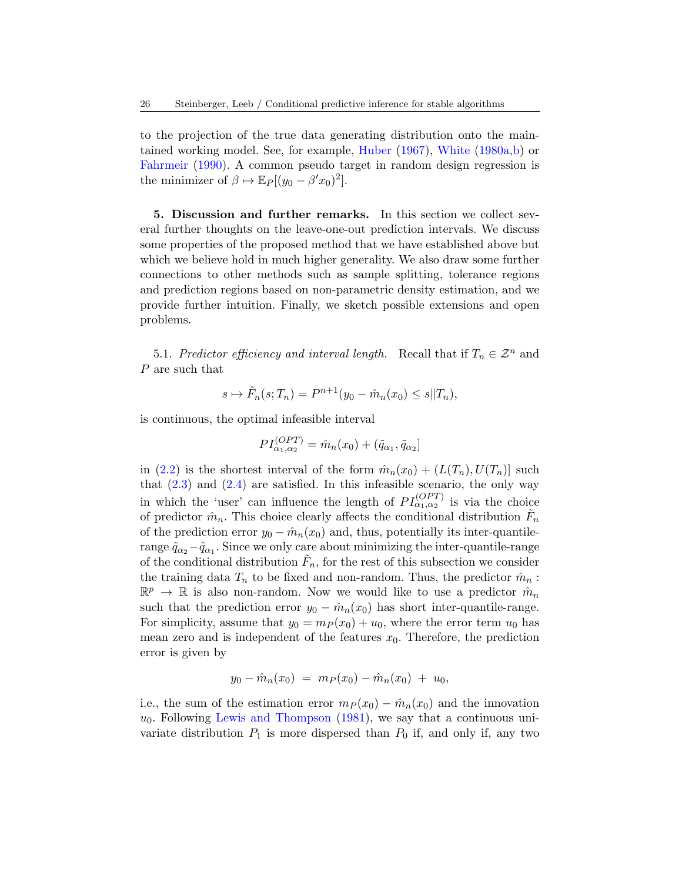to the projection of the true data generating distribution onto the maintained working model. See, for example, Huber (1967), White (1980a,b) or Fahrmeir (1990). A common pseudo target in random design regression is the minimizer of $\beta \mapsto \mathbb{E}_P[(y_0 - \beta' x_0)^2]$.

## 5. Discussion and further remarks.

In this section we collect several further thoughts on the leave-one-out prediction intervals. We discuss some properties of the proposed method that we have established above but which we believe hold in much higher generality. We also draw some further connections to other methods such as sample splitting, tolerance regions and prediction regions based on non-parametric density estimation, and we provide further intuition. Finally, we sketch possible extensions and open problems.

### 5.1. *Predictor efficiency and interval length.*

Recall that if $T_n \in \mathcal{Z}^n$ and $P$ are such that

$$s \mapsto \tilde{F}_n(s; T_n) = P^{n+1}(y_0 - \hat{m}_n(x_0) \leq s \| T_n),$$

is continuous, the optimal infeasible interval

$$PI_{\alpha_1,\alpha_2}^{(OPT)} = \hat{m}_n(x_0) + (\tilde{q}_{\alpha_1}, \tilde{q}_{\alpha_2}]$$

in (2.2) is the shortest interval of the form $\hat{m}_n(x_0) + (L(T_n), U(T_n)]$ such that (2.3) and (2.4) are satisfied. In this infeasible scenario, the only way in which the 'user' can influence the length of $PI_{\alpha_1,\alpha_2}^{(OPT)}$ is via the choice of predictor $\hat{m}_n$. This choice clearly affects the conditional distribution $\tilde{F}_n$ of the prediction error $y_0 - \hat{m}_n(x_0)$ and, thus, potentially its inter-quantile-range $\tilde{q}_{\alpha_2} - \tilde{q}_{\alpha_1}$. Since we only care about minimizing the inter-quantile-range of the conditional distribution $\tilde{F}_n$, for the rest of this subsection we consider the training data $T_n$ to be fixed and non-random. Thus, the predictor $\hat{m}_n : \mathbb{R}^p \to \mathbb{R}$ is also non-random. Now we would like to use a predictor $\hat{m}_n$ such that the prediction error $y_0 - \hat{m}_n(x_0)$ has short inter-quantile-range. For simplicity, assume that $y_0 = m_P(x_0) + u_0$, where the error term $u_0$ has mean zero and is independent of the features $x_0$. Therefore, the prediction error is given by

$$y_0 - \hat{m}_n(x_0) \;=\; m_P(x_0) - \hat{m}_n(x_0) \;+\; u_0,$$

i.e., the sum of the estimation error $m_P(x_0) - \hat{m}_n(x_0)$ and the innovation $u_0$. Following Lewis and Thompson (1981), we say that a continuous univariate distribution $P_1$ is more dispersed than $P_0$ if, and only if, any two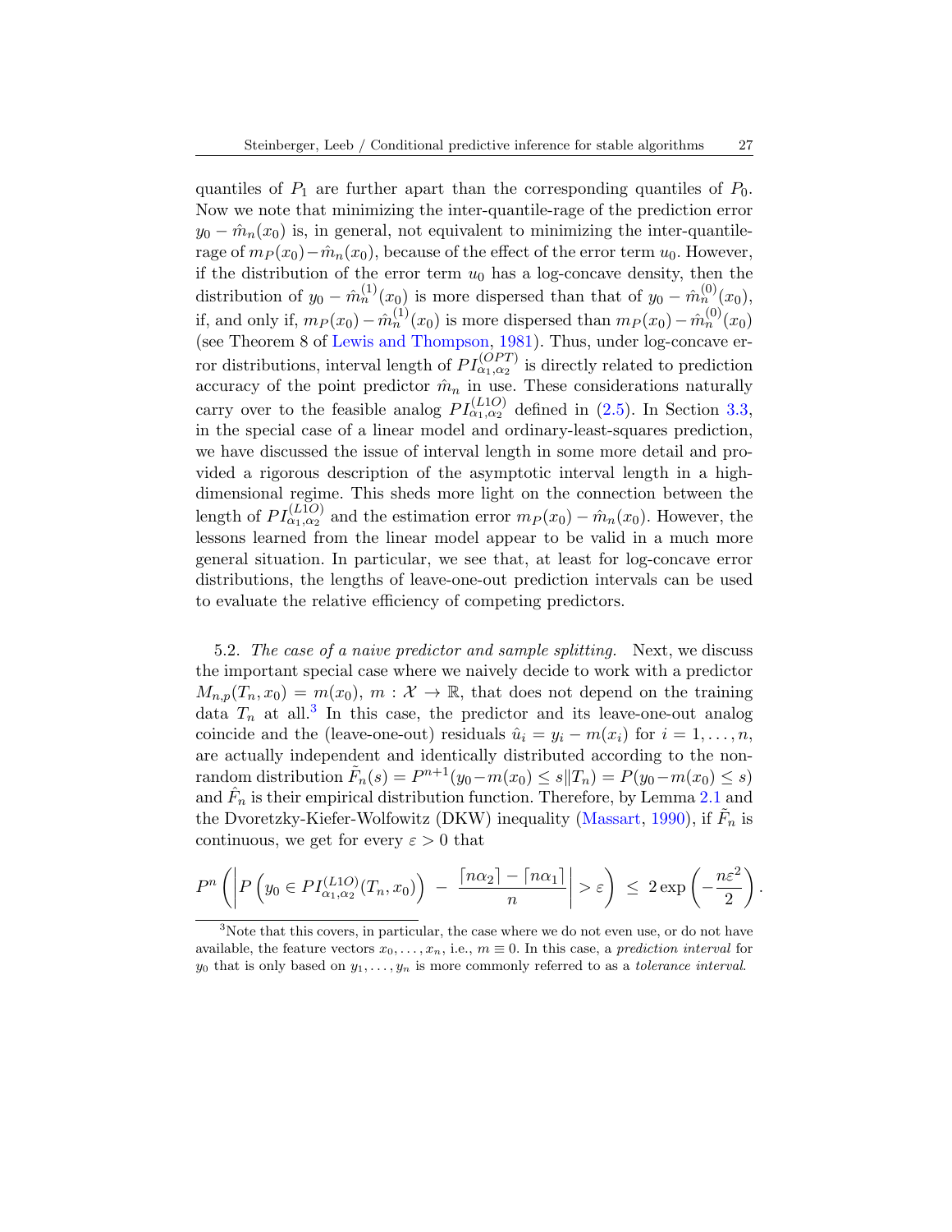quantiles of $P_1$ are further apart than the corresponding quantiles of $P_0$. Now we note that minimizing the inter-quantile-rage of the prediction error $y_0 - \hat{m}_n(x_0)$ is, in general, not equivalent to minimizing the inter-quantile-rage of $m_P(x_0) - \hat{m}_n(x_0)$, because of the effect of the error term $u_0$. However, if the distribution of the error term $u_0$ has a log-concave density, then the distribution of $y_0 - \hat{m}_n^{(1)}(x_0)$ is more dispersed than that of $y_0 - \hat{m}_n^{(0)}(x_0)$, if, and only if, $m_P(x_0) - \hat{m}_n^{(1)}(x_0)$ is more dispersed than $m_P(x_0) - \hat{m}_n^{(0)}(x_0)$ (see Theorem 8 of Lewis and Thompson, 1981). Thus, under log-concave error distributions, interval length of $PI_{\alpha_1,\alpha_2}^{(OPT)}$ is directly related to prediction accuracy of the point predictor $\hat{m}_n$ in use. These considerations naturally carry over to the feasible analog $PI_{\alpha_1,\alpha_2}^{(L1O)}$ defined in (2.5). In Section 3.3, in the special case of a linear model and ordinary-least-squares prediction, we have discussed the issue of interval length in some more detail and provided a rigorous description of the asymptotic interval length in a high-dimensional regime. This sheds more light on the connection between the length of $PI_{\alpha_1,\alpha_2}^{(L1O)}$ and the estimation error $m_P(x_0) - \hat{m}_n(x_0)$. However, the lessons learned from the linear model appear to be valid in a much more general situation. In particular, we see that, at least for log-concave error distributions, the lengths of leave-one-out prediction intervals can be used to evaluate the relative efficiency of competing predictors.

5.2. *The case of a naive predictor and sample splitting.* Next, we discuss the important special case where we naively decide to work with a predictor $M_{n,p}(T_n, x_0) = m(x_0)$, $m : \mathcal{X} \to \mathbb{R}$, that does not depend on the training data $T_n$ at all.[3] In this case, the predictor and its leave-one-out analog coincide and the (leave-one-out) residuals $\hat{u}_i = y_i - m(x_i)$ for $i = 1, \dots, n$, are actually independent and identically distributed according to the non-random distribution $\tilde{F}_n(s) = P^{n+1}(y_0 - m(x_0) \leq s \| T_n) = P(y_0 - m(x_0) \leq s)$ and $\hat{F}_n$ is their empirical distribution function. Therefore, by Lemma 2.1 and the Dvoretzky-Kiefer-Wolfowitz (DKW) inequality (Massart, 1990), if $\tilde{F}_n$ is continuous, we get for every $\varepsilon > 0$ that

$$P^n\left( \left| P\left(y_0 \in PI_{\alpha_1,\alpha_2}^{(L1O)}(T_n, x_0)\right) \; - \; \frac{\lceil n\alpha_2 \rceil - \lceil n\alpha_1 \rceil}{n} \right| > \varepsilon \right) \; \leq \; 2\exp\left(-\frac{n\varepsilon^2}{2}\right).$$

[3] Note that this covers, in particular, the case where we do not even use, or do not have available, the feature vectors $x_0, \dots, x_n$, i.e., $m \equiv 0$. In this case, a *prediction interval* for $y_0$ that is only based on $y_1, \dots, y_n$ is more commonly referred to as a *tolerance interval*.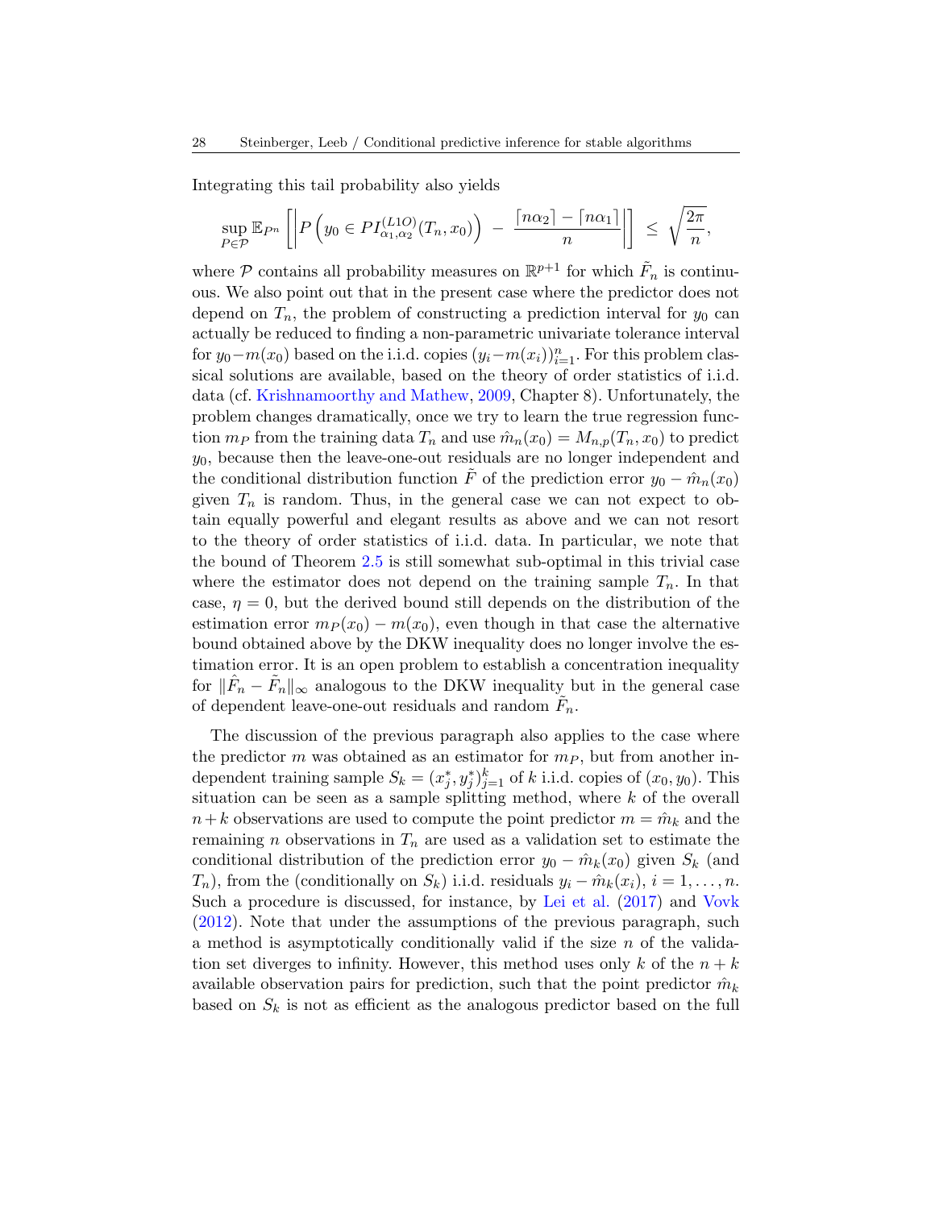Integrating this tail probability also yields

$$\sup_{P \in \mathcal{P}} \mathbb{E}_{P^n} \left[ \left| P\left( y_0 \in PI^{(L1O)}_{\alpha_1,\alpha_2}(T_n, x_0) \right) \; - \; \frac{\lceil n\alpha_2 \rceil - \lceil n\alpha_1 \rceil}{n} \right| \right] \; \leq \; \sqrt{\frac{2\pi}{n}},$$

where $\mathcal{P}$ contains all probability measures on $\mathbb{R}^{p+1}$ for which $\tilde{F}_n$ is continuous. We also point out that in the present case where the predictor does not depend on $T_n$, the problem of constructing a prediction interval for $y_0$ can actually be reduced to finding a non-parametric univariate tolerance interval for $y_0 - m(x_0)$ based on the i.i.d. copies $(y_i - m(x_i))_{i=1}^n$. For this problem classical solutions are available, based on the theory of order statistics of i.i.d. data (cf. Krishnamoorthy and Mathew, 2009, Chapter 8). Unfortunately, the problem changes dramatically, once we try to learn the true regression function $m_P$ from the training data $T_n$ and use $\hat{m}_n(x_0) = M_{n,p}(T_n, x_0)$ to predict $y_0$, because then the leave-one-out residuals are no longer independent and the conditional distribution function $\tilde{F}$ of the prediction error $y_0 - \hat{m}_n(x_0)$ given $T_n$ is random. Thus, in the general case we can not expect to obtain equally powerful and elegant results as above and we can not resort to the theory of order statistics of i.i.d. data. In particular, we note that the bound of Theorem 2.5 is still somewhat sub-optimal in this trivial case where the estimator does not depend on the training sample $T_n$. In that case, $\eta = 0$, but the derived bound still depends on the distribution of the estimation error $m_P(x_0) - m(x_0)$, even though in that case the alternative bound obtained above by the DKW inequality does no longer involve the estimation error. It is an open problem to establish a concentration inequality for $\|\hat{F}_n - \tilde{F}_n\|_\infty$ analogous to the DKW inequality but in the general case of dependent leave-one-out residuals and random $\tilde{F}_n$.

The discussion of the previous paragraph also applies to the case where the predictor $m$ was obtained as an estimator for $m_P$, but from another independent training sample $S_k = (x_j^*, y_j^*)_{j=1}^k$ of $k$ i.i.d. copies of $(x_0, y_0)$. This situation can be seen as a sample splitting method, where $k$ of the overall $n + k$ observations are used to compute the point predictor $m = \hat{m}_k$ and the remaining $n$ observations in $T_n$ are used as a validation set to estimate the conditional distribution of the prediction error $y_0 - \hat{m}_k(x_0)$ given $S_k$ (and $T_n$), from the (conditionally on $S_k$) i.i.d. residuals $y_i - \hat{m}_k(x_i)$, $i = 1, \dots, n$. Such a procedure is discussed, for instance, by Lei et al. (2017) and Vovk (2012). Note that under the assumptions of the previous paragraph, such a method is asymptotically conditionally valid if the size $n$ of the validation set diverges to infinity. However, this method uses only $k$ of the $n + k$ available observation pairs for prediction, such that the point predictor $\hat{m}_k$ based on $S_k$ is not as efficient as the analogous predictor based on the full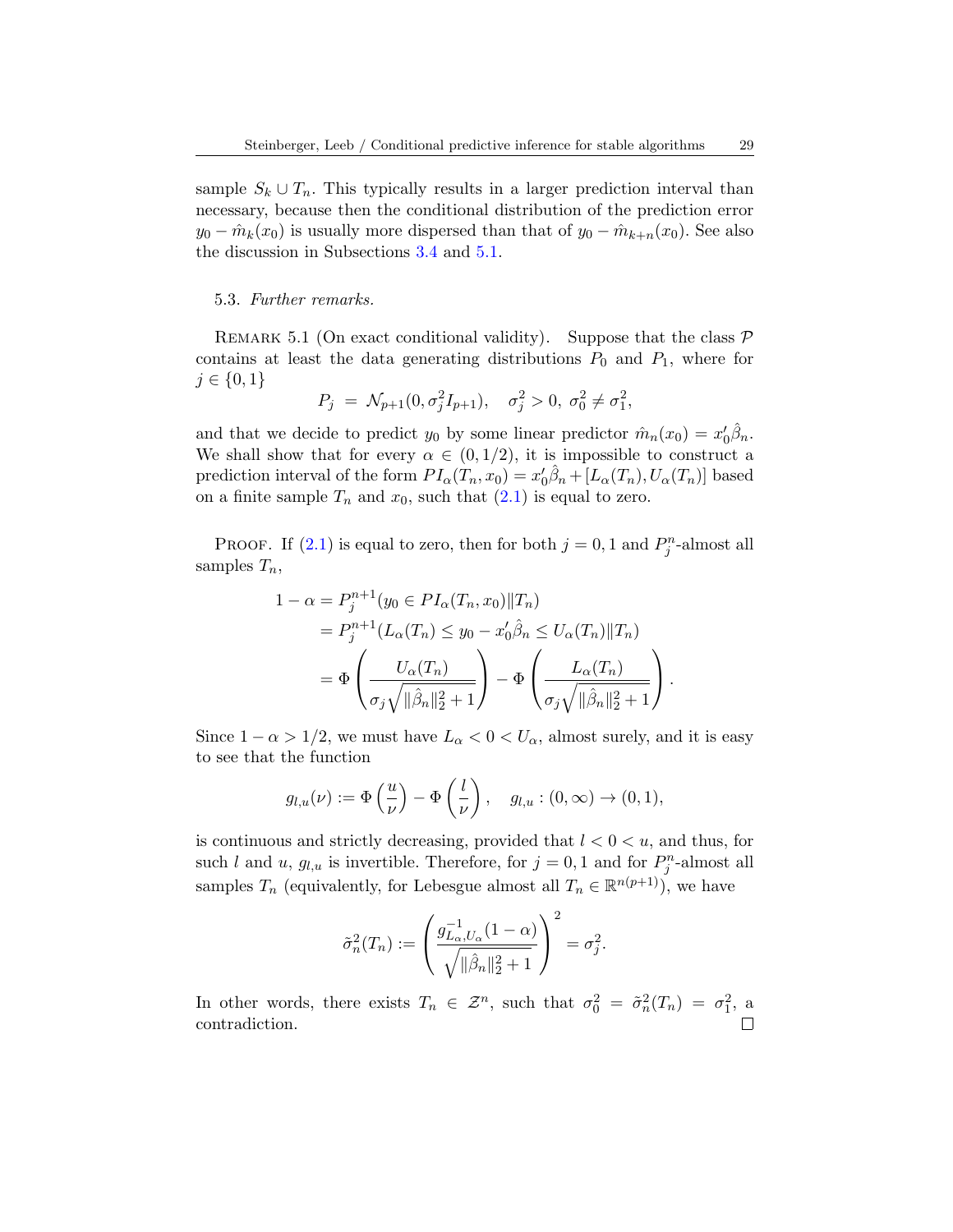sample $S_k \cup T_n$. This typically results in a larger prediction interval than necessary, because then the conditional distribution of the prediction error $y_0 - \hat{m}_k(x_0)$ is usually more dispersed than that of $y_0 - \hat{m}_{k+n}(x_0)$. See also the discussion in Subsections 3.4 and 5.1.

### 5.3. *Further remarks.*

REMARK 5.1 (On exact conditional validity). Suppose that the class $\mathcal{P}$ contains at least the data generating distributions $P_0$ and $P_1$, where for $j \in \{0, 1\}$

$$P_j \;=\; \mathcal{N}_{p+1}(0, \sigma_j^2 I_{p+1}), \quad \sigma_j^2 > 0,\; \sigma_0^2 \neq \sigma_1^2,$$

and that we decide to predict $y_0$ by some linear predictor $\hat{m}_n(x_0) = x_0'\hat{\beta}_n$. We shall show that for every $\alpha \in (0, 1/2)$, it is impossible to construct a prediction interval of the form $PI_\alpha(T_n, x_0) = x_0'\hat{\beta}_n + [L_\alpha(T_n), U_\alpha(T_n)]$ based on a finite sample $T_n$ and $x_0$, such that (2.1) is equal to zero.

PROOF. If (2.1) is equal to zero, then for both $j = 0, 1$ and $P_j^n$-almost all samples $T_n$,

$$\begin{aligned}
1 - \alpha &= P_j^{n+1}(y_0 \in PI_\alpha(T_n, x_0) \| T_n) \\
&= P_j^{n+1}(L_\alpha(T_n) \leq y_0 - x_0'\hat{\beta}_n \leq U_\alpha(T_n) \| T_n) \\
&= \Phi\left(\frac{U_\alpha(T_n)}{\sigma_j\sqrt{\|\hat{\beta}_n\|_2^2 + 1}}\right) - \Phi\left(\frac{L_\alpha(T_n)}{\sigma_j\sqrt{\|\hat{\beta}_n\|_2^2 + 1}}\right).
\end{aligned}$$

Since $1 - \alpha > 1/2$, we must have $L_\alpha < 0 < U_\alpha$, almost surely, and it is easy to see that the function

$$g_{l,u}(\nu) := \Phi\left(\frac{u}{\nu}\right) - \Phi\left(\frac{l}{\nu}\right), \quad g_{l,u} : (0, \infty) \to (0, 1),$$

is continuous and strictly decreasing, provided that $l < 0 < u$, and thus, for such $l$ and $u$, $g_{l,u}$ is invertible. Therefore, for $j = 0, 1$ and for $P_j^n$-almost all samples $T_n$ (equivalently, for Lebesgue almost all $T_n \in \mathbb{R}^{n(p+1)}$), we have

$$\tilde{\sigma}_n^2(T_n) := \left(\frac{g^{-1}_{L_\alpha, U_\alpha}(1 - \alpha)}{\sqrt{\|\hat{\beta}_n\|_2^2 + 1}}\right)^2 = \sigma_j^2.$$

In other words, there exists $T_n \in \mathcal{Z}^n$, such that $\sigma_0^2 = \tilde{\sigma}_n^2(T_n) = \sigma_1^2$, a contradiction. ☐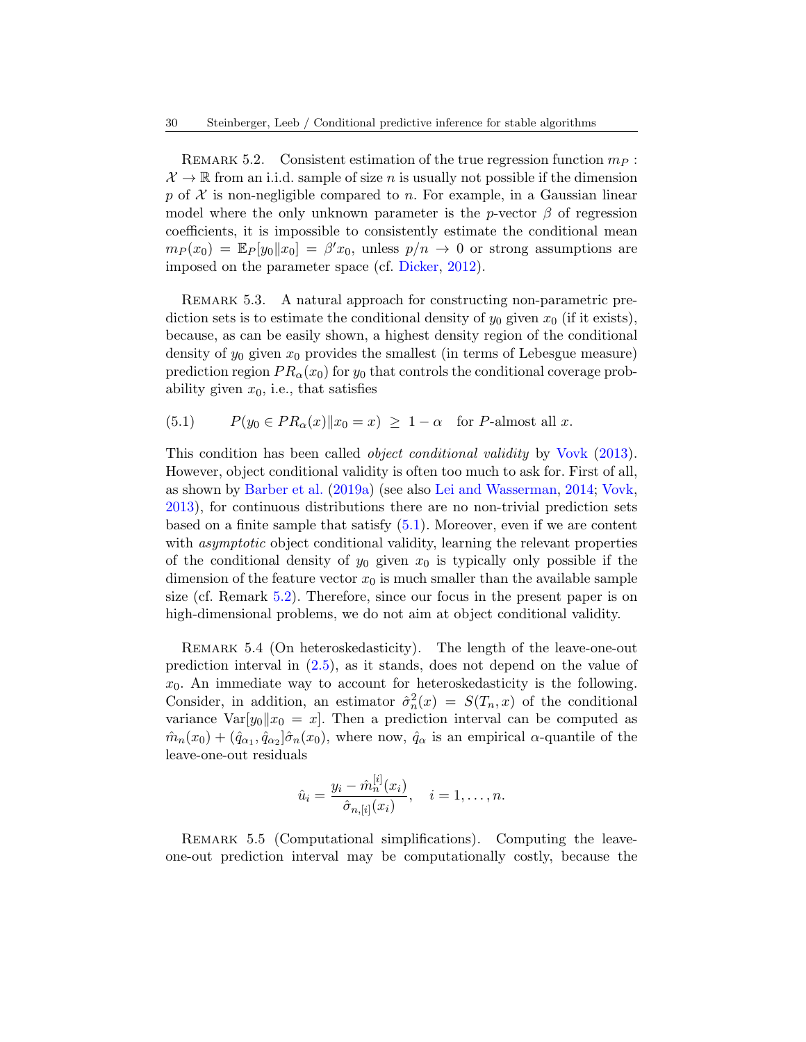REMARK 5.2. Consistent estimation of the true regression function $m_P : \mathcal{X} \to \mathbb{R}$ from an i.i.d. sample of size $n$ is usually not possible if the dimension $p$ of $\mathcal{X}$ is non-negligible compared to $n$. For example, in a Gaussian linear model where the only unknown parameter is the $p$-vector $\beta$ of regression coefficients, it is impossible to consistently estimate the conditional mean $m_P(x_0) = \mathbb{E}_P[y_0 \| x_0] = \beta' x_0$, unless $p/n \to 0$ or strong assumptions are imposed on the parameter space (cf. Dicker, 2012).

REMARK 5.3. A natural approach for constructing non-parametric prediction sets is to estimate the conditional density of $y_0$ given $x_0$ (if it exists), because, as can be easily shown, a highest density region of the conditional density of $y_0$ given $x_0$ provides the smallest (in terms of Lebesgue measure) prediction region $PR_\alpha(x_0)$ for $y_0$ that controls the conditional coverage probability given $x_0$, i.e., that satisfies

$$(5.1) \qquad P(y_0 \in PR_\alpha(x) \| x_0 = x) \;\geq\; 1 - \alpha \quad \text{for } P\text{-almost all } x.$$

This condition has been called *object conditional validity* by Vovk (2013). However, object conditional validity is often too much to ask for. First of all, as shown by Barber et al. (2019a) (see also Lei and Wasserman, 2014; Vovk, 2013), for continuous distributions there are no non-trivial prediction sets based on a finite sample that satisfy (5.1). Moreover, even if we are content with *asymptotic* object conditional validity, learning the relevant properties of the conditional density of $y_0$ given $x_0$ is typically only possible if the dimension of the feature vector $x_0$ is much smaller than the available sample size (cf. Remark 5.2). Therefore, since our focus in the present paper is on high-dimensional problems, we do not aim at object conditional validity.

REMARK 5.4 (On heteroskedasticity). The length of the leave-one-out prediction interval in (2.5), as it stands, does not depend on the value of $x_0$. An immediate way to account for heteroskedasticity is the following. Consider, in addition, an estimator $\hat{\sigma}_n^2(x) = S(T_n, x)$ of the conditional variance $\mathrm{Var}[y_0 \| x_0 = x]$. Then a prediction interval can be computed as $\hat{m}_n(x_0) + (\hat{q}_{\alpha_1}, \hat{q}_{\alpha_2}]\hat{\sigma}_n(x_0)$, where now, $\hat{q}_\alpha$ is an empirical $\alpha$-quantile of the leave-one-out residuals

$$\hat{u}_i = \frac{y_i - \hat{m}_n^{[i]}(x_i)}{\hat{\sigma}_{n,[i]}(x_i)}, \quad i = 1, \dots, n.$$

REMARK 5.5 (Computational simplifications). Computing the leave-one-out prediction interval may be computationally costly, because the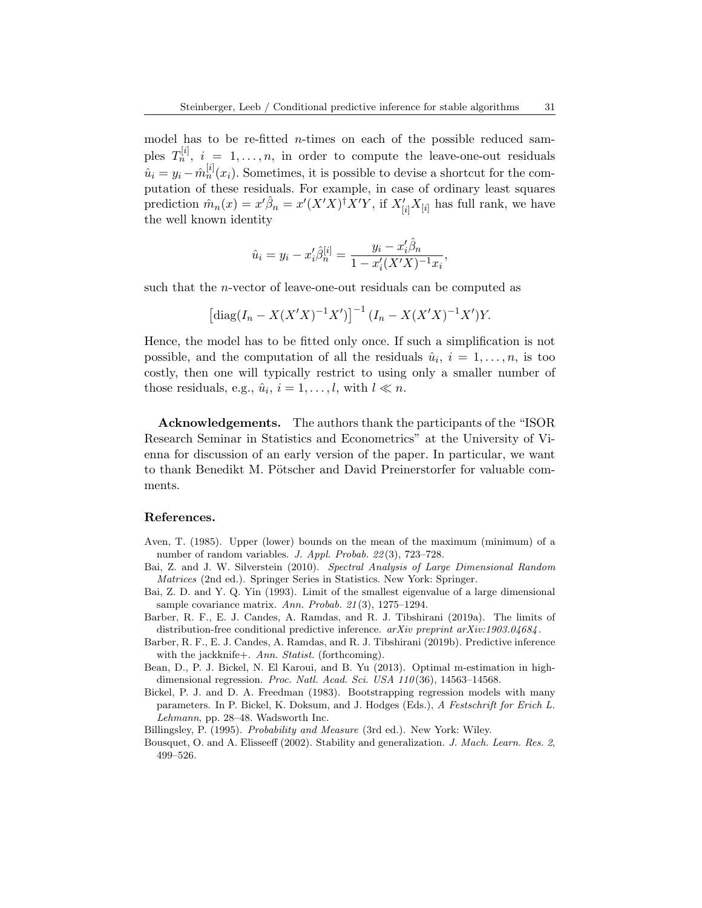model has to be re-fitted $n$-times on each of the possible reduced samples $T_n^{[i]}$, $i = 1, \dots, n$, in order to compute the leave-one-out residuals $\hat{u}_i = y_i - \hat{m}_n^{[i]}(x_i)$. Sometimes, it is possible to devise a shortcut for the computation of these residuals. For example, in case of ordinary least squares prediction $\hat{m}_n(x) = x'\hat{\beta}_n = x'(X'X)^\dagger X'Y$, if $X_{[i]}'X_{[i]}$ has full rank, we have the well known identity

$$\hat{u}_i = y_i - x_i'\hat{\beta}_n^{[i]} = \frac{y_i - x_i'\hat{\beta}_n}{1 - x_i'(X'X)^{-1}x_i},$$

such that the $n$-vector of leave-one-out residuals can be computed as

$$\left[\operatorname{diag}(I_n - X(X'X)^{-1}X')\right]^{-1}(I_n - X(X'X)^{-1}X')Y.$$

Hence, the model has to be fitted only once. If such a simplification is not possible, and the computation of all the residuals $\hat{u}_i$, $i = 1, \dots, n$, is too costly, then one will typically restrict to using only a smaller number of those residuals, e.g., $\hat{u}_i$, $i = 1, \dots, l$, with $l \ll n$.

**Acknowledgements.** The authors thank the participants of the "ISOR Research Seminar in Statistics and Econometrics" at the University of Vienna for discussion of an early version of the paper. In particular, we want to thank Benedikt M. Pötscher and David Preinerstorfer for valuable comments.

## References.

Aven, T. (1985). Upper (lower) bounds on the mean of the maximum (minimum) of a number of random variables. *J. Appl. Probab. 22*(3), 723–728.

Bai, Z. and J. W. Silverstein (2010). *Spectral Analysis of Large Dimensional Random Matrices* (2nd ed.). Springer Series in Statistics. New York: Springer.

Bai, Z. D. and Y. Q. Yin (1993). Limit of the smallest eigenvalue of a large dimensional sample covariance matrix. *Ann. Probab. 21*(3), 1275–1294.

Barber, R. F., E. J. Candes, A. Ramdas, and R. J. Tibshirani (2019a). The limits of distribution-free conditional predictive inference. *arXiv preprint arXiv:1903.04684*.

Barber, R. F., E. J. Candes, A. Ramdas, and R. J. Tibshirani (2019b). Predictive inference with the jackknife+. *Ann. Statist.* (forthcoming).

Bean, D., P. J. Bickel, N. El Karoui, and B. Yu (2013). Optimal m-estimation in high-dimensional regression. *Proc. Natl. Acad. Sci. USA 110*(36), 14563–14568.

Bickel, P. J. and D. A. Freedman (1983). Bootstrapping regression models with many parameters. In P. Bickel, K. Doksum, and J. Hodges (Eds.), *A Festschrift for Erich L. Lehmann*, pp. 28–48. Wadsworth Inc.

Billingsley, P. (1995). *Probability and Measure* (3rd ed.). New York: Wiley.

Bousquet, O. and A. Elisseeff (2002). Stability and generalization. *J. Mach. Learn. Res. 2*, 499–526.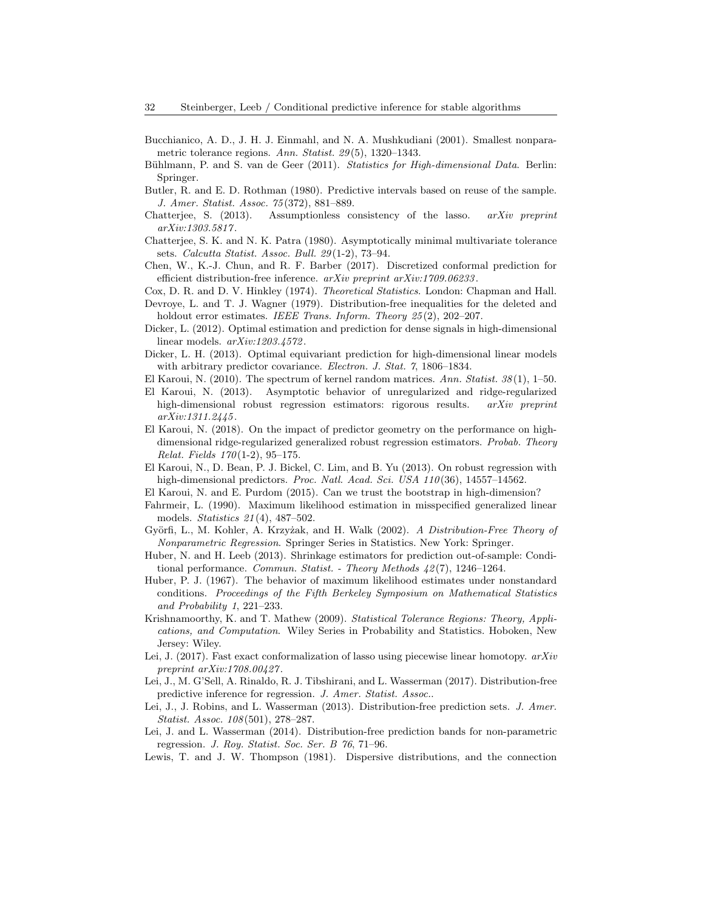Bucchianico, A. D., J. H. J. Einmahl, and N. A. Mushkudiani (2001). Smallest nonparametric tolerance regions. *Ann. Statist. 29*(5), 1320–1343.

Bühlmann, P. and S. van de Geer (2011). *Statistics for High-dimensional Data*. Berlin: Springer.

Butler, R. and E. D. Rothman (1980). Predictive intervals based on reuse of the sample. *J. Amer. Statist. Assoc. 75*(372), 881–889.

Chatterjee, S. (2013). Assumptionless consistency of the lasso. *arXiv preprint arXiv:1303.5817*.

Chatterjee, S. K. and N. K. Patra (1980). Asymptotically minimal multivariate tolerance sets. *Calcutta Statist. Assoc. Bull. 29*(1-2), 73–94.

Chen, W., K.-J. Chun, and R. F. Barber (2017). Discretized conformal prediction for efficient distribution-free inference. *arXiv preprint arXiv:1709.06233*.

Cox, D. R. and D. V. Hinkley (1974). *Theoretical Statistics*. London: Chapman and Hall.

Devroye, L. and T. J. Wagner (1979). Distribution-free inequalities for the deleted and holdout error estimates. *IEEE Trans. Inform. Theory 25*(2), 202–207.

Dicker, L. (2012). Optimal estimation and prediction for dense signals in high-dimensional linear models. *arXiv:1203.4572*.

Dicker, L. H. (2013). Optimal equivariant prediction for high-dimensional linear models with arbitrary predictor covariance. *Electron. J. Stat. 7*, 1806–1834.

El Karoui, N. (2010). The spectrum of kernel random matrices. *Ann. Statist. 38*(1), 1–50.

El Karoui, N. (2013). Asymptotic behavior of unregularized and ridge-regularized high-dimensional robust regression estimators: rigorous results. *arXiv preprint arXiv:1311.2445*.

El Karoui, N. (2018). On the impact of predictor geometry on the performance on high-dimensional ridge-regularized generalized robust regression estimators. *Probab. Theory Relat. Fields 170*(1-2), 95–175.

El Karoui, N., D. Bean, P. J. Bickel, C. Lim, and B. Yu (2013). On robust regression with high-dimensional predictors. *Proc. Natl. Acad. Sci. USA 110*(36), 14557–14562.

El Karoui, N. and E. Purdom (2015). Can we trust the bootstrap in high-dimension?

Fahrmeir, L. (1990). Maximum likelihood estimation in misspecified generalized linear models. *Statistics 21*(4), 487–502.

Györfi, L., M. Kohler, A. Krzyżak, and H. Walk (2002). *A Distribution-Free Theory of Nonparametric Regression*. Springer Series in Statistics. New York: Springer.

Huber, N. and H. Leeb (2013). Shrinkage estimators for prediction out-of-sample: Conditional performance. *Commun. Statist. - Theory Methods 42*(7), 1246–1264.

Huber, P. J. (1967). The behavior of maximum likelihood estimates under nonstandard conditions. *Proceedings of the Fifth Berkeley Symposium on Mathematical Statistics and Probability 1*, 221–233.

Krishnamoorthy, K. and T. Mathew (2009). *Statistical Tolerance Regions: Theory, Applications, and Computation*. Wiley Series in Probability and Statistics. Hoboken, New Jersey: Wiley.

Lei, J. (2017). Fast exact conformalization of lasso using piecewise linear homotopy. *arXiv preprint arXiv:1708.00427*.

Lei, J., M. G'Sell, A. Rinaldo, R. J. Tibshirani, and L. Wasserman (2017). Distribution-free predictive inference for regression. *J. Amer. Statist. Assoc.*.

Lei, J., J. Robins, and L. Wasserman (2013). Distribution-free prediction sets. *J. Amer. Statist. Assoc. 108*(501), 278–287.

Lei, J. and L. Wasserman (2014). Distribution-free prediction bands for non-parametric regression. *J. Roy. Statist. Soc. Ser. B 76*, 71–96.

Lewis, T. and J. W. Thompson (1981). Dispersive distributions, and the connection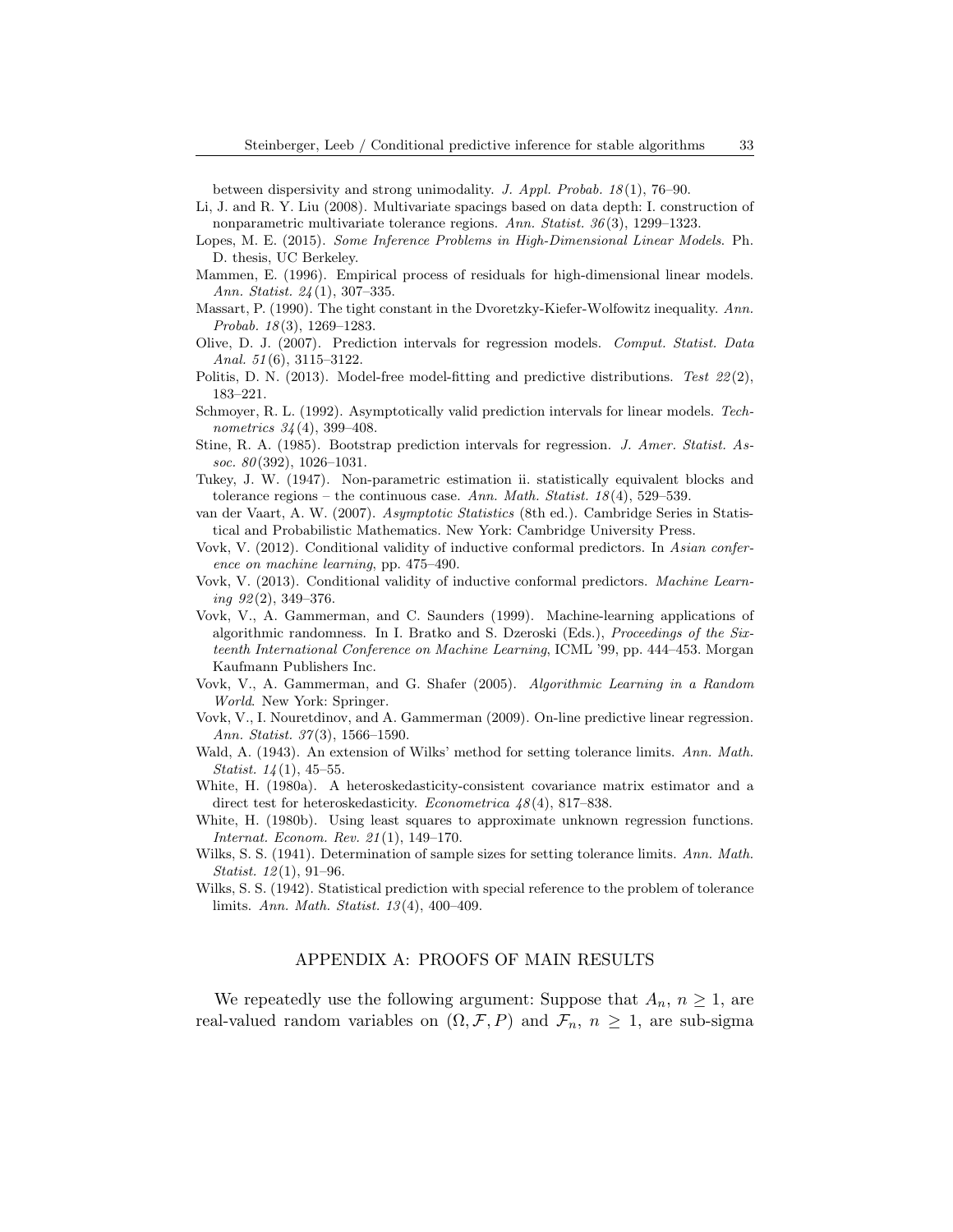between dispersivity and strong unimodality. *J. Appl. Probab. 18*(1), 76–90.

Li, J. and R. Y. Liu (2008). Multivariate spacings based on data depth: I. construction of nonparametric multivariate tolerance regions. *Ann. Statist. 36*(3), 1299–1323.

Lopes, M. E. (2015). *Some Inference Problems in High-Dimensional Linear Models*. Ph. D. thesis, UC Berkeley.

Mammen, E. (1996). Empirical process of residuals for high-dimensional linear models. *Ann. Statist. 24*(1), 307–335.

Massart, P. (1990). The tight constant in the Dvoretzky-Kiefer-Wolfowitz inequality. *Ann. Probab. 18*(3), 1269–1283.

Olive, D. J. (2007). Prediction intervals for regression models. *Comput. Statist. Data Anal. 51*(6), 3115–3122.

Politis, D. N. (2013). Model-free model-fitting and predictive distributions. *Test 22*(2), 183–221.

Schmoyer, R. L. (1992). Asymptotically valid prediction intervals for linear models. *Technometrics 34*(4), 399–408.

Stine, R. A. (1985). Bootstrap prediction intervals for regression. *J. Amer. Statist. Assoc. 80*(392), 1026–1031.

Tukey, J. W. (1947). Non-parametric estimation ii. statistically equivalent blocks and tolerance regions – the continuous case. *Ann. Math. Statist. 18*(4), 529–539.

van der Vaart, A. W. (2007). *Asymptotic Statistics* (8th ed.). Cambridge Series in Statistical and Probabilistic Mathematics. New York: Cambridge University Press.

Vovk, V. (2012). Conditional validity of inductive conformal predictors. In *Asian conference on machine learning*, pp. 475–490.

Vovk, V. (2013). Conditional validity of inductive conformal predictors. *Machine Learning 92*(2), 349–376.

Vovk, V., A. Gammerman, and C. Saunders (1999). Machine-learning applications of algorithmic randomness. In I. Bratko and S. Dzeroski (Eds.), *Proceedings of the Sixteenth International Conference on Machine Learning*, ICML '99, pp. 444–453. Morgan Kaufmann Publishers Inc.

Vovk, V., A. Gammerman, and G. Shafer (2005). *Algorithmic Learning in a Random World*. New York: Springer.

Vovk, V., I. Nouretdinov, and A. Gammerman (2009). On-line predictive linear regression. *Ann. Statist. 37*(3), 1566–1590.

Wald, A. (1943). An extension of Wilks' method for setting tolerance limits. *Ann. Math. Statist. 14*(1), 45–55.

White, H. (1980a). A heteroskedasticity-consistent covariance matrix estimator and a direct test for heteroskedasticity. *Econometrica 48*(4), 817–838.

White, H. (1980b). Using least squares to approximate unknown regression functions. *Internat. Econom. Rev. 21*(1), 149–170.

Wilks, S. S. (1941). Determination of sample sizes for setting tolerance limits. *Ann. Math. Statist. 12*(1), 91–96.

Wilks, S. S. (1942). Statistical prediction with special reference to the problem of tolerance limits. *Ann. Math. Statist. 13*(4), 400–409.

## APPENDIX A: PROOFS OF MAIN RESULTS

We repeatedly use the following argument: Suppose that $A_n$, $n \geq 1$, are real-valued random variables on $(\Omega, \mathcal{F}, P)$ and $\mathcal{F}_n$, $n \geq 1$, are sub-sigma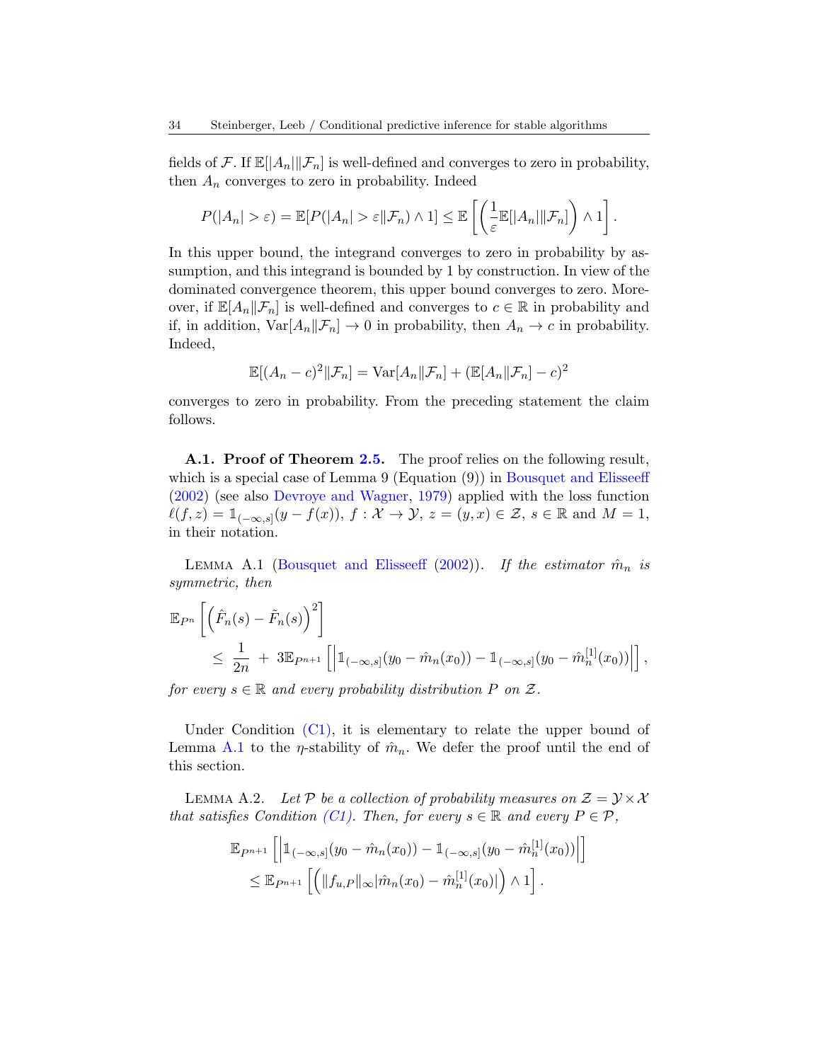fields of $\mathcal{F}$. If $\mathbb{E}[|A_n| \| \mathcal{F}_n]$ is well-defined and converges to zero in probability, then $A_n$ converges to zero in probability. Indeed

$$P(|A_n| > \varepsilon) = \mathbb{E}[P(|A_n| > \varepsilon \| \mathcal{F}_n) \wedge 1] \leq \mathbb{E}\left[\left(\frac{1}{\varepsilon}\mathbb{E}[|A_n| \| \mathcal{F}_n]\right) \wedge 1\right].$$

In this upper bound, the integrand converges to zero in probability by assumption, and this integrand is bounded by 1 by construction. In view of the dominated convergence theorem, this upper bound converges to zero. Moreover, if $\mathbb{E}[A_n \| \mathcal{F}_n]$ is well-defined and converges to $c \in \mathbb{R}$ in probability and if, in addition, $\mathrm{Var}[A_n \| \mathcal{F}_n] \to 0$ in probability, then $A_n \to c$ in probability. Indeed,

$$\mathbb{E}[(A_n - c)^2 \| \mathcal{F}_n] = \mathrm{Var}[A_n \| \mathcal{F}_n] + (\mathbb{E}[A_n \| \mathcal{F}_n] - c)^2$$

converges to zero in probability. From the preceding statement the claim follows.

**A.1. Proof of Theorem 2.5.** The proof relies on the following result, which is a special case of Lemma 9 (Equation (9)) in Bousquet and Elisseeff (2002) (see also Devroye and Wagner, 1979) applied with the loss function $\ell(f, z) = \mathbb{1}_{(-\infty,s]}(y - f(x))$, $f : \mathcal{X} \to \mathcal{Y}$, $z = (y, x) \in \mathcal{Z}$, $s \in \mathbb{R}$ and $M = 1$, in their notation.

Lemma A.1 (Bousquet and Elisseeff (2002)). *If the estimator $\hat{m}_n$ is symmetric, then*

$$\mathbb{E}_{P^n}\left[\left(\hat{F}_n(s) - \tilde{F}_n(s)\right)^2\right] \leq \frac{1}{2n} + 3\mathbb{E}_{P^{n+1}}\left[\left|\mathbb{1}_{(-\infty,s]}(y_0 - \hat{m}_n(x_0)) - \mathbb{1}_{(-\infty,s]}(y_0 - \hat{m}_n^{[1]}(x_0))\right|\right],$$

*for every $s \in \mathbb{R}$ and every probability distribution $P$ on $\mathcal{Z}$.*

Under Condition (C1), it is elementary to relate the upper bound of Lemma A.1 to the $\eta$-stability of $\hat{m}_n$. We defer the proof until the end of this section.

Lemma A.2. *Let $\mathcal{P}$ be a collection of probability measures on $\mathcal{Z} = \mathcal{Y} \times \mathcal{X}$ that satisfies Condition (C1). Then, for every $s \in \mathbb{R}$ and every $P \in \mathcal{P}$,*

$$\mathbb{E}_{P^{n+1}}\left[\left|\mathbb{1}_{(-\infty,s]}(y_0 - \hat{m}_n(x_0)) - \mathbb{1}_{(-\infty,s]}(y_0 - \hat{m}_n^{[1]}(x_0))\right|\right] \leq \mathbb{E}_{P^{n+1}}\left[\left(\|f_{u,P}\|_\infty |\hat{m}_n(x_0) - \hat{m}_n^{[1]}(x_0)|\right) \wedge 1\right].$$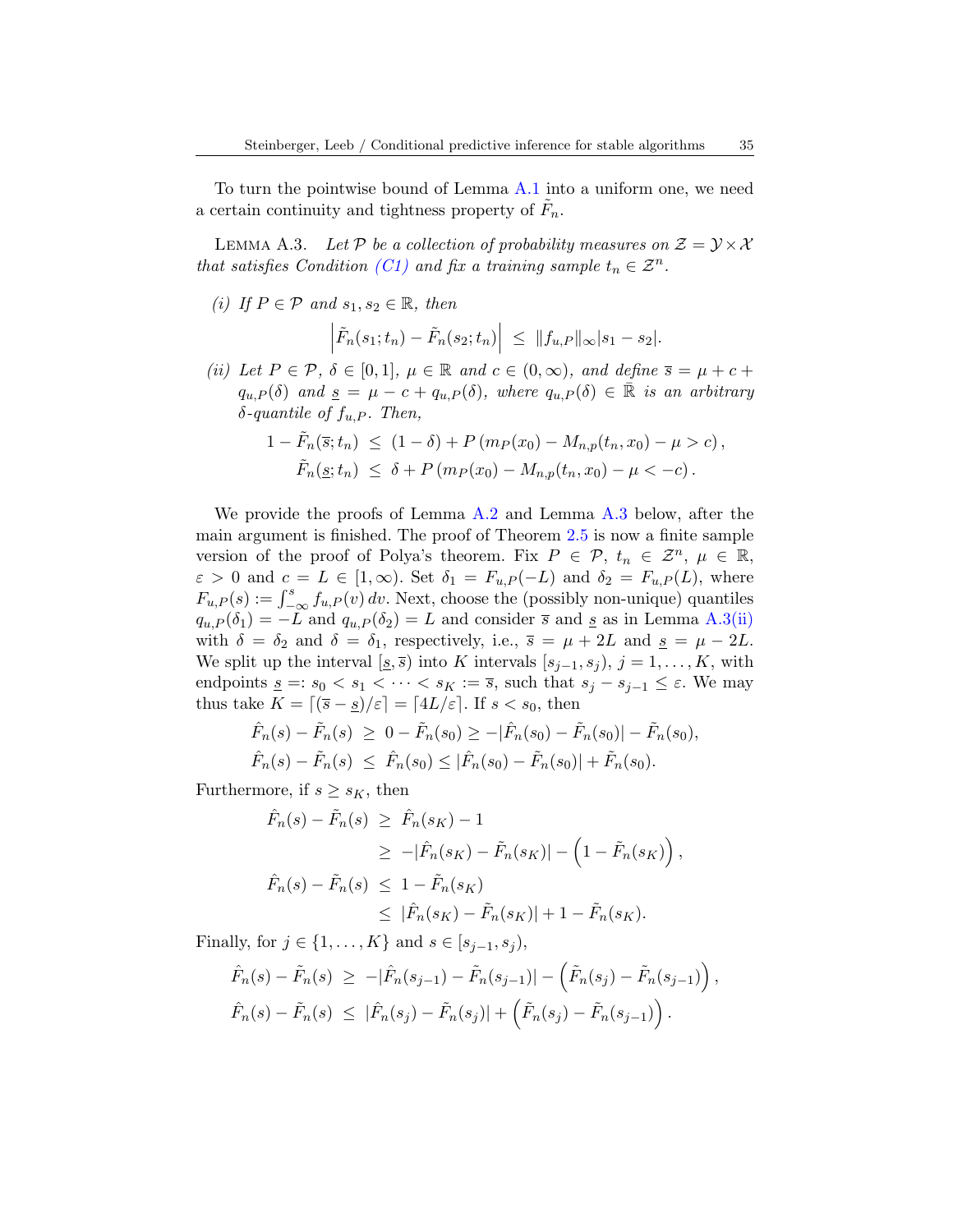To turn the pointwise bound of Lemma A.1 into a uniform one, we need a certain continuity and tightness property of $\tilde{F}_n$.

LEMMA A.3. *Let $\mathcal{P}$ be a collection of probability measures on $\mathcal{Z} = \mathcal{Y} \times \mathcal{X}$ that satisfies Condition (C1) and fix a training sample $t_n \in \mathcal{Z}^n$.*

*(i) If $P \in \mathcal{P}$ and $s_1, s_2 \in \mathbb{R}$, then*

$$\left|\tilde{F}_n(s_1; t_n) - \tilde{F}_n(s_2; t_n)\right| \;\leq\; \|f_{u,P}\|_\infty |s_1 - s_2|.$$

*(ii) Let $P \in \mathcal{P}$, $\delta \in [0,1]$, $\mu \in \mathbb{R}$ and $c \in (0,\infty)$, and define $\overline{s} = \mu + c + q_{u,P}(\delta)$ and $\underline{s} = \mu - c + q_{u,P}(\delta)$, where $q_{u,P}(\delta) \in \bar{\mathbb{R}}$ is an arbitrary $\delta$-quantile of $f_{u,P}$. Then,*

$$\begin{aligned}
1 - \tilde{F}_n(\overline{s}; t_n) \;&\leq\; (1-\delta) + P\left(m_P(x_0) - M_{n,p}(t_n, x_0) - \mu > c\right), \\
\tilde{F}_n(\underline{s}; t_n) \;&\leq\; \delta + P\left(m_P(x_0) - M_{n,p}(t_n, x_0) - \mu < -c\right).
\end{aligned}$$

We provide the proofs of Lemma A.2 and Lemma A.3 below, after the main argument is finished. The proof of Theorem 2.5 is now a finite sample version of the proof of Polya's theorem. Fix $P \in \mathcal{P}$, $t_n \in \mathcal{Z}^n$, $\mu \in \mathbb{R}$, $\varepsilon > 0$ and $c = L \in [1, \infty)$. Set $\delta_1 = F_{u,P}(-L)$ and $\delta_2 = F_{u,P}(L)$, where $F_{u,P}(s) := \int_{-\infty}^{s} f_{u,P}(v)\, dv$. Next, choose the (possibly non-unique) quantiles $q_{u,P}(\delta_1) = -L$ and $q_{u,P}(\delta_2) = L$ and consider $\overline{s}$ and $\underline{s}$ as in Lemma A.3(ii) with $\delta = \delta_2$ and $\delta = \delta_1$, respectively, i.e., $\overline{s} = \mu + 2L$ and $\underline{s} = \mu - 2L$. We split up the interval $[\underline{s}, \overline{s})$ into $K$ intervals $[s_{j-1}, s_j)$, $j = 1, \dots, K$, with endpoints $\underline{s} =: s_0 < s_1 < \cdots < s_K := \overline{s}$, such that $s_j - s_{j-1} \leq \varepsilon$. We may thus take $K = \lceil (\overline{s} - \underline{s})/\varepsilon \rceil = \lceil 4L/\varepsilon \rceil$. If $s < s_0$, then

$$\begin{aligned}
\hat{F}_n(s) - \tilde{F}_n(s) \;&\geq\; 0 - \tilde{F}_n(s_0) \geq -|\hat{F}_n(s_0) - \tilde{F}_n(s_0)| - \tilde{F}_n(s_0), \\
\hat{F}_n(s) - \tilde{F}_n(s) \;&\leq\; \hat{F}_n(s_0) \leq |\hat{F}_n(s_0) - \tilde{F}_n(s_0)| + \tilde{F}_n(s_0).
\end{aligned}$$

Furthermore, if $s \geq s_K$, then

$$\begin{aligned}
\hat{F}_n(s) - \tilde{F}_n(s) \;&\geq\; \hat{F}_n(s_K) - 1 \\
&\geq\; -|\hat{F}_n(s_K) - \tilde{F}_n(s_K)| - \left(1 - \tilde{F}_n(s_K)\right), \\
\hat{F}_n(s) - \tilde{F}_n(s) \;&\leq\; 1 - \tilde{F}_n(s_K) \\
&\leq\; |\hat{F}_n(s_K) - \tilde{F}_n(s_K)| + 1 - \tilde{F}_n(s_K).
\end{aligned}$$

Finally, for $j \in \{1, \dots, K\}$ and $s \in [s_{j-1}, s_j)$,

$$\begin{aligned}
\hat{F}_n(s) - \tilde{F}_n(s) \;&\geq\; -|\hat{F}_n(s_{j-1}) - \tilde{F}_n(s_{j-1})| - \left(\tilde{F}_n(s_j) - \tilde{F}_n(s_{j-1})\right), \\
\hat{F}_n(s) - \tilde{F}_n(s) \;&\leq\; |\hat{F}_n(s_j) - \tilde{F}_n(s_j)| + \left(\tilde{F}_n(s_j) - \tilde{F}_n(s_{j-1})\right).
\end{aligned}$$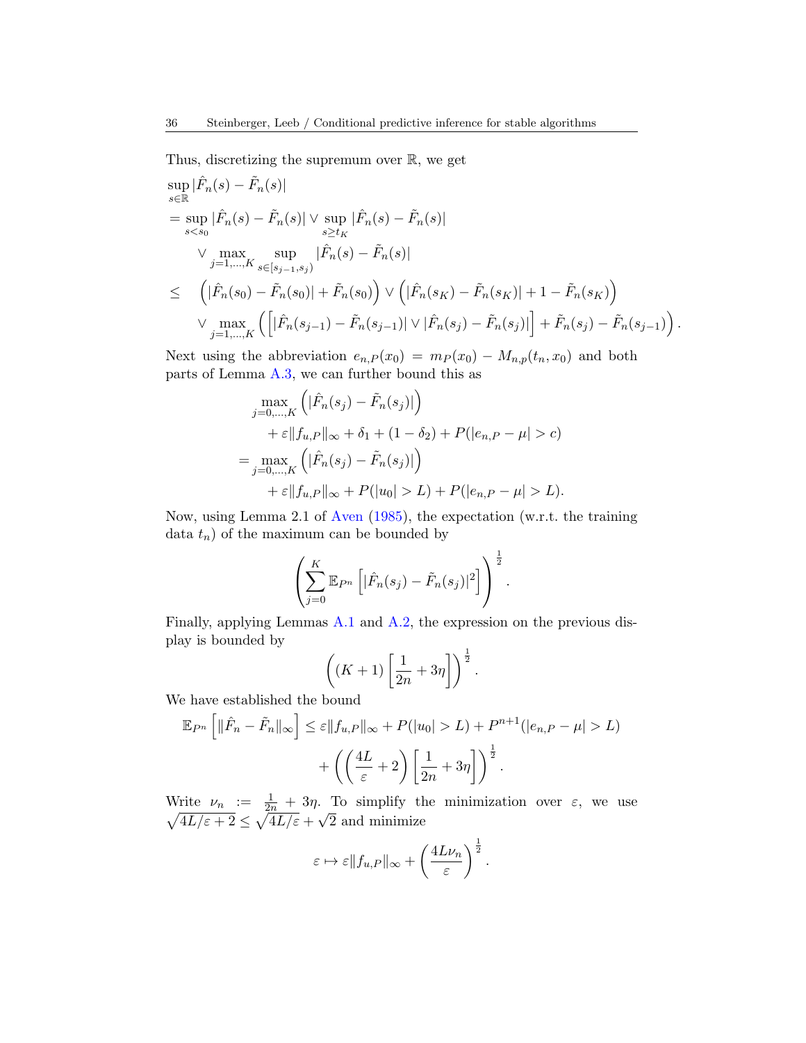Thus, discretizing the supremum over $\mathbb{R}$, we get

$$
\begin{aligned}
&\sup_{s\in\mathbb{R}} |\hat{F}_n(s) - \tilde{F}_n(s)| \\
&= \sup_{s<s_0} |\hat{F}_n(s) - \tilde{F}_n(s)| \vee \sup_{s\geq t_K} |\hat{F}_n(s) - \tilde{F}_n(s)| \\
&\quad \vee \max_{j=1,\dots,K} \sup_{s\in[s_{j-1},s_j)} |\hat{F}_n(s) - \tilde{F}_n(s)| \\
&\leq \quad \left(|\hat{F}_n(s_0) - \tilde{F}_n(s_0)| + \tilde{F}_n(s_0)\right) \vee \left(|\hat{F}_n(s_K) - \tilde{F}_n(s_K)| + 1 - \tilde{F}_n(s_K)\right) \\
&\quad \vee \max_{j=1,\dots,K} \left( \left[|\hat{F}_n(s_{j-1}) - \tilde{F}_n(s_{j-1})| \vee |\hat{F}_n(s_j) - \tilde{F}_n(s_j)|\right] + \tilde{F}_n(s_j) - \tilde{F}_n(s_{j-1}) \right).
\end{aligned}
$$

Next using the abbreviation $e_{n,P}(x_0) = m_P(x_0) - M_{n,p}(t_n, x_0)$ and both parts of Lemma A.3, we can further bound this as

$$
\begin{aligned}
&\max_{j=0,\dots,K} \left(|\hat{F}_n(s_j) - \tilde{F}_n(s_j)|\right) \\
&\quad + \varepsilon\|f_{u,P}\|_\infty + \delta_1 + (1-\delta_2) + P(|e_{n,P} - \mu| > c) \\
&= \max_{j=0,\dots,K} \left(|\hat{F}_n(s_j) - \tilde{F}_n(s_j)|\right) \\
&\quad + \varepsilon\|f_{u,P}\|_\infty + P(|u_0| > L) + P(|e_{n,P} - \mu| > L).
\end{aligned}
$$

Now, using Lemma 2.1 of Aven (1985), the expectation (w.r.t. the training data $t_n$) of the maximum can be bounded by

$$
\left( \sum_{j=0}^{K} \mathbb{E}_{P^n}\left[|\hat{F}_n(s_j) - \tilde{F}_n(s_j)|^2\right] \right)^{\frac{1}{2}}.
$$

Finally, applying Lemmas A.1 and A.2, the expression on the previous display is bounded by

$$
\left( (K+1)\left[\frac{1}{2n} + 3\eta\right] \right)^{\frac{1}{2}}.
$$

We have established the bound

$$
\begin{aligned}
\mathbb{E}_{P^n}\left[\|\hat{F}_n - \tilde{F}_n\|_\infty\right] &\leq \varepsilon\|f_{u,P}\|_\infty + P(|u_0| > L) + P^{n+1}(|e_{n,P} - \mu| > L) \\
&\quad + \left( \left(\frac{4L}{\varepsilon} + 2\right)\left[\frac{1}{2n} + 3\eta\right] \right)^{\frac{1}{2}}.
\end{aligned}
$$

Write $\nu_n := \frac{1}{2n} + 3\eta$. To simplify the minimization over $\varepsilon$, we use $\sqrt{4L/\varepsilon + 2} \leq \sqrt{4L/\varepsilon} + \sqrt{2}$ and minimize

$$
\varepsilon \mapsto \varepsilon\|f_{u,P}\|_\infty + \left(\frac{4L\nu_n}{\varepsilon}\right)^{\frac{1}{2}}.
$$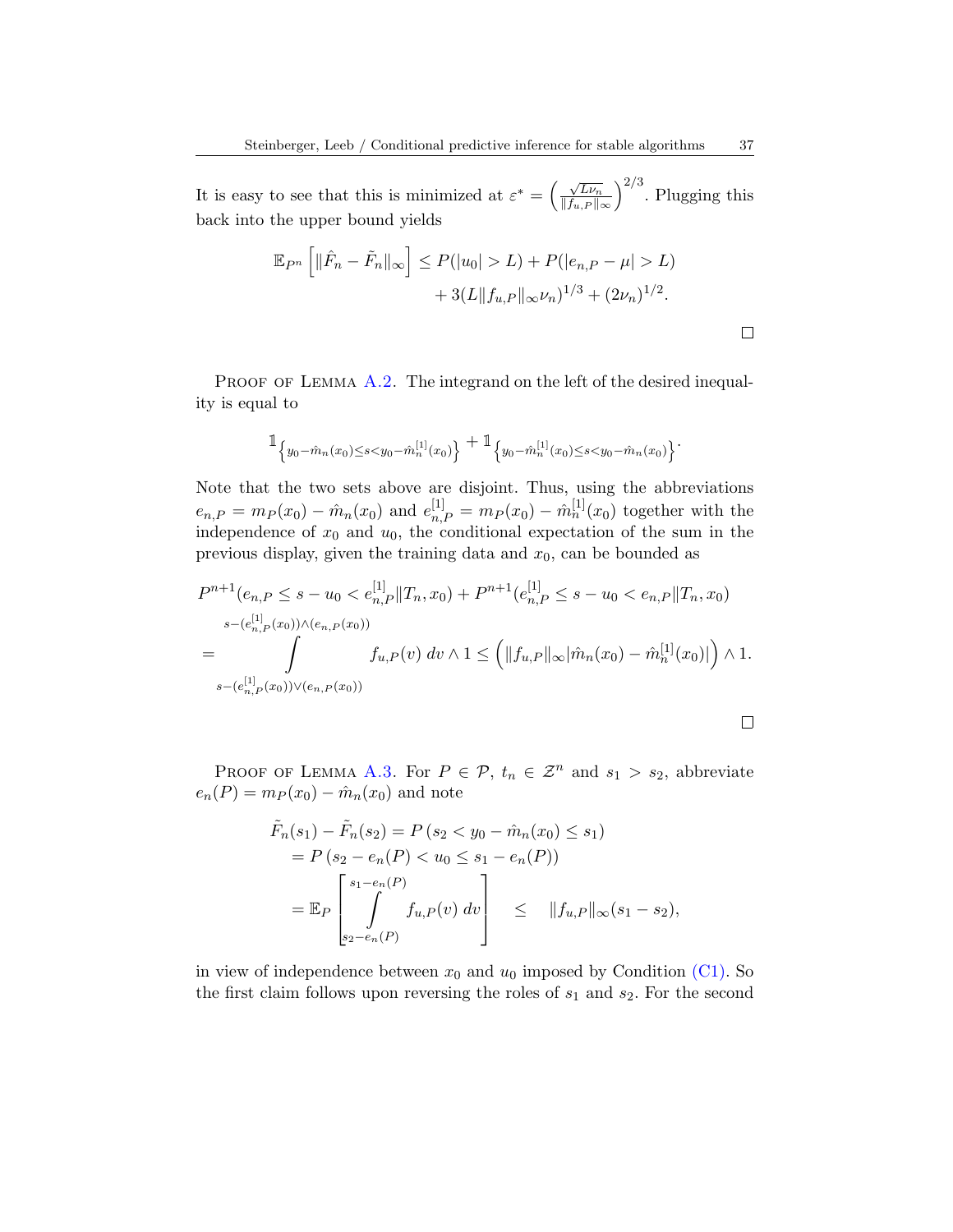It is easy to see that this is minimized at $\varepsilon^* = \left(\frac{\sqrt{L\nu_n}}{\|f_{u,P}\|_\infty}\right)^{2/3}$. Plugging this back into the upper bound yields

$$\mathbb{E}_{P^n}\left[\|\hat{F}_n - \tilde{F}_n\|_\infty\right] \leq P(|u_0| > L) + P(|e_{n,P} - \mu| > L) + 3(L\|f_{u,P}\|_\infty \nu_n)^{1/3} + (2\nu_n)^{1/2}.$$

□

Proof of Lemma A.2. The integrand on the left of the desired inequality is equal to

$$\mathbb{1}_{\left\{y_0 - \hat{m}_n(x_0) \leq s < y_0 - \hat{m}_n^{[1]}(x_0)\right\}} + \mathbb{1}_{\left\{y_0 - \hat{m}_n^{[1]}(x_0) \leq s < y_0 - \hat{m}_n(x_0)\right\}}.$$

Note that the two sets above are disjoint. Thus, using the abbreviations $e_{n,P} = m_P(x_0) - \hat{m}_n(x_0)$ and $e_{n,P}^{[1]} = m_P(x_0) - \hat{m}_n^{[1]}(x_0)$ together with the independence of $x_0$ and $u_0$, the conditional expectation of the sum in the previous display, given the training data and $x_0$, can be bounded as

$$P^{n+1}(e_{n,P} \leq s - u_0 < e_{n,P}^{[1]} \| T_n, x_0) + P^{n+1}(e_{n,P}^{[1]} \leq s - u_0 < e_{n,P} \| T_n, x_0)$$
$$= \int_{s - (e_{n,P}^{[1]}(x_0)) \vee (e_{n,P}(x_0))}^{s - (e_{n,P}^{[1]}(x_0)) \wedge (e_{n,P}(x_0))} f_{u,P}(v)\, dv \wedge 1 \leq \left(\|f_{u,P}\|_\infty |\hat{m}_n(x_0) - \hat{m}_n^{[1]}(x_0)|\right) \wedge 1.$$

□

Proof of Lemma A.3. For $P \in \mathcal{P}$, $t_n \in \mathcal{Z}^n$ and $s_1 > s_2$, abbreviate $e_n(P) = m_P(x_0) - \hat{m}_n(x_0)$ and note

$$\begin{aligned}
\tilde{F}_n(s_1) - \tilde{F}_n(s_2) &= P\left(s_2 < y_0 - \hat{m}_n(x_0) \leq s_1\right) \\
&= P\left(s_2 - e_n(P) < u_0 \leq s_1 - e_n(P)\right) \\
&= \mathbb{E}_P\left[\int_{s_2 - e_n(P)}^{s_1 - e_n(P)} f_{u,P}(v)\, dv\right] \quad \leq \quad \|f_{u,P}\|_\infty (s_1 - s_2),
\end{aligned}$$

in view of independence between $x_0$ and $u_0$ imposed by Condition (C1). So the first claim follows upon reversing the roles of $s_1$ and $s_2$. For the second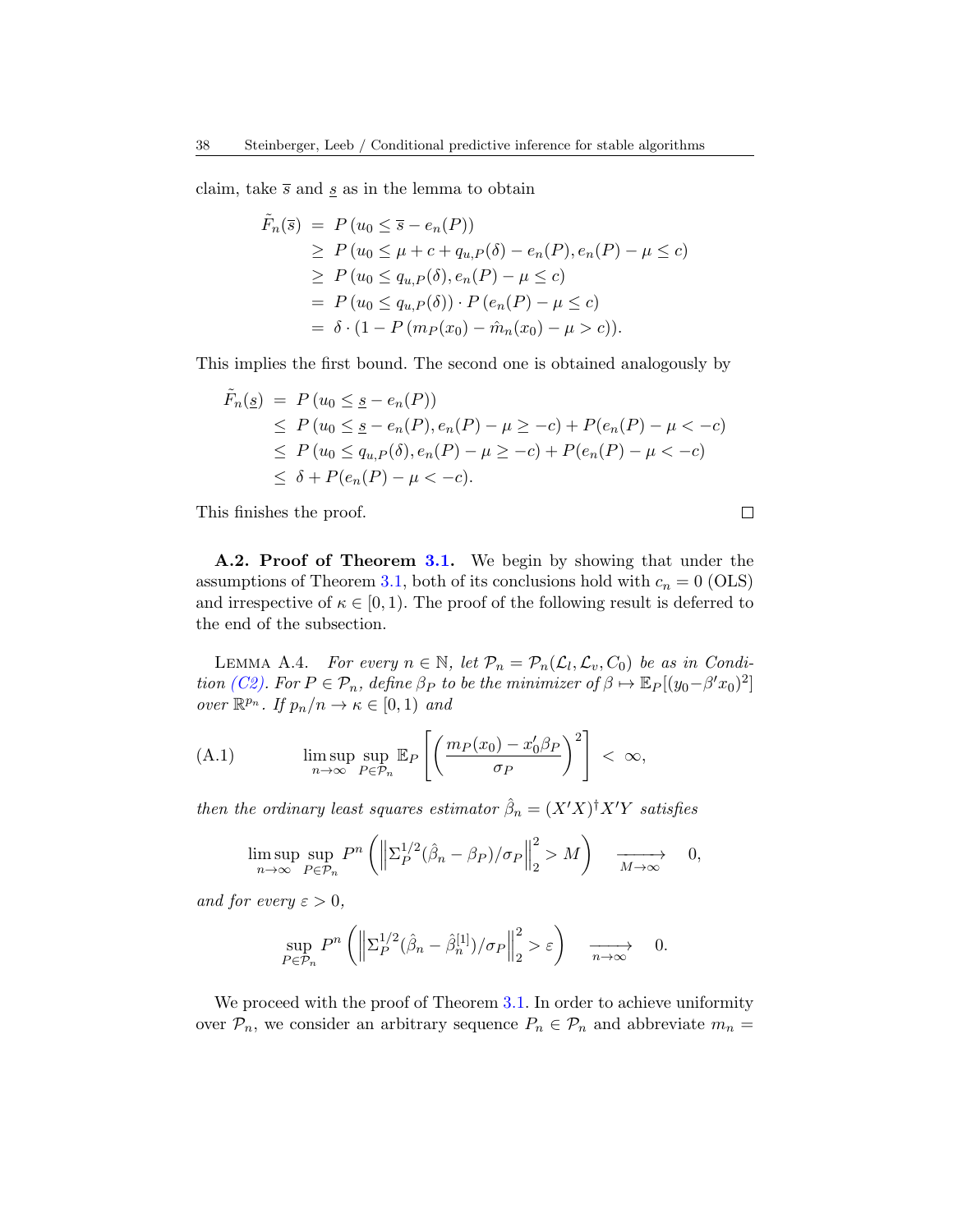claim, take $\overline{s}$ and $\underline{s}$ as in the lemma to obtain

$$
\begin{aligned}
\tilde{F}_n(\overline{s}) &= P\left(u_0 \le \overline{s} - e_n(P)\right) \\
&\ge P\left(u_0 \le \mu + c + q_{u,P}(\delta) - e_n(P), e_n(P) - \mu \le c\right) \\
&\ge P\left(u_0 \le q_{u,P}(\delta), e_n(P) - \mu \le c\right) \\
&= P\left(u_0 \le q_{u,P}(\delta)\right) \cdot P\left(e_n(P) - \mu \le c\right) \\
&= \delta \cdot (1 - P\left(m_P(x_0) - \hat{m}_n(x_0) - \mu > c\right)).
\end{aligned}
$$

This implies the first bound. The second one is obtained analogously by

$$
\begin{aligned}
\tilde{F}_n(\underline{s}) &= P\left(u_0 \le \underline{s} - e_n(P)\right) \\
&\le P\left(u_0 \le \underline{s} - e_n(P), e_n(P) - \mu \ge -c\right) + P(e_n(P) - \mu < -c) \\
&\le P\left(u_0 \le q_{u,P}(\delta), e_n(P) - \mu \ge -c\right) + P(e_n(P) - \mu < -c) \\
&\le \delta + P(e_n(P) - \mu < -c).
\end{aligned}
$$

This finishes the proof. □

**A.2. Proof of Theorem 3.1.** We begin by showing that under the assumptions of Theorem 3.1, both of its conclusions hold with $c_n = 0$ (OLS) and irrespective of $\kappa \in [0, 1)$. The proof of the following result is deferred to the end of the subsection.

Lemma A.4. *For every $n \in \mathbb{N}$, let $\mathcal{P}_n = \mathcal{P}_n(\mathcal{L}_l, \mathcal{L}_v, C_0)$ be as in Condition (C2). For $P \in \mathcal{P}_n$, define $\beta_P$ to be the minimizer of $\beta \mapsto \mathbb{E}_P[(y_0 - \beta' x_0)^2]$ over $\mathbb{R}^{p_n}$. If $p_n/n \to \kappa \in [0, 1)$ and*

$$
\limsup_{n\to\infty} \sup_{P \in \mathcal{P}_n} \mathbb{E}_P\left[\left(\frac{m_P(x_0) - x_0'\beta_P}{\sigma_P}\right)^2\right] < \infty, \tag{A.1}
$$

*then the ordinary least squares estimator $\hat{\beta}_n = (X'X)^{\dagger} X'Y$ satisfies*

$$
\limsup_{n\to\infty} \sup_{P \in \mathcal{P}_n} P^n\left(\left\|\Sigma_P^{1/2}(\hat{\beta}_n - \beta_P)/\sigma_P\right\|_2^2 > M\right) \xrightarrow[M\to\infty]{} 0,
$$

*and for every $\varepsilon > 0$,*

$$
\sup_{P \in \mathcal{P}_n} P^n\left(\left\|\Sigma_P^{1/2}(\hat{\beta}_n - \hat{\beta}_n^{[1]})/\sigma_P\right\|_2^2 > \varepsilon\right) \xrightarrow[n\to\infty]{} 0.
$$

We proceed with the proof of Theorem 3.1. In order to achieve uniformity over $\mathcal{P}_n$, we consider an arbitrary sequence $P_n \in \mathcal{P}_n$ and abbreviate $m_n =$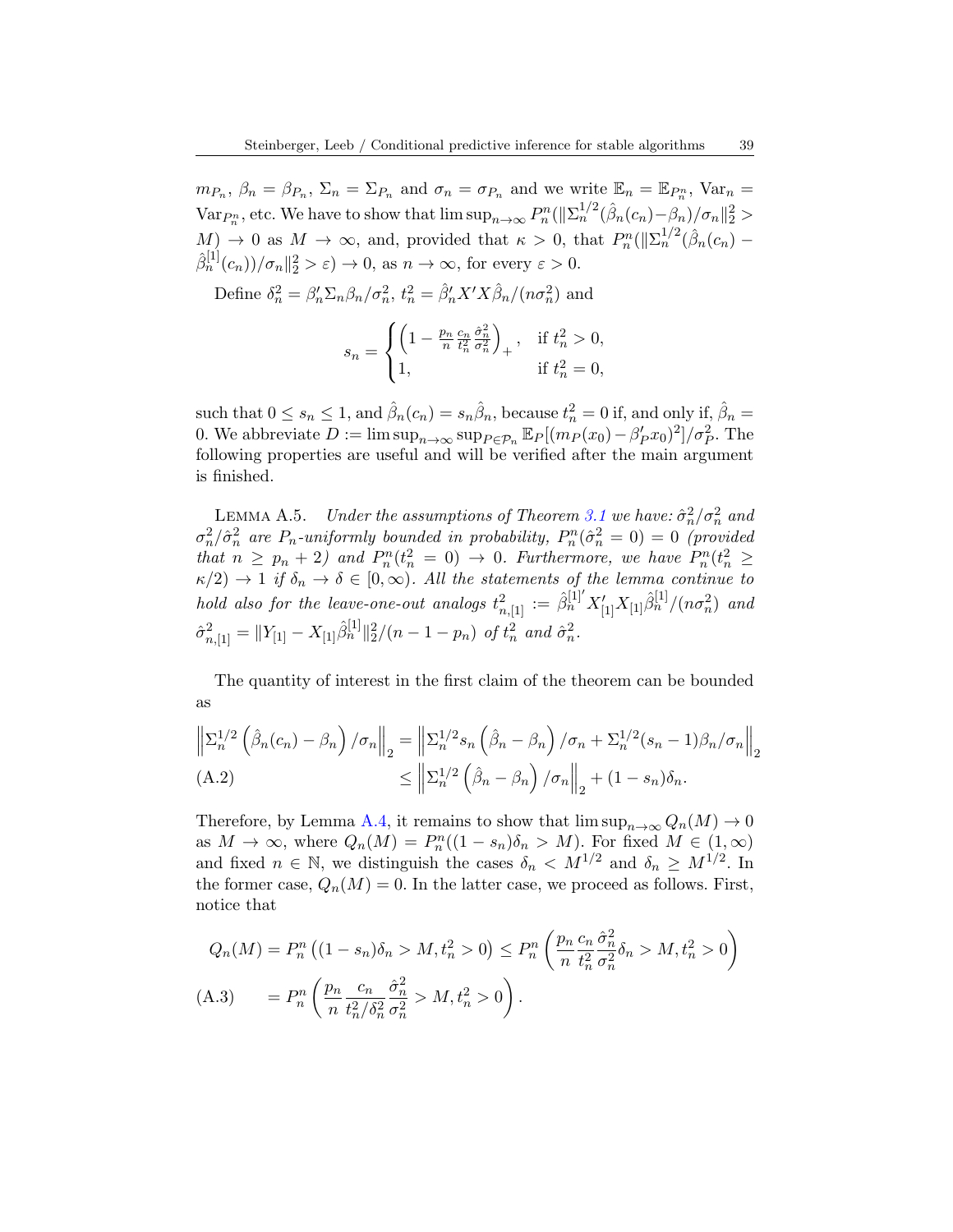$m_{P_n}$, $\beta_n = \beta_{P_n}$, $\Sigma_n = \Sigma_{P_n}$ and $\sigma_n = \sigma_{P_n}$ and we write $\mathbb{E}_n = \mathbb{E}_{P_n^n}$, $\mathrm{Var}_n = \mathrm{Var}_{P_n^n}$, etc. We have to show that $\limsup_{n\to\infty} P_n^n(\|\Sigma_n^{1/2}(\hat{\beta}_n(c_n)-\beta_n)/\sigma_n\|_2^2 > M) \to 0$ as $M \to \infty$, and, provided that $\kappa > 0$, that $P_n^n(\|\Sigma_n^{1/2}(\hat{\beta}_n(c_n) - \hat{\beta}_n^{[1]}(c_n))/\sigma_n\|_2^2 > \varepsilon) \to 0$, as $n \to \infty$, for every $\varepsilon > 0$.

Define $\delta_n^2 = \beta_n'\Sigma_n\beta_n/\sigma_n^2$, $t_n^2 = \hat{\beta}_n'X'X\hat{\beta}_n/(n\sigma_n^2)$ and

$$
s_n = \begin{cases} \left(1 - \frac{p_n}{n}\frac{c_n}{t_n^2}\frac{\hat{\sigma}_n^2}{\sigma_n^2}\right)_+, & \text{if } t_n^2 > 0, \\ 1, & \text{if } t_n^2 = 0, \end{cases}
$$

such that $0 \le s_n \le 1$, and $\hat{\beta}_n(c_n) = s_n\hat{\beta}_n$, because $t_n^2 = 0$ if, and only if, $\hat{\beta}_n = 0$. We abbreviate $D := \limsup_{n\to\infty}\sup_{P\in\mathcal{P}_n}\mathbb{E}_P[(m_P(x_0) - \beta_P'x_0)^2]/\sigma_P^2$. The following properties are useful and will be verified after the main argument is finished.

Lemma A.5. *Under the assumptions of Theorem 3.1 we have: $\hat{\sigma}_n^2/\sigma_n^2$ and $\sigma_n^2/\hat{\sigma}_n^2$ are $P_n$-uniformly bounded in probability, $P_n^n(\hat{\sigma}_n^2 = 0) = 0$ (provided that $n \ge p_n + 2$) and $P_n^n(t_n^2 = 0) \to 0$. Furthermore, we have $P_n^n(t_n^2 \ge \kappa/2) \to 1$ if $\delta_n \to \delta \in [0, \infty)$. All the statements of the lemma continue to hold also for the leave-one-out analogs $t_{n,[1]}^2 := \hat{\beta}_n^{[1]'}X_{[1]}'X_{[1]}\hat{\beta}_n^{[1]}/(n\sigma_n^2)$ and $\hat{\sigma}_{n,[1]}^2 = \|Y_{[1]} - X_{[1]}\hat{\beta}_n^{[1]}\|_2^2/(n-1-p_n)$ of $t_n^2$ and $\hat{\sigma}_n^2$.*

The quantity of interest in the first claim of the theorem can be bounded as

$$
\begin{aligned}
\left\|\Sigma_n^{1/2}\left(\hat{\beta}_n(c_n) - \beta_n\right)/\sigma_n\right\|_2 &= \left\|\Sigma_n^{1/2}s_n\left(\hat{\beta}_n - \beta_n\right)/\sigma_n + \Sigma_n^{1/2}(s_n - 1)\beta_n/\sigma_n\right\|_2 \\
&\le \left\|\Sigma_n^{1/2}\left(\hat{\beta}_n - \beta_n\right)/\sigma_n\right\|_2 + (1-s_n)\delta_n. \qquad \text{(A.2)}
\end{aligned}
$$

Therefore, by Lemma A.4, it remains to show that $\limsup_{n\to\infty} Q_n(M) \to 0$ as $M \to \infty$, where $Q_n(M) = P_n^n((1-s_n)\delta_n > M)$. For fixed $M \in (1,\infty)$ and fixed $n \in \mathbb{N}$, we distinguish the cases $\delta_n < M^{1/2}$ and $\delta_n \ge M^{1/2}$. In the former case, $Q_n(M) = 0$. In the latter case, we proceed as follows. First, notice that

$$
\begin{aligned}
Q_n(M) = P_n^n\left((1-s_n)\delta_n > M, t_n^2 > 0\right) &\le P_n^n\left(\frac{p_n}{n}\frac{c_n}{t_n^2}\frac{\hat{\sigma}_n^2}{\sigma_n^2}\delta_n > M, t_n^2 > 0\right) \\
&= P_n^n\left(\frac{p_n}{n}\frac{c_n}{t_n^2/\delta_n^2}\frac{\hat{\sigma}_n^2}{\sigma_n^2} > M, t_n^2 > 0\right). \qquad \text{(A.3)}
\end{aligned}
$$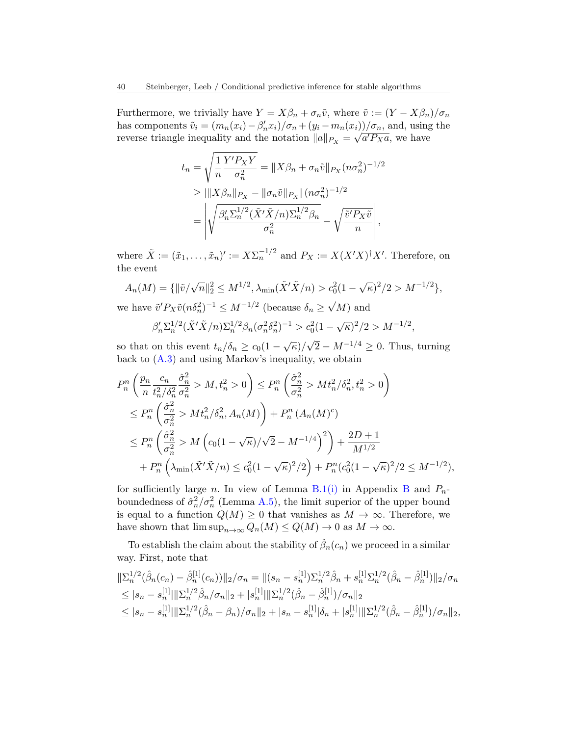Furthermore, we trivially have $Y = X\beta_n + \sigma_n \tilde{v}$, where $\tilde{v} := (Y - X\beta_n)/\sigma_n$ has components $\tilde{v}_i = (m_n(x_i) - \beta_n' x_i)/\sigma_n + (y_i - m_n(x_i))/\sigma_n$, and, using the reverse triangle inequality and the notation $\|a\|_{P_X} = \sqrt{a' P_X a}$, we have

$$
\begin{aligned}
t_n &= \sqrt{\frac{1}{n}\frac{Y'P_XY}{\sigma_n^2}} = \|X\beta_n + \sigma_n\tilde{v}\|_{P_X}(n\sigma_n^2)^{-1/2} \\
&\geq \left| \|X\beta_n\|_{P_X} - \|\sigma_n \tilde{v}\|_{P_X} \right| (n\sigma_n^2)^{-1/2} \\
&= \left| \sqrt{\frac{\beta_n' \Sigma_n^{1/2}(\tilde{X}'\tilde{X}/n)\Sigma_n^{1/2}\beta_n}{\sigma_n^2}} - \sqrt{\frac{\tilde{v}'P_X\tilde{v}}{n}} \right|,
\end{aligned}
$$

where $\tilde{X} := (\tilde{x}_1, \dots, \tilde{x}_n)' := X\Sigma_n^{-1/2}$ and $P_X := X(X'X)^\dagger X'$. Therefore, on the event

$$
A_n(M) = \{\|\tilde{v}/\sqrt{n}\|_2^2 \leq M^{1/2}, \lambda_{\min}(\tilde{X}'\tilde{X}/n) > c_0^2(1-\sqrt{\kappa})^2/2 > M^{-1/2}\},
$$

we have $\tilde{v}'P_X\tilde{v}(n\delta_n^2)^{-1} \leq M^{-1/2}$ (because $\delta_n \geq \sqrt{M}$) and

$$
\beta_n'\Sigma_n^{1/2}(\tilde{X}'\tilde{X}/n)\Sigma_n^{1/2}\beta_n(\sigma_n^2\delta_n^2)^{-1} > c_0^2(1-\sqrt{\kappa})^2/2 > M^{-1/2},
$$

so that on this event $t_n/\delta_n \geq c_0(1-\sqrt{\kappa})/\sqrt{2} - M^{-1/4} \geq 0$. Thus, turning back to (A.3) and using Markov's inequality, we obtain

$$
\begin{aligned}
P_n^n&\left(\frac{p_n}{n}\frac{c_n}{t_n^2/\delta_n^2}\frac{\hat{\sigma}_n^2}{\sigma_n^2} > M, t_n^2 > 0\right) \leq P_n^n\left(\frac{\hat{\sigma}_n^2}{\sigma_n^2} > Mt_n^2/\delta_n^2, t_n^2 > 0\right) \\
&\leq P_n^n\left(\frac{\hat{\sigma}_n^2}{\sigma_n^2} > Mt_n^2/\delta_n^2, A_n(M)\right) + P_n^n\left(A_n(M)^c\right) \\
&\leq P_n^n\left(\frac{\hat{\sigma}_n^2}{\sigma_n^2} > M\left(c_0(1-\sqrt{\kappa})/\sqrt{2} - M^{-1/4}\right)^2\right) + \frac{2D+1}{M^{1/2}} \\
&\quad + P_n^n\left(\lambda_{\min}(\tilde{X}'\tilde{X}/n) \leq c_0^2(1-\sqrt{\kappa})^2/2\right) + P_n^n(c_0^2(1-\sqrt{\kappa})^2/2 \leq M^{-1/2}),
\end{aligned}
$$

for sufficiently large $n$. In view of Lemma B.1(i) in Appendix B and $P_n$-boundedness of $\hat{\sigma}_n^2/\sigma_n^2$ (Lemma A.5), the limit superior of the upper bound is equal to a function $Q(M) \geq 0$ that vanishes as $M \to \infty$. Therefore, we have shown that $\limsup_{n\to\infty} Q_n(M) \leq Q(M) \to 0$ as $M \to \infty$.

To establish the claim about the stability of $\hat{\beta}_n(c_n)$ we proceed in a similar way. First, note that

$$
\begin{aligned}
&\|\Sigma_n^{1/2}(\hat{\beta}_n(c_n) - \hat{\beta}_n^{[1]}(c_n))\|_2/\sigma_n = \|(s_n - s_n^{[1]})\Sigma_n^{1/2}\hat{\beta}_n + s_n^{[1]}\Sigma_n^{1/2}(\hat{\beta}_n - \hat{\beta}_n^{[1]})\|_2/\sigma_n \\
&\leq |s_n - s_n^{[1]}|\|\Sigma_n^{1/2}\hat{\beta}_n/\sigma_n\|_2 + |s_n^{[1]}|\|\Sigma_n^{1/2}(\hat{\beta}_n - \hat{\beta}_n^{[1]})/\sigma_n\|_2 \\
&\leq |s_n - s_n^{[1]}|\|\Sigma_n^{1/2}(\hat{\beta}_n - \beta_n)/\sigma_n\|_2 + |s_n - s_n^{[1]}|\delta_n + |s_n^{[1]}|\|\Sigma_n^{1/2}(\hat{\beta}_n - \hat{\beta}_n^{[1]})/\sigma_n\|_2,
\end{aligned}
$$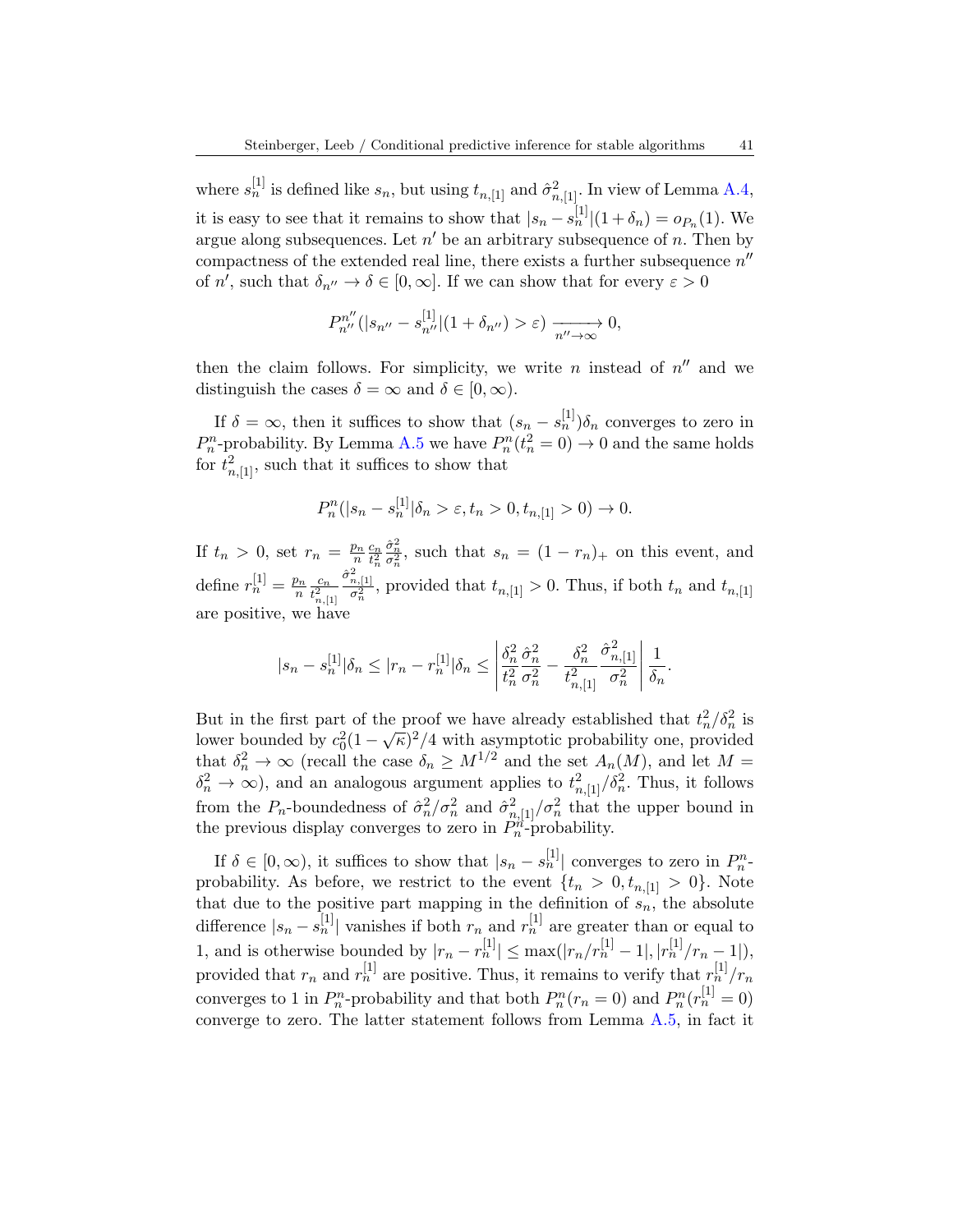where $s_n^{[1]}$ is defined like $s_n$, but using $t_{n,[1]}$ and $\hat{\sigma}^2_{n,[1]}$. In view of Lemma A.4, it is easy to see that it remains to show that $|s_n - s_n^{[1]}|(1+\delta_n) = o_{P_n}(1)$. We argue along subsequences. Let $n'$ be an arbitrary subsequence of $n$. Then by compactness of the extended real line, there exists a further subsequence $n''$ of $n'$, such that $\delta_{n''} \to \delta \in [0, \infty]$. If we can show that for every $\varepsilon > 0$

$$P_{n''}^{n''}(|s_{n''} - s_{n''}^{[1]}|(1+\delta_{n''}) > \varepsilon) \xrightarrow[n''\to\infty]{} 0,$$

then the claim follows. For simplicity, we write $n$ instead of $n''$ and we distinguish the cases $\delta = \infty$ and $\delta \in [0, \infty)$.

If $\delta = \infty$, then it suffices to show that $(s_n - s_n^{[1]})\delta_n$ converges to zero in $P_n^n$-probability. By Lemma A.5 we have $P_n^n(t_n^2 = 0) \to 0$ and the same holds for $t_{n,[1]}^2$, such that it suffices to show that

$$P_n^n(|s_n - s_n^{[1]}|\delta_n > \varepsilon, t_n > 0, t_{n,[1]} > 0) \to 0.$$

If $t_n > 0$, set $r_n = \frac{p_n}{n}\frac{c_n}{t_n^2}\frac{\hat{\sigma}_n^2}{\sigma_n^2}$, such that $s_n = (1-r_n)_+$ on this event, and define $r_n^{[1]} = \frac{p_n}{n}\frac{c_n}{t_{n,[1]}^2}\frac{\hat{\sigma}_{n,[1]}^2}{\sigma_n^2}$, provided that $t_{n,[1]} > 0$. Thus, if both $t_n$ and $t_{n,[1]}$ are positive, we have

$$|s_n - s_n^{[1]}|\delta_n \le |r_n - r_n^{[1]}|\delta_n \le \left| \frac{\delta_n^2}{t_n^2}\frac{\hat{\sigma}_n^2}{\sigma_n^2} - \frac{\delta_n^2}{t_{n,[1]}^2}\frac{\hat{\sigma}_{n,[1]}^2}{\sigma_n^2} \right| \frac{1}{\delta_n}.$$

But in the first part of the proof we have already established that $t_n^2/\delta_n^2$ is lower bounded by $c_0^2(1-\sqrt{\kappa})^2/4$ with asymptotic probability one, provided that $\delta_n^2 \to \infty$ (recall the case $\delta_n \ge M^{1/2}$ and the set $A_n(M)$, and let $M = \delta_n^2 \to \infty$), and an analogous argument applies to $t_{n,[1]}^2/\delta_n^2$. Thus, it follows from the $P_n$-boundedness of $\hat{\sigma}_n^2/\sigma_n^2$ and $\hat{\sigma}_{n,[1]}^2/\sigma_n^2$ that the upper bound in the previous display converges to zero in $P_n^n$-probability.

If $\delta \in [0, \infty)$, it suffices to show that $|s_n - s_n^{[1]}|$ converges to zero in $P_n^n$-probability. As before, we restrict to the event $\{t_n > 0, t_{n,[1]} > 0\}$. Note that due to the positive part mapping in the definition of $s_n$, the absolute difference $|s_n - s_n^{[1]}|$ vanishes if both $r_n$ and $r_n^{[1]}$ are greater than or equal to 1, and is otherwise bounded by $|r_n - r_n^{[1]}| \le \max(|r_n/r_n^{[1]} - 1|, |r_n^{[1]}/r_n - 1|)$, provided that $r_n$ and $r_n^{[1]}$ are positive. Thus, it remains to verify that $r_n^{[1]}/r_n$ converges to 1 in $P_n^n$-probability and that both $P_n^n(r_n = 0)$ and $P_n^n(r_n^{[1]} = 0)$ converge to zero. The latter statement follows from Lemma A.5, in fact it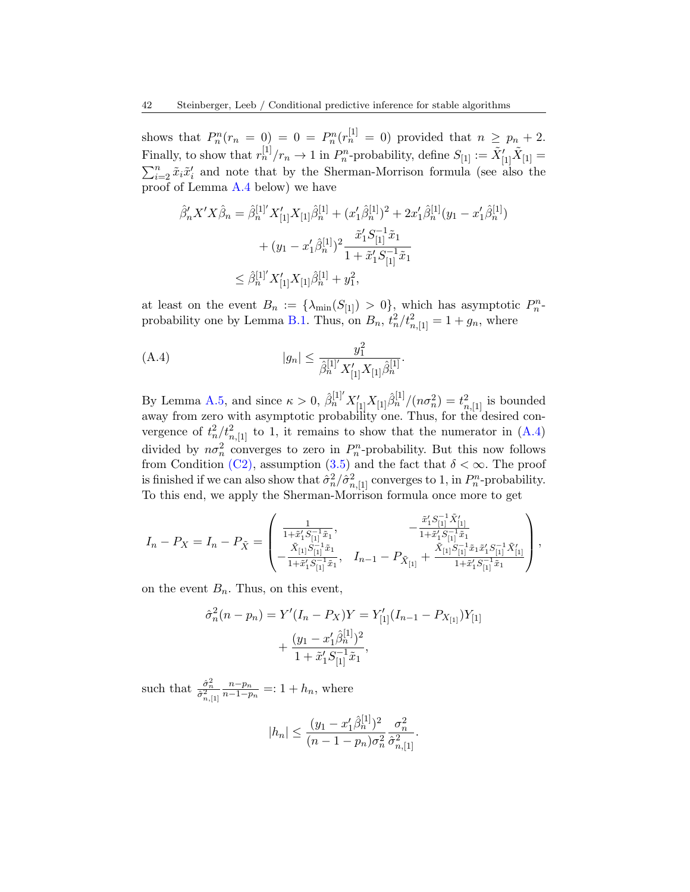shows that $P_n^n(r_n = 0) = 0 = P_n^n(r_n^{[1]} = 0)$ provided that $n \geq p_n + 2$. Finally, to show that $r_n^{[1]}/r_n \to 1$ in $P_n^n$-probability, define $S_{[1]} := \tilde{X}_{[1]}'\tilde{X}_{[1]} = \sum_{i=2}^n \tilde{x}_i\tilde{x}_i'$ and note that by the Sherman-Morrison formula (see also the proof of Lemma A.4 below) we have

$$
\begin{aligned}
\hat{\beta}_n' X'X\hat{\beta}_n &= \hat{\beta}_n^{[1]'} X_{[1]}' X_{[1]}\hat{\beta}_n^{[1]} + (x_1'\hat{\beta}_n^{[1]})^2 + 2x_1'\hat{\beta}_n^{[1]}(y_1 - x_1'\hat{\beta}_n^{[1]}) \\
&\quad + (y_1 - x_1'\hat{\beta}_n^{[1]})^2 \frac{\tilde{x}_1' S_{[1]}^{-1}\tilde{x}_1}{1 + \tilde{x}_1' S_{[1]}^{-1}\tilde{x}_1} \\
&\leq \hat{\beta}_n^{[1]'} X_{[1]}' X_{[1]}\hat{\beta}_n^{[1]} + y_1^2,
\end{aligned}
$$

at least on the event $B_n := \{\lambda_{\min}(S_{[1]}) > 0\}$, which has asymptotic $P_n^n$-probability one by Lemma B.1. Thus, on $B_n$, $t_n^2/t_{n,[1]}^2 = 1 + g_n$, where

$$
|g_n| \leq \frac{y_1^2}{\hat{\beta}_n^{[1]'} X_{[1]}' X_{[1]}\hat{\beta}_n^{[1]}}. \tag{A.4}
$$

By Lemma A.5, and since $\kappa > 0$, $\hat{\beta}_n^{[1]'} X_{[1]}' X_{[1]}\hat{\beta}_n^{[1]}/(n\sigma_n^2) = t_{n,[1]}^2$ is bounded away from zero with asymptotic probability one. Thus, for the desired convergence of $t_n^2/t_{n,[1]}^2$ to 1, it remains to show that the numerator in (A.4) divided by $n\sigma_n^2$ converges to zero in $P_n^n$-probability. But this now follows from Condition (C2), assumption (3.5) and the fact that $\delta < \infty$. The proof is finished if we can also show that $\hat{\sigma}_n^2/\hat{\sigma}_{n,[1]}^2$ converges to 1, in $P_n^n$-probability. To this end, we apply the Sherman-Morrison formula once more to get

$$
I_n - P_X = I_n - P_{\tilde{X}} = \begin{pmatrix} \frac{1}{1+\tilde{x}_1' S_{[1]}^{-1}\tilde{x}_1}, & -\frac{\tilde{x}_1' S_{[1]}^{-1}\tilde{X}_{[1]}'}{1+\tilde{x}_1' S_{[1]}^{-1}\tilde{x}_1} \\ -\frac{\tilde{X}_{[1]} S_{[1]}^{-1}\tilde{x}_1}{1+\tilde{x}_1' S_{[1]}^{-1}\tilde{x}_1}, & I_{n-1} - P_{\tilde{X}_{[1]}} + \frac{\tilde{X}_{[1]} S_{[1]}^{-1}\tilde{x}_1\tilde{x}_1' S_{[1]}^{-1}\tilde{X}_{[1]}'}{1+\tilde{x}_1' S_{[1]}^{-1}\tilde{x}_1} \end{pmatrix},
$$

on the event $B_n$. Thus, on this event,

$$
\begin{aligned}
\hat{\sigma}_n^2(n - p_n) = Y'(I_n - P_X)Y &= Y_{[1]}'(I_{n-1} - P_{X_{[1]}})Y_{[1]} \\
&\quad + \frac{(y_1 - x_1'\hat{\beta}_n^{[1]})^2}{1 + \tilde{x}_1' S_{[1]}^{-1}\tilde{x}_1},
\end{aligned}
$$

such that $\frac{\hat{\sigma}_n^2}{\hat{\sigma}_{n,[1]}^2}\frac{n-p_n}{n-1-p_n} =: 1 + h_n$, where

$$
|h_n| \leq \frac{(y_1 - x_1'\hat{\beta}_n^{[1]})^2}{(n-1-p_n)\sigma_n^2}\frac{\sigma_n^2}{\hat{\sigma}_{n,[1]}^2}.
$$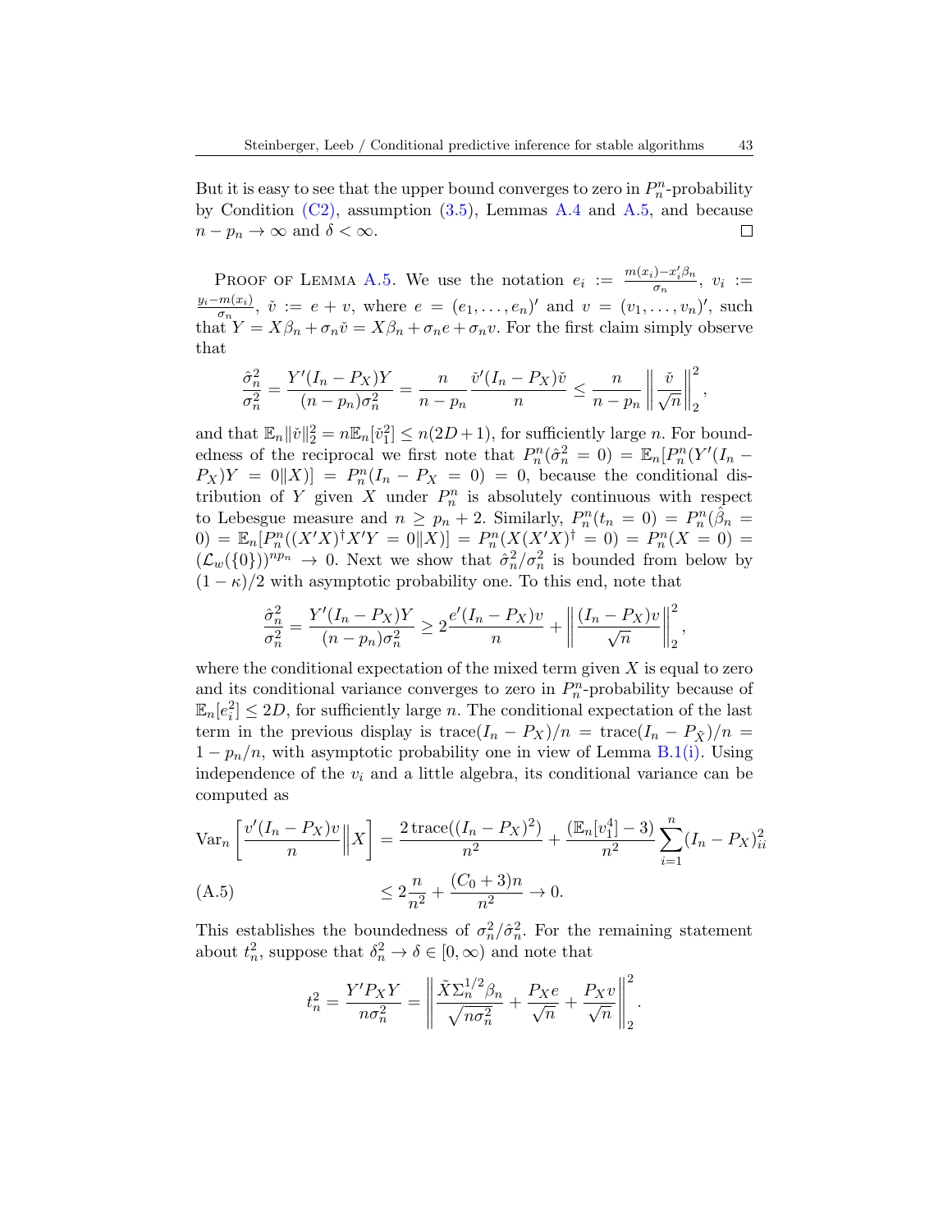But it is easy to see that the upper bound converges to zero in $P_n^n$-probability by Condition (C2), assumption (3.5), Lemmas A.4 and A.5, and because $n - p_n \to \infty$ and $\delta < \infty$. □

Proof of Lemma A.5. We use the notation $e_i := \frac{m(x_i) - x_i'\beta_n}{\sigma_n}$, $v_i := \frac{y_i - m(x_i)}{\sigma_n}$, $\breve{v} := e + v$, where $e = (e_1, \dots, e_n)'$ and $v = (v_1, \dots, v_n)'$, such that $Y = X\beta_n + \sigma_n \breve{v} = X\beta_n + \sigma_n e + \sigma_n v$. For the first claim simply observe that

$$\frac{\hat{\sigma}_n^2}{\sigma_n^2} = \frac{Y'(I_n - P_X)Y}{(n-p_n)\sigma_n^2} = \frac{n}{n-p_n}\frac{\breve{v}'(I_n - P_X)\breve{v}}{n} \le \frac{n}{n-p_n}\left\|\frac{\breve{v}}{\sqrt{n}}\right\|_2^2,$$

and that $\mathbb{E}_n\|\breve{v}\|_2^2 = n\mathbb{E}_n[\breve{v}_1^2] \le n(2D+1)$, for sufficiently large $n$. For boundedness of the reciprocal we first note that $P_n^n(\hat{\sigma}_n^2 = 0) = \mathbb{E}_n[P_n^n(Y'(I_n - P_X)Y = 0\|X)] = P_n^n(I_n - P_X = 0) = 0$, because the conditional distribution of $Y$ given $X$ under $P_n^n$ is absolutely continuous with respect to Lebesgue measure and $n \ge p_n + 2$. Similarly, $P_n^n(t_n = 0) = P_n^n(\hat{\beta}_n = 0) = \mathbb{E}_n[P_n^n((X'X)^\dagger X'Y = 0\|X)] = P_n^n(X(X'X)^\dagger = 0) = P_n^n(X = 0) = (\mathcal{L}_w(\{0\}))^{np_n} \to 0$. Next we show that $\hat{\sigma}_n^2/\sigma_n^2$ is bounded from below by $(1-\kappa)/2$ with asymptotic probability one. To this end, note that

$$\frac{\hat{\sigma}_n^2}{\sigma_n^2} = \frac{Y'(I_n - P_X)Y}{(n-p_n)\sigma_n^2} \ge 2\frac{e'(I_n - P_X)v}{n} + \left\|\frac{(I_n - P_X)v}{\sqrt{n}}\right\|_2^2,$$

where the conditional expectation of the mixed term given $X$ is equal to zero and its conditional variance converges to zero in $P_n^n$-probability because of $\mathbb{E}_n[e_i^2] \le 2D$, for sufficiently large $n$. The conditional expectation of the last term in the previous display is $\operatorname{trace}(I_n - P_X)/n = \operatorname{trace}(I_n - P_{\tilde{X}})/n = 1 - p_n/n$, with asymptotic probability one in view of Lemma B.1(i). Using independence of the $v_i$ and a little algebra, its conditional variance can be computed as

$$\operatorname{Var}_n\left[\frac{v'(I_n - P_X)v}{n}\middle\| X\right] = \frac{2\operatorname{trace}((I_n - P_X)^2)}{n^2} + \frac{(\mathbb{E}_n[v_1^4] - 3)}{n^2}\sum_{i=1}^n (I_n - P_X)_{ii}^2$$

$$\le 2\frac{n}{n^2} + \frac{(C_0+3)n}{n^2} \to 0. \tag{A.5}$$

This establishes the boundedness of $\sigma_n^2/\hat{\sigma}_n^2$. For the remaining statement about $t_n^2$, suppose that $\delta_n^2 \to \delta \in [0, \infty)$ and note that

$$t_n^2 = \frac{Y'P_XY}{n\sigma_n^2} = \left\|\frac{\tilde{X}\Sigma_n^{1/2}\beta_n}{\sqrt{n\sigma_n^2}} + \frac{P_Xe}{\sqrt{n}} + \frac{P_Xv}{\sqrt{n}}\right\|_2^2.$$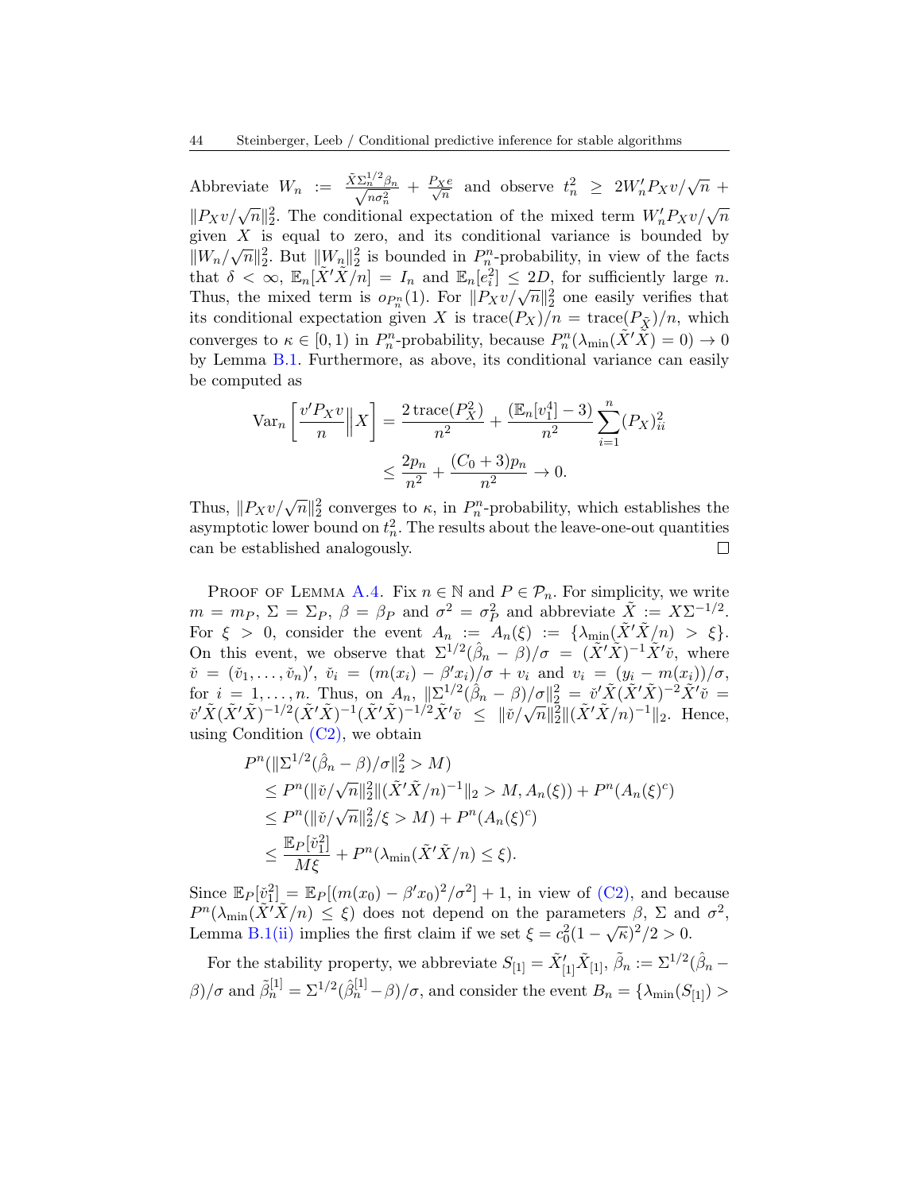Abbreviate $W_n := \frac{\tilde{X}\Sigma_n^{1/2}\beta_n}{\sqrt{n\sigma_n^2}} + \frac{P_X e}{\sqrt{n}}$ and observe $t_n^2 \geq 2W_n' P_X v/\sqrt{n} + \|P_X v/\sqrt{n}\|_2^2$. The conditional expectation of the mixed term $W_n' P_X v/\sqrt{n}$ given $X$ is equal to zero, and its conditional variance is bounded by $\|W_n/\sqrt{n}\|_2^2$. But $\|W_n\|_2^2$ is bounded in $P_n^n$-probability, in view of the facts that $\delta < \infty$, $\mathbb{E}_n[\tilde{X}'\tilde{X}/n] = I_n$ and $\mathbb{E}_n[e_i^2] \leq 2D$, for sufficiently large $n$. Thus, the mixed term is $o_{P_n^n}(1)$. For $\|P_X v/\sqrt{n}\|_2^2$ one easily verifies that its conditional expectation given $X$ is $\operatorname{trace}(P_X)/n = \operatorname{trace}(P_{\tilde{X}})/n$, which converges to $\kappa \in [0, 1)$ in $P_n^n$-probability, because $P_n^n(\lambda_{\min}(\tilde{X}'\tilde{X}) = 0) \to 0$ by Lemma B.1. Furthermore, as above, its conditional variance can easily be computed as

$$
\begin{aligned}
\operatorname{Var}_n\left[\frac{v' P_X v}{n}\Big\| X\right] &= \frac{2\operatorname{trace}(P_X^2)}{n^2} + \frac{(\mathbb{E}_n[v_1^4] - 3)}{n^2}\sum_{i=1}^n (P_X)_{ii}^2 \\
&\leq \frac{2p_n}{n^2} + \frac{(C_0+3)p_n}{n^2} \to 0.
\end{aligned}
$$

Thus, $\|P_X v/\sqrt{n}\|_2^2$ converges to $\kappa$, in $P_n^n$-probability, which establishes the asymptotic lower bound on $t_n^2$. The results about the leave-one-out quantities can be established analogously. □

Proof of Lemma A.4. Fix $n \in \mathbb{N}$ and $P \in \mathcal{P}_n$. For simplicity, we write $m = m_P$, $\Sigma = \Sigma_P$, $\beta = \beta_P$ and $\sigma^2 = \sigma_P^2$ and abbreviate $\tilde{X} := X\Sigma^{-1/2}$. For $\xi > 0$, consider the event $A_n := A_n(\xi) := \{\lambda_{\min}(\tilde{X}'\tilde{X}/n) > \xi\}$. On this event, we observe that $\Sigma^{1/2}(\hat{\beta}_n - \beta)/\sigma = (\tilde{X}'\tilde{X})^{-1}\tilde{X}'\check{v}$, where $\check{v} = (\check{v}_1, \dots, \check{v}_n)'$, $\check{v}_i = (m(x_i) - \beta' x_i)/\sigma + v_i$ and $v_i = (y_i - m(x_i))/\sigma$, for $i = 1, \dots, n$. Thus, on $A_n$, $\|\Sigma^{1/2}(\hat{\beta}_n - \beta)/\sigma\|_2^2 = \check{v}'\tilde{X}(\tilde{X}'\tilde{X})^{-2}\tilde{X}'\check{v} = \check{v}'\tilde{X}(\tilde{X}'\tilde{X})^{-1/2}(\tilde{X}'\tilde{X})^{-1}(\tilde{X}'\tilde{X})^{-1/2}\tilde{X}'\check{v} \leq \|\check{v}/\sqrt{n}\|_2^2\|(\tilde{X}'\tilde{X}/n)^{-1}\|_2$. Hence, using Condition (C2), we obtain

$$
\begin{aligned}
&P^n(\|\Sigma^{1/2}(\hat{\beta}_n - \beta)/\sigma\|_2^2 > M) \\
&\quad\leq P^n(\|\check{v}/\sqrt{n}\|_2^2\|(\tilde{X}'\tilde{X}/n)^{-1}\|_2 > M, A_n(\xi)) + P^n(A_n(\xi)^c) \\
&\quad\leq P^n(\|\check{v}/\sqrt{n}\|_2^2/\xi > M) + P^n(A_n(\xi)^c) \\
&\quad\leq \frac{\mathbb{E}_P[\check{v}_1^2]}{M\xi} + P^n(\lambda_{\min}(\tilde{X}'\tilde{X}/n) \leq \xi).
\end{aligned}
$$

Since $\mathbb{E}_P[\check{v}_1^2] = \mathbb{E}_P[(m(x_0) - \beta' x_0)^2/\sigma^2] + 1$, in view of (C2), and because $P^n(\lambda_{\min}(\tilde{X}'\tilde{X}/n) \leq \xi)$ does not depend on the parameters $\beta$, $\Sigma$ and $\sigma^2$, Lemma B.1(ii) implies the first claim if we set $\xi = c_0^2(1-\sqrt{\kappa})^2/2 > 0$.

For the stability property, we abbreviate $S_{[1]} = \tilde{X}_{[1]}'\tilde{X}_{[1]}$, $\tilde{\beta}_n := \Sigma^{1/2}(\hat{\beta}_n - \beta)/\sigma$ and $\tilde{\beta}_n^{[1]} = \Sigma^{1/2}(\hat{\beta}_n^{[1]} - \beta)/\sigma$, and consider the event $B_n = \{\lambda_{\min}(S_{[1]}) >$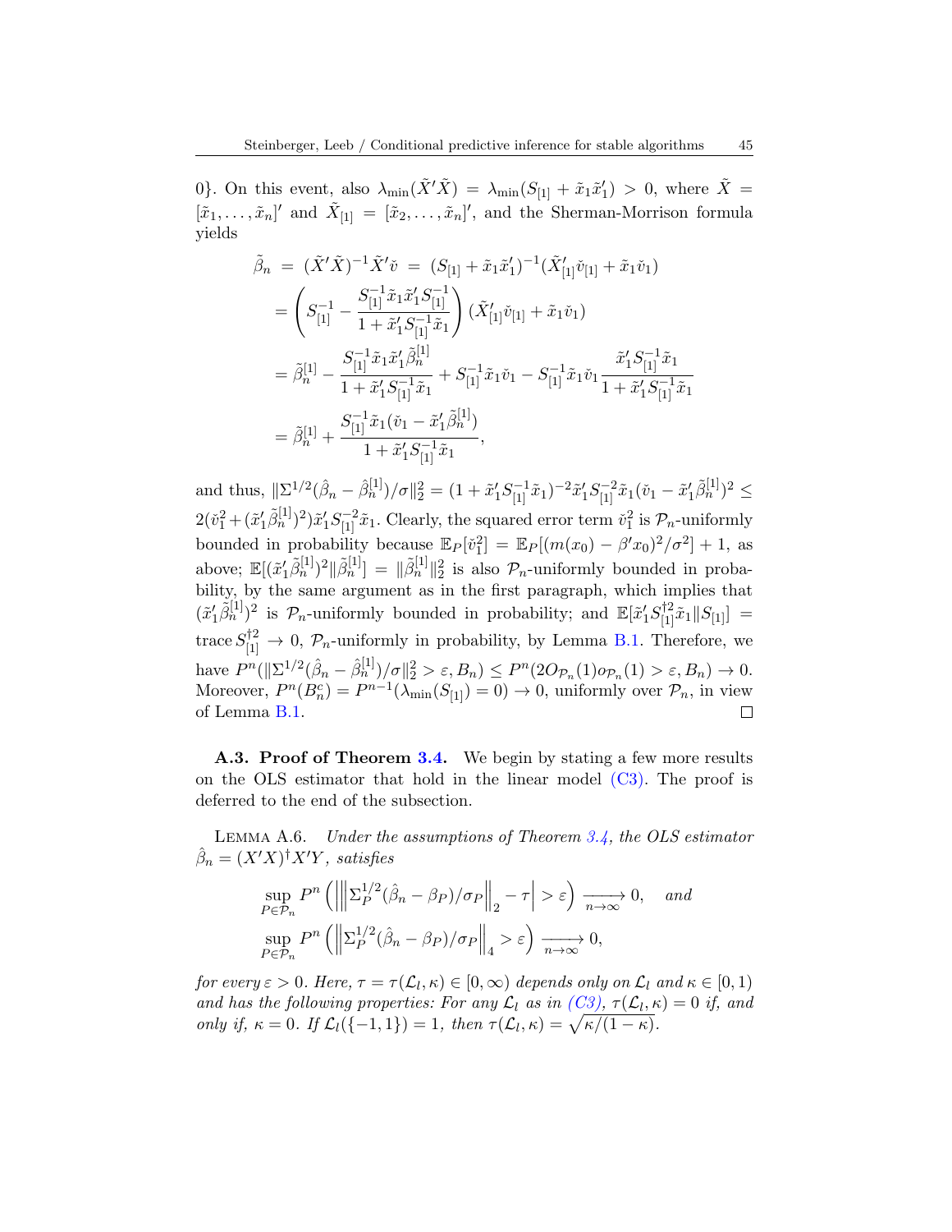$0\}$. On this event, also $\lambda_{\min}(\tilde{X}'\tilde{X}) = \lambda_{\min}(S_{[1]} + \tilde{x}_1\tilde{x}_1') > 0$, where $\tilde{X} = [\tilde{x}_1, \dots, \tilde{x}_n]'$ and $\tilde{X}_{[1]} = [\tilde{x}_2, \dots, \tilde{x}_n]'$, and the Sherman-Morrison formula yields

$$
\begin{aligned}
\tilde{\beta}_n &= (\tilde{X}'\tilde{X})^{-1}\tilde{X}'\check{v} = (S_{[1]} + \tilde{x}_1\tilde{x}_1')^{-1}(\tilde{X}_{[1]}'\check{v}_{[1]} + \tilde{x}_1\check{v}_1) \\
&= \left( S_{[1]}^{-1} - \frac{S_{[1]}^{-1}\tilde{x}_1\tilde{x}_1'S_{[1]}^{-1}}{1 + \tilde{x}_1'S_{[1]}^{-1}\tilde{x}_1} \right)(\tilde{X}_{[1]}'\check{v}_{[1]} + \tilde{x}_1\check{v}_1) \\
&= \tilde{\beta}_n^{[1]} - \frac{S_{[1]}^{-1}\tilde{x}_1\tilde{x}_1'\tilde{\beta}_n^{[1]}}{1 + \tilde{x}_1'S_{[1]}^{-1}\tilde{x}_1} + S_{[1]}^{-1}\tilde{x}_1\check{v}_1 - S_{[1]}^{-1}\tilde{x}_1\check{v}_1\frac{\tilde{x}_1'S_{[1]}^{-1}\tilde{x}_1}{1 + \tilde{x}_1'S_{[1]}^{-1}\tilde{x}_1} \\
&= \tilde{\beta}_n^{[1]} + \frac{S_{[1]}^{-1}\tilde{x}_1(\check{v}_1 - \tilde{x}_1'\tilde{\beta}_n^{[1]})}{1 + \tilde{x}_1'S_{[1]}^{-1}\tilde{x}_1},
\end{aligned}
$$

and thus, $\|\Sigma^{1/2}(\hat{\beta}_n - \hat{\beta}_n^{[1]})/\sigma\|_2^2 = (1 + \tilde{x}_1'S_{[1]}^{-1}\tilde{x}_1)^{-2}\tilde{x}_1'S_{[1]}^{-2}\tilde{x}_1(\check{v}_1 - \tilde{x}_1'\tilde{\beta}_n^{[1]})^2 \leq 2(\check{v}_1^2 + (\tilde{x}_1'\tilde{\beta}_n^{[1]})^2)\tilde{x}_1'S_{[1]}^{-2}\tilde{x}_1$. Clearly, the squared error term $\check{v}_1^2$ is $\mathcal{P}_n$-uniformly bounded in probability because $\mathbb{E}_P[\check{v}_1^2] = \mathbb{E}_P[(m(x_0) - \beta'x_0)^2/\sigma^2] + 1$, as above; $\mathbb{E}[(\tilde{x}_1'\tilde{\beta}_n^{[1]})^2\|\tilde{\beta}_n^{[1]}] = \|\tilde{\beta}_n^{[1]}\|_2^2$ is also $\mathcal{P}_n$-uniformly bounded in probability, by the same argument as in the first paragraph, which implies that $(\tilde{x}_1'\tilde{\beta}_n^{[1]})^2$ is $\mathcal{P}_n$-uniformly bounded in probability; and $\mathbb{E}[\tilde{x}_1'S_{[1]}^{\dagger 2}\tilde{x}_1\|S_{[1]}] = \operatorname{trace} S_{[1]}^{\dagger 2} \to 0$, $\mathcal{P}_n$-uniformly in probability, by Lemma B.1. Therefore, we have $P^n(\|\Sigma^{1/2}(\hat{\beta}_n - \hat{\beta}_n^{[1]})/\sigma\|_2^2 > \varepsilon, B_n) \leq P^n(2O_{\mathcal{P}_n}(1)o_{\mathcal{P}_n}(1) > \varepsilon, B_n) \to 0$. Moreover, $P^n(B_n^c) = P^{n-1}(\lambda_{\min}(S_{[1]}) = 0) \to 0$, uniformly over $\mathcal{P}_n$, in view of Lemma B.1. $\square$

### A.3. Proof of Theorem 3.4.

We begin by stating a few more results on the OLS estimator that hold in the linear model (C3). The proof is deferred to the end of the subsection.

Lemma A.6. *Under the assumptions of Theorem 3.4, the OLS estimator $\hat{\beta}_n = (X'X)^{\dagger}X'Y$, satisfies*

$$
\sup_{P \in \mathcal{P}_n} P^n\left( \left| \left\| \Sigma_P^{1/2}(\hat{\beta}_n - \beta_P)/\sigma_P \right\|_2 - \tau \right| > \varepsilon \right) \xrightarrow[n \to \infty]{} 0, \quad \textit{and}
$$

$$
\sup_{P \in \mathcal{P}_n} P^n\left( \left\| \Sigma_P^{1/2}(\hat{\beta}_n - \beta_P)/\sigma_P \right\|_4 > \varepsilon \right) \xrightarrow[n \to \infty]{} 0,
$$

*for every $\varepsilon > 0$. Here, $\tau = \tau(\mathcal{L}_l, \kappa) \in [0, \infty)$ depends only on $\mathcal{L}_l$ and $\kappa \in [0, 1)$ and has the following properties: For any $\mathcal{L}_l$ as in (C3), $\tau(\mathcal{L}_l, \kappa) = 0$ if, and only if, $\kappa = 0$. If $\mathcal{L}_l(\{-1, 1\}) = 1$, then $\tau(\mathcal{L}_l, \kappa) = \sqrt{\kappa/(1-\kappa)}$.*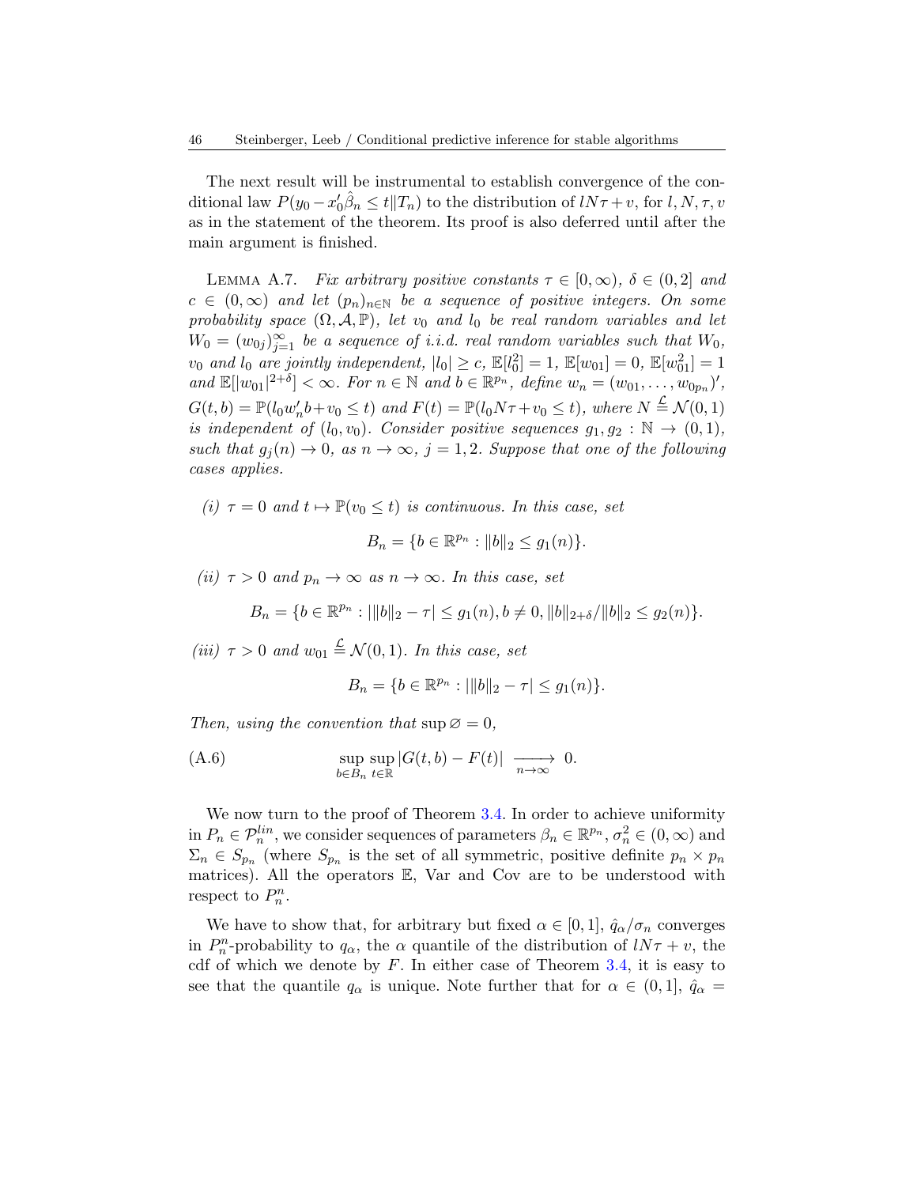The next result will be instrumental to establish convergence of the conditional law $P(y_0 - x_0'\hat{\beta}_n \leq t \| T_n)$ to the distribution of $lN\tau + v$, for $l, N, \tau, v$ as in the statement of the theorem. Its proof is also deferred until after the main argument is finished.

Lemma A.7. *Fix arbitrary positive constants $\tau \in [0, \infty)$, $\delta \in (0, 2]$ and $c \in (0, \infty)$ and let $(p_n)_{n \in \mathbb{N}}$ be a sequence of positive integers. On some probability space $(\Omega, \mathcal{A}, \mathbb{P})$, let $v_0$ and $l_0$ be real random variables and let $W_0 = (w_{0j})_{j=1}^\infty$ be a sequence of i.i.d. real random variables such that $W_0$, $v_0$ and $l_0$ are jointly independent, $|l_0| \geq c$, $\mathbb{E}[l_0^2] = 1$, $\mathbb{E}[w_{01}] = 0$, $\mathbb{E}[w_{01}^2] = 1$ and $\mathbb{E}[|w_{01}|^{2+\delta}] < \infty$. For $n \in \mathbb{N}$ and $b \in \mathbb{R}^{p_n}$, define $w_n = (w_{01}, \ldots, w_{0p_n})'$, $G(t, b) = \mathbb{P}(l_0 w_n' b + v_0 \leq t)$ and $F(t) = \mathbb{P}(l_0 N \tau + v_0 \leq t)$, where $N \stackrel{\mathcal{L}}{=} \mathcal{N}(0, 1)$ is independent of $(l_0, v_0)$. Consider positive sequences $g_1, g_2 : \mathbb{N} \to (0, 1)$, such that $g_j(n) \to 0$, as $n \to \infty$, $j = 1, 2$. Suppose that one of the following cases applies.*

*(i) $\tau = 0$ and $t \mapsto \mathbb{P}(v_0 \leq t)$ is continuous. In this case, set*

$$B_n = \{b \in \mathbb{R}^{p_n} : \|b\|_2 \leq g_1(n)\}.$$

*(ii) $\tau > 0$ and $p_n \to \infty$ as $n \to \infty$. In this case, set*

$$B_n = \{b \in \mathbb{R}^{p_n} : |\|b\|_2 - \tau| \leq g_1(n), b \neq 0, \|b\|_{2+\delta}/\|b\|_2 \leq g_2(n)\}.$$

*(iii) $\tau > 0$ and $w_{01} \stackrel{\mathcal{L}}{=} \mathcal{N}(0, 1)$. In this case, set*

$$B_n = \{b \in \mathbb{R}^{p_n} : |\|b\|_2 - \tau| \leq g_1(n)\}.$$

*Then, using the convention that $\sup \varnothing = 0$,*

$$\sup_{b \in B_n} \sup_{t \in \mathbb{R}} |G(t, b) - F(t)| \xrightarrow[n \to \infty]{} 0. \tag{A.6}$$

We now turn to the proof of Theorem 3.4. In order to achieve uniformity in $P_n \in \mathcal{P}_n^{lin}$, we consider sequences of parameters $\beta_n \in \mathbb{R}^{p_n}$, $\sigma_n^2 \in (0, \infty)$ and $\Sigma_n \in S_{p_n}$ (where $S_{p_n}$ is the set of all symmetric, positive definite $p_n \times p_n$ matrices). All the operators $\mathbb{E}$, Var and Cov are to be understood with respect to $P_n^n$.

We have to show that, for arbitrary but fixed $\alpha \in [0, 1]$, $\hat{q}_\alpha / \sigma_n$ converges in $P_n^n$-probability to $q_\alpha$, the $\alpha$ quantile of the distribution of $lN\tau + v$, the cdf of which we denote by $F$. In either case of Theorem 3.4, it is easy to see that the quantile $q_\alpha$ is unique. Note further that for $\alpha \in (0, 1]$, $\hat{q}_\alpha =$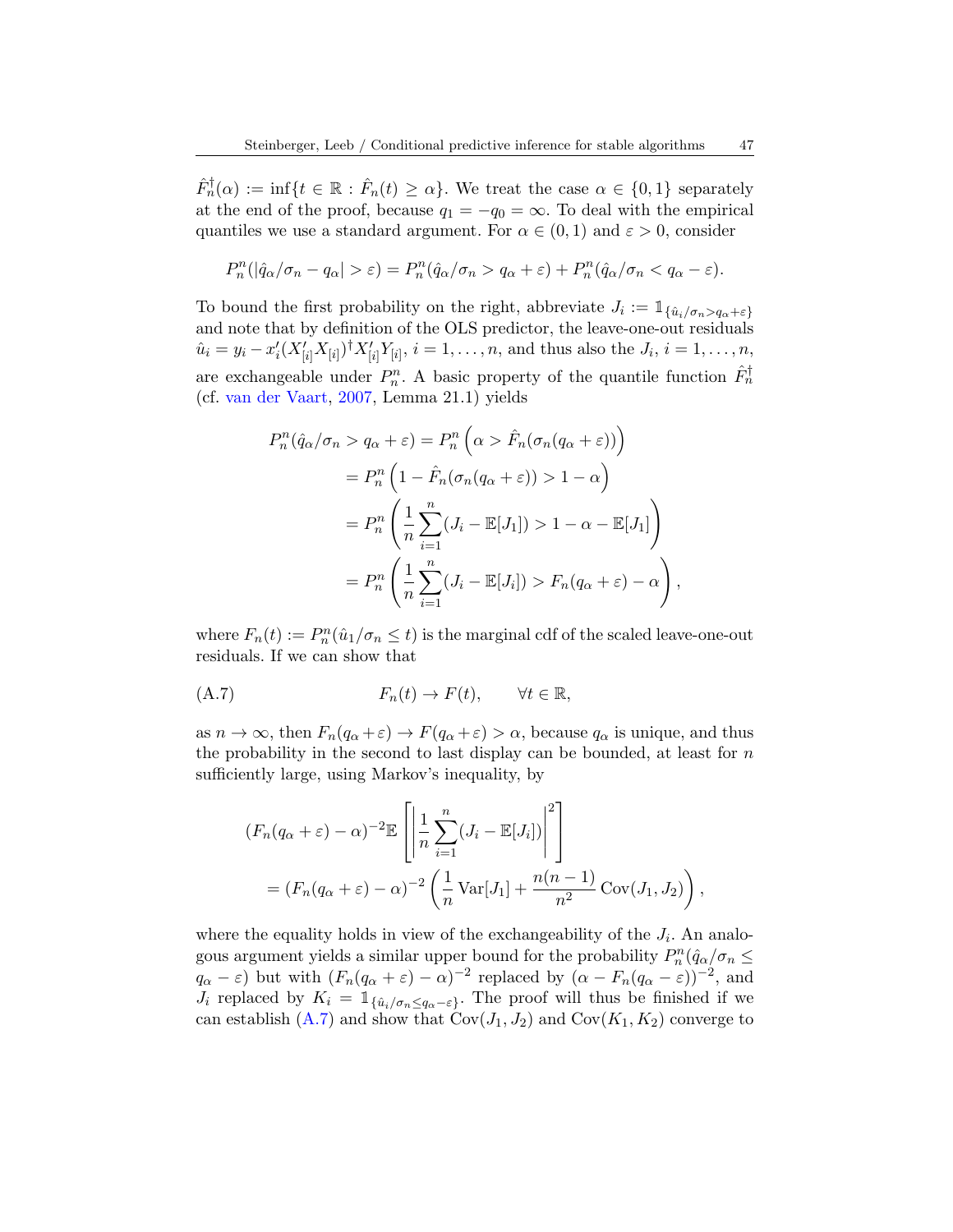$\hat{F}_n^\dagger(\alpha) := \inf\{t \in \mathbb{R} : \hat{F}_n(t) \geq \alpha\}$. We treat the case $\alpha \in \{0,1\}$ separately at the end of the proof, because $q_1 = -q_0 = \infty$. To deal with the empirical quantiles we use a standard argument. For $\alpha \in (0,1)$ and $\varepsilon > 0$, consider

$$P_n^n(|\hat{q}_\alpha/\sigma_n - q_\alpha| > \varepsilon) = P_n^n(\hat{q}_\alpha/\sigma_n > q_\alpha + \varepsilon) + P_n^n(\hat{q}_\alpha/\sigma_n < q_\alpha - \varepsilon).$$

To bound the first probability on the right, abbreviate $J_i := \mathbb{1}_{\{\hat{u}_i/\sigma_n > q_\alpha + \varepsilon\}}$ and note that by definition of the OLS predictor, the leave-one-out residuals $\hat{u}_i = y_i - x_i'(X_{[i]}'X_{[i]})^\dagger X_{[i]}'Y_{[i]}$, $i = 1, \dots, n$, and thus also the $J_i$, $i = 1, \dots, n$, are exchangeable under $P_n^n$. A basic property of the quantile function $\hat{F}_n^\dagger$ (cf. van der Vaart, 2007, Lemma 21.1) yields

$$\begin{aligned}
P_n^n(\hat{q}_\alpha/\sigma_n > q_\alpha + \varepsilon) &= P_n^n\left(\alpha > \hat{F}_n(\sigma_n(q_\alpha + \varepsilon))\right) \\
&= P_n^n\left(1 - \hat{F}_n(\sigma_n(q_\alpha + \varepsilon)) > 1 - \alpha\right) \\
&= P_n^n\left(\frac{1}{n}\sum_{i=1}^n (J_i - \mathbb{E}[J_1]) > 1 - \alpha - \mathbb{E}[J_1]\right) \\
&= P_n^n\left(\frac{1}{n}\sum_{i=1}^n (J_i - \mathbb{E}[J_i]) > F_n(q_\alpha + \varepsilon) - \alpha\right),
\end{aligned}$$

where $F_n(t) := P_n^n(\hat{u}_1/\sigma_n \leq t)$ is the marginal cdf of the scaled leave-one-out residuals. If we can show that

$$F_n(t) \to F(t), \qquad \forall t \in \mathbb{R}, \tag{A.7}$$

as $n \to \infty$, then $F_n(q_\alpha + \varepsilon) \to F(q_\alpha + \varepsilon) > \alpha$, because $q_\alpha$ is unique, and thus the probability in the second to last display can be bounded, at least for $n$ sufficiently large, using Markov's inequality, by

$$\begin{aligned}
&(F_n(q_\alpha + \varepsilon) - \alpha)^{-2}\mathbb{E}\left[\left|\frac{1}{n}\sum_{i=1}^n (J_i - \mathbb{E}[J_i])\right|^2\right] \\
&\quad = (F_n(q_\alpha + \varepsilon) - \alpha)^{-2}\left(\frac{1}{n}\operatorname{Var}[J_1] + \frac{n(n-1)}{n^2}\operatorname{Cov}(J_1, J_2)\right),
\end{aligned}$$

where the equality holds in view of the exchangeability of the $J_i$. An analogous argument yields a similar upper bound for the probability $P_n^n(\hat{q}_\alpha/\sigma_n \leq q_\alpha - \varepsilon)$ but with $(F_n(q_\alpha + \varepsilon) - \alpha)^{-2}$ replaced by $(\alpha - F_n(q_\alpha - \varepsilon))^{-2}$, and $J_i$ replaced by $K_i = \mathbb{1}_{\{\hat{u}_i/\sigma_n \leq q_\alpha - \varepsilon\}}$. The proof will thus be finished if we can establish (A.7) and show that $\operatorname{Cov}(J_1, J_2)$ and $\operatorname{Cov}(K_1, K_2)$ converge to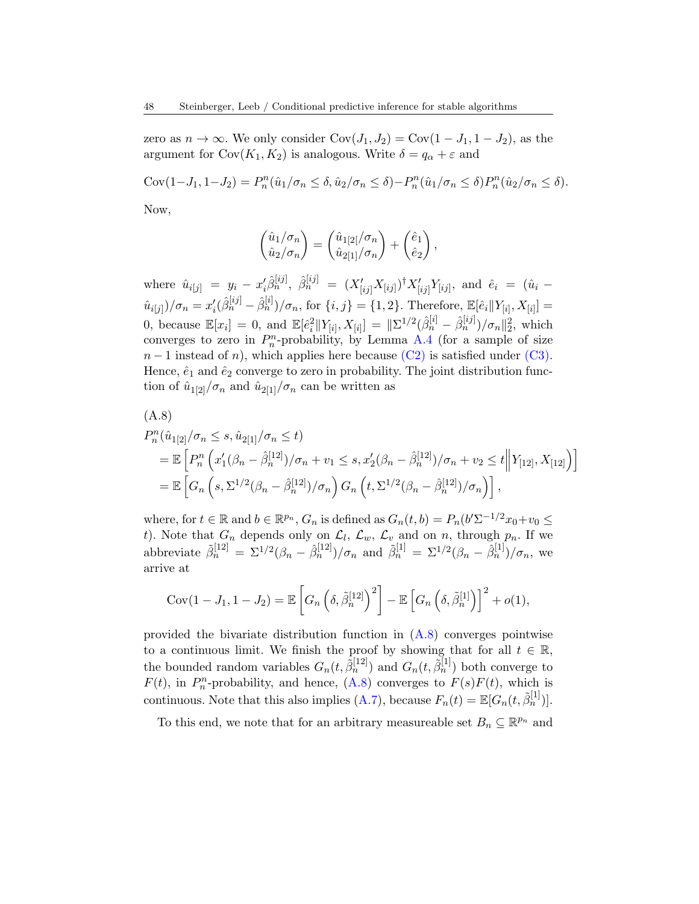zero as $n \to \infty$. We only consider $\text{Cov}(J_1, J_2) = \text{Cov}(1 - J_1, 1 - J_2)$, as the argument for $\text{Cov}(K_1, K_2)$ is analogous. Write $\delta = q_\alpha + \varepsilon$ and

$$\text{Cov}(1-J_1, 1-J_2) = P_n^n(\hat{u}_1/\sigma_n \le \delta, \hat{u}_2/\sigma_n \le \delta) - P_n^n(\hat{u}_1/\sigma_n \le \delta) P_n^n(\hat{u}_2/\sigma_n \le \delta).$$

Now,

$$\begin{pmatrix} \hat{u}_1/\sigma_n \\ \hat{u}_2/\sigma_n \end{pmatrix} = \begin{pmatrix} \hat{u}_{1[2[}/\sigma_n \\ \hat{u}_{2[1]}/\sigma_n \end{pmatrix} + \begin{pmatrix} \hat{e}_1 \\ \hat{e}_2 \end{pmatrix},$$

where $\hat{u}_{i[j]} = y_i - x_i' \hat{\beta}_n^{[ij]}$, $\hat{\beta}_n^{[ij]} = (X_{[ij]}' X_{[ij]})^\dagger X_{[ij]}' Y_{[ij]}$, and $\hat{e}_i = (\hat{u}_i - \hat{u}_{i[j]})/\sigma_n = x_i'(\hat{\beta}_n^{[ij]} - \hat{\beta}_n^{[i]})/\sigma_n$, for $\{i, j\} = \{1, 2\}$. Therefore, $\mathbb{E}[\hat{e}_i \| Y_{[i]}, X_{[i]}] = 0$, because $\mathbb{E}[x_i] = 0$, and $\mathbb{E}[\hat{e}_i^2 \| Y_{[i]}, X_{[i]}] = \|\Sigma^{1/2}(\hat{\beta}_n^{[i]} - \hat{\beta}_n^{[ij]})/\sigma_n\|_2^2$, which converges to zero in $P_n^n$-probability, by Lemma A.4 (for a sample of size $n-1$ instead of $n$), which applies here because (C2) is satisfied under (C3). Hence, $\hat{e}_1$ and $\hat{e}_2$ converge to zero in probability. The joint distribution function of $\hat{u}_{1[2]}/\sigma_n$ and $\hat{u}_{2[1]}/\sigma_n$ can be written as

(A.8)

$$\begin{aligned}
&P_n^n(\hat{u}_{1[2]}/\sigma_n \le s, \hat{u}_{2[1]}/\sigma_n \le t) \\
&= \mathbb{E}\left[ P_n^n \left( x_1'(\beta_n - \hat{\beta}_n^{[12]})/\sigma_n + v_1 \le s, x_2'(\beta_n - \hat{\beta}_n^{[12]})/\sigma_n + v_2 \le t \middle\| Y_{[12]}, X_{[12]} \right) \right] \\
&= \mathbb{E}\left[ G_n\left(s, \Sigma^{1/2}(\beta_n - \hat{\beta}_n^{[12]})/\sigma_n\right) G_n\left(t, \Sigma^{1/2}(\beta_n - \hat{\beta}_n^{[12]})/\sigma_n\right) \right],
\end{aligned}$$

where, for $t \in \mathbb{R}$ and $b \in \mathbb{R}^{p_n}$, $G_n$ is defined as $G_n(t, b) = P_n(b'\Sigma^{-1/2}x_0 + v_0 \le t)$. Note that $G_n$ depends only on $\mathcal{L}_l$, $\mathcal{L}_w$, $\mathcal{L}_v$ and on $n$, through $p_n$. If we abbreviate $\tilde{\beta}_n^{[12]} = \Sigma^{1/2}(\beta_n - \hat{\beta}_n^{[12]})/\sigma_n$ and $\tilde{\beta}_n^{[1]} = \Sigma^{1/2}(\beta_n - \hat{\beta}_n^{[1]})/\sigma_n$, we arrive at

$$\text{Cov}(1 - J_1, 1 - J_2) = \mathbb{E}\left[ G_n\left(\delta, \tilde{\beta}_n^{[12]}\right)^2 \right] - \mathbb{E}\left[ G_n\left(\delta, \tilde{\beta}_n^{[1]}\right) \right]^2 + o(1),$$

provided the bivariate distribution function in (A.8) converges pointwise to a continuous limit. We finish the proof by showing that for all $t \in \mathbb{R}$, the bounded random variables $G_n(t, \tilde{\beta}_n^{[12]})$ and $G_n(t, \tilde{\beta}_n^{[1]})$ both converge to $F(t)$, in $P_n^n$-probability, and hence, (A.8) converges to $F(s)F(t)$, which is continuous. Note that this also implies (A.7), because $F_n(t) = \mathbb{E}[G_n(t, \tilde{\beta}_n^{[1]})]$.

To this end, we note that for an arbitrary measureable set $B_n \subseteq \mathbb{R}^{p_n}$ and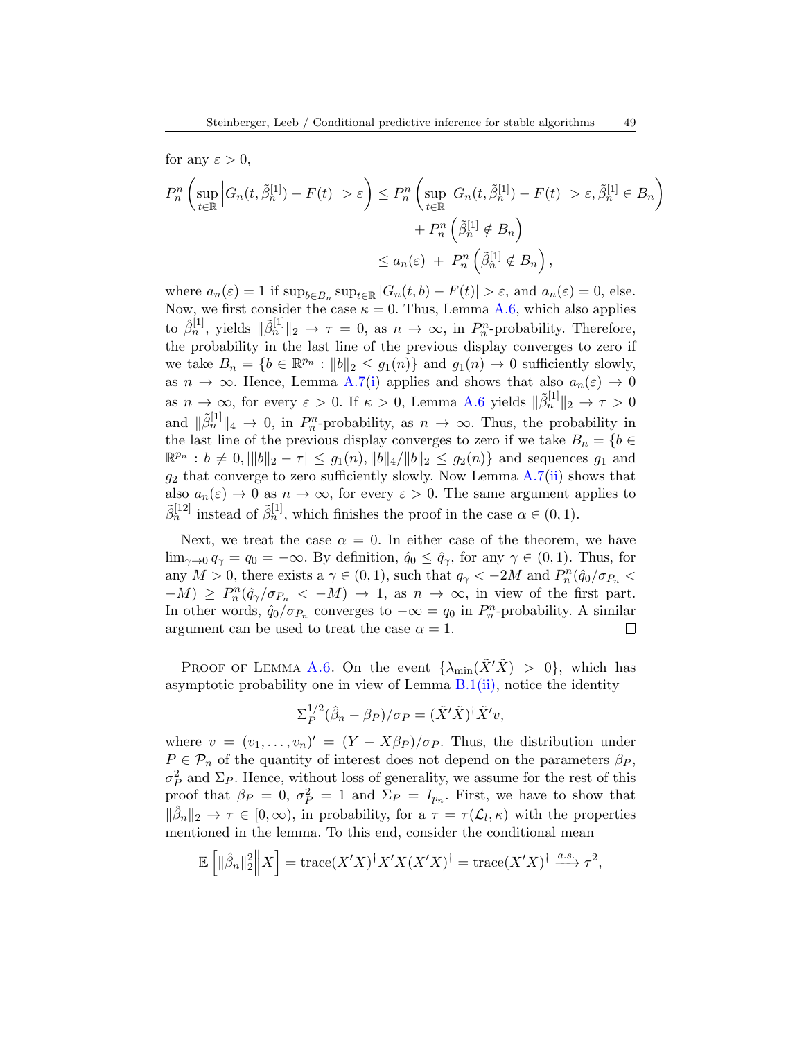for any $\varepsilon > 0$,

$$P_n^n\left(\sup_{t\in\mathbb{R}}\left|G_n(t,\tilde{\beta}_n^{[1]}) - F(t)\right| > \varepsilon\right) \le P_n^n\left(\sup_{t\in\mathbb{R}}\left|G_n(t,\tilde{\beta}_n^{[1]}) - F(t)\right| > \varepsilon, \tilde{\beta}_n^{[1]} \in B_n\right) + P_n^n\left(\tilde{\beta}_n^{[1]} \notin B_n\right)$$
$$\le a_n(\varepsilon) \;+\; P_n^n\left(\tilde{\beta}_n^{[1]} \notin B_n\right),$$

where $a_n(\varepsilon) = 1$ if $\sup_{b\in B_n}\sup_{t\in\mathbb{R}}|G_n(t,b) - F(t)| > \varepsilon$, and $a_n(\varepsilon) = 0$, else. Now, we first consider the case $\kappa = 0$. Thus, Lemma A.6, which also applies to $\hat{\beta}_n^{[1]}$, yields $\|\tilde{\beta}_n^{[1]}\|_2 \to \tau = 0$, as $n \to \infty$, in $P_n^n$-probability. Therefore, the probability in the last line of the previous display converges to zero if we take $B_n = \{b \in \mathbb{R}^{p_n} : \|b\|_2 \le g_1(n)\}$ and $g_1(n) \to 0$ sufficiently slowly, as $n \to \infty$. Hence, Lemma A.7(i) applies and shows that also $a_n(\varepsilon) \to 0$ as $n \to \infty$, for every $\varepsilon > 0$. If $\kappa > 0$, Lemma A.6 yields $\|\tilde{\beta}_n^{[1]}\|_2 \to \tau > 0$ and $\|\tilde{\beta}_n^{[1]}\|_4 \to 0$, in $P_n^n$-probability, as $n \to \infty$. Thus, the probability in the last line of the previous display converges to zero if we take $B_n = \{b \in \mathbb{R}^{p_n} : b \neq 0, |\|b\|_2 - \tau| \le g_1(n), \|b\|_4/\|b\|_2 \le g_2(n)\}$ and sequences $g_1$ and $g_2$ that converge to zero sufficiently slowly. Now Lemma A.7(ii) shows that also $a_n(\varepsilon) \to 0$ as $n \to \infty$, for every $\varepsilon > 0$. The same argument applies to $\tilde{\beta}_n^{[12]}$ instead of $\tilde{\beta}_n^{[1]}$, which finishes the proof in the case $\alpha \in (0,1)$.

Next, we treat the case $\alpha = 0$. In either case of the theorem, we have $\lim_{\gamma\to 0} q_\gamma = q_0 = -\infty$. By definition, $\hat{q}_0 \le \hat{q}_\gamma$, for any $\gamma \in (0,1)$. Thus, for any $M > 0$, there exists a $\gamma \in (0,1)$, such that $q_\gamma < -2M$ and $P_n^n(\hat{q}_0/\sigma_{P_n} < -M) \ge P_n^n(\hat{q}_\gamma/\sigma_{P_n} < -M) \to 1$, as $n \to \infty$, in view of the first part. In other words, $\hat{q}_0/\sigma_{P_n}$ converges to $-\infty = q_0$ in $P_n^n$-probability. A similar argument can be used to treat the case $\alpha = 1$. □

Proof of Lemma A.6. On the event $\{\lambda_{\min}(\tilde{X}'\tilde{X}) > 0\}$, which has asymptotic probability one in view of Lemma B.1(ii), notice the identity

$$\Sigma_P^{1/2}(\hat{\beta}_n - \beta_P)/\sigma_P = (\tilde{X}'\tilde{X})^{\dagger}\tilde{X}'v,$$

where $v = (v_1,\dots,v_n)' = (Y - X\beta_P)/\sigma_P$. Thus, the distribution under $P \in \mathcal{P}_n$ of the quantity of interest does not depend on the parameters $\beta_P$, $\sigma_P^2$ and $\Sigma_P$. Hence, without loss of generality, we assume for the rest of this proof that $\beta_P = 0$, $\sigma_P^2 = 1$ and $\Sigma_P = I_{p_n}$. First, we have to show that $\|\hat{\beta}_n\|_2 \to \tau \in [0,\infty)$, in probability, for a $\tau = \tau(\mathcal{L}_l, \kappa)$ with the properties mentioned in the lemma. To this end, consider the conditional mean

$$\mathbb{E}\left[\|\hat{\beta}_n\|_2^2\middle|X\right] = \operatorname{trace}(X'X)^{\dagger}X'X(X'X)^{\dagger} = \operatorname{trace}(X'X)^{\dagger} \xrightarrow{a.s.} \tau^2,$$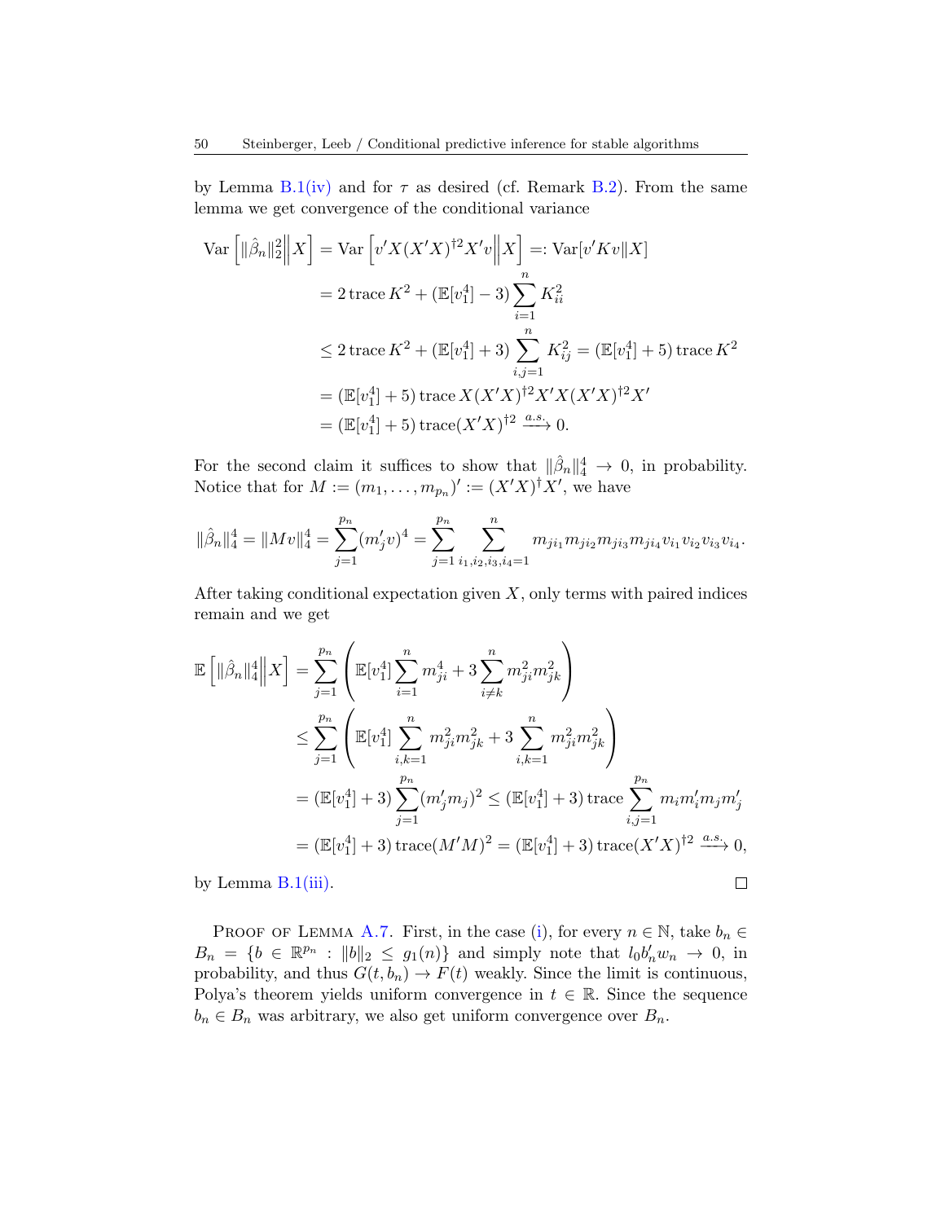by Lemma B.1(iv) and for $\tau$ as desired (cf. Remark B.2). From the same lemma we get convergence of the conditional variance

$$
\begin{aligned}
\operatorname{Var}\left[\|\hat{\beta}_n\|_2^2 \Big\| X\right] &= \operatorname{Var}\left[v'X(X'X)^{\dagger 2}X'v \Big\| X\right] =: \operatorname{Var}[v'Kv\|X] \\
&= 2\operatorname{trace} K^2 + (\mathbb{E}[v_1^4] - 3)\sum_{i=1}^n K_{ii}^2 \\
&\le 2\operatorname{trace} K^2 + (\mathbb{E}[v_1^4] + 3)\sum_{i,j=1}^n K_{ij}^2 = (\mathbb{E}[v_1^4] + 5)\operatorname{trace} K^2 \\
&= (\mathbb{E}[v_1^4] + 5)\operatorname{trace} X(X'X)^{\dagger 2}X'X(X'X)^{\dagger 2}X' \\
&= (\mathbb{E}[v_1^4] + 5)\operatorname{trace}(X'X)^{\dagger 2} \xrightarrow{a.s.} 0.
\end{aligned}
$$

For the second claim it suffices to show that $\|\hat{\beta}_n\|_4^4 \to 0$, in probability. Notice that for $M := (m_1, \dots, m_{p_n})' := (X'X)^{\dagger}X'$, we have

$$
\|\hat{\beta}_n\|_4^4 = \|Mv\|_4^4 = \sum_{j=1}^{p_n}(m_j'v)^4 = \sum_{j=1}^{p_n}\sum_{i_1,i_2,i_3,i_4=1}^{n} m_{ji_1}m_{ji_2}m_{ji_3}m_{ji_4}v_{i_1}v_{i_2}v_{i_3}v_{i_4}.
$$

After taking conditional expectation given $X$, only terms with paired indices remain and we get

$$
\begin{aligned}
\mathbb{E}\left[\|\hat{\beta}_n\|_4^4 \Big\| X\right] &= \sum_{j=1}^{p_n}\left(\mathbb{E}[v_1^4]\sum_{i=1}^n m_{ji}^4 + 3\sum_{i\neq k}^n m_{ji}^2 m_{jk}^2\right) \\
&\le \sum_{j=1}^{p_n}\left(\mathbb{E}[v_1^4]\sum_{i,k=1}^n m_{ji}^2 m_{jk}^2 + 3\sum_{i,k=1}^n m_{ji}^2 m_{jk}^2\right) \\
&= (\mathbb{E}[v_1^4] + 3)\sum_{j=1}^{p_n}(m_j'm_j)^2 \le (\mathbb{E}[v_1^4] + 3)\operatorname{trace}\sum_{i,j=1}^{p_n} m_i m_i' m_j m_j' \\
&= (\mathbb{E}[v_1^4] + 3)\operatorname{trace}(M'M)^2 = (\mathbb{E}[v_1^4] + 3)\operatorname{trace}(X'X)^{\dagger 2} \xrightarrow{a.s.} 0,
\end{aligned}
$$

by Lemma B.1(iii). ∎

Proof of Lemma A.7. First, in the case (i), for every $n \in \mathbb{N}$, take $b_n \in B_n = \{b \in \mathbb{R}^{p_n} : \|b\|_2 \le g_1(n)\}$ and simply note that $l_0 b_n' w_n \to 0$, in probability, and thus $G(t, b_n) \to F(t)$ weakly. Since the limit is continuous, Polya's theorem yields uniform convergence in $t \in \mathbb{R}$. Since the sequence $b_n \in B_n$ was arbitrary, we also get uniform convergence over $B_n$.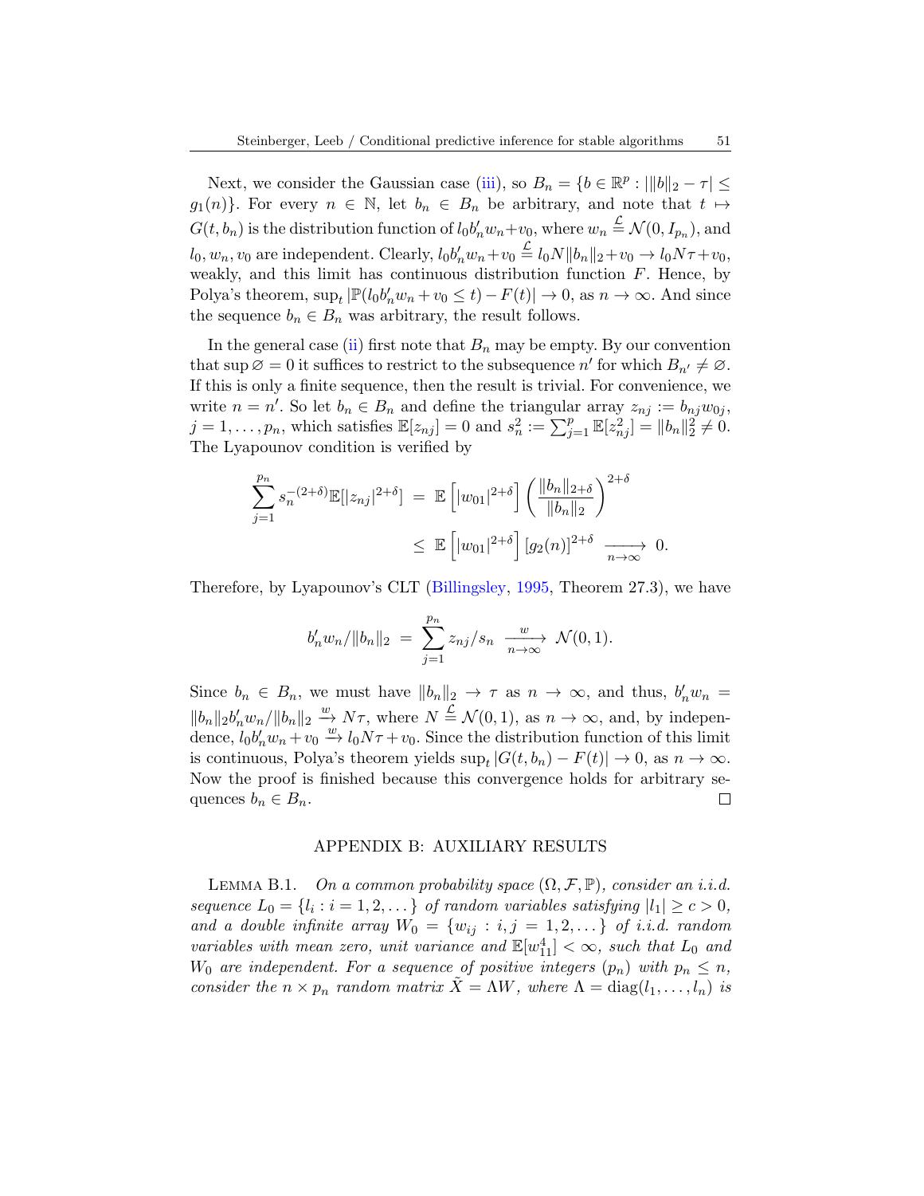Next, we consider the Gaussian case (iii), so $B_n = \{b \in \mathbb{R}^p : |\|b\|_2 - \tau| \leq g_1(n)\}$. For every $n \in \mathbb{N}$, let $b_n \in B_n$ be arbitrary, and note that $t \mapsto G(t, b_n)$ is the distribution function of $l_0 b_n' w_n + v_0$, where $w_n \stackrel{\mathcal{L}}{=} \mathcal{N}(0, I_{p_n})$, and $l_0, w_n, v_0$ are independent. Clearly, $l_0 b_n' w_n + v_0 \stackrel{\mathcal{L}}{=} l_0 N \|b_n\|_2 + v_0 \to l_0 N \tau + v_0$, weakly, and this limit has continuous distribution function $F$. Hence, by Polya's theorem, $\sup_t |\mathbb{P}(l_0 b_n' w_n + v_0 \leq t) - F(t)| \to 0$, as $n \to \infty$. And since the sequence $b_n \in B_n$ was arbitrary, the result follows.

In the general case (ii) first note that $B_n$ may be empty. By our convention that $\sup \varnothing = 0$ it suffices to restrict to the subsequence $n'$ for which $B_{n'} \neq \varnothing$. If this is only a finite sequence, then the result is trivial. For convenience, we write $n = n'$. So let $b_n \in B_n$ and define the triangular array $z_{nj} := b_{nj} w_{0j}$, $j = 1, \dots, p_n$, which satisfies $\mathbb{E}[z_{nj}] = 0$ and $s_n^2 := \sum_{j=1}^p \mathbb{E}[z_{nj}^2] = \|b_n\|_2^2 \neq 0$. The Lyapounov condition is verified by

$$
\begin{aligned}
\sum_{j=1}^{p_n} s_n^{-(2+\delta)} \mathbb{E}[|z_{nj}|^{2+\delta}] \;&=\; \mathbb{E}\left[|w_{01}|^{2+\delta}\right] \left( \frac{\|b_n\|_{2+\delta}}{\|b_n\|_2} \right)^{2+\delta} \\
&\leq\; \mathbb{E}\left[|w_{01}|^{2+\delta}\right] [g_2(n)]^{2+\delta} \;\xrightarrow[n\to\infty]{}\; 0.
\end{aligned}
$$

Therefore, by Lyapounov's CLT (Billingsley, 1995, Theorem 27.3), we have

$$
b_n' w_n / \|b_n\|_2 \;=\; \sum_{j=1}^{p_n} z_{nj}/s_n \;\xrightarrow[n\to\infty]{w}\; \mathcal{N}(0,1).
$$

Since $b_n \in B_n$, we must have $\|b_n\|_2 \to \tau$ as $n \to \infty$, and thus, $b_n' w_n = \|b_n\|_2 b_n' w_n / \|b_n\|_2 \xrightarrow{w} N\tau$, where $N \stackrel{\mathcal{L}}{=} \mathcal{N}(0,1)$, as $n \to \infty$, and, by independence, $l_0 b_n' w_n + v_0 \xrightarrow{w} l_0 N \tau + v_0$. Since the distribution function of this limit is continuous, Polya's theorem yields $\sup_t |G(t, b_n) - F(t)| \to 0$, as $n \to \infty$. Now the proof is finished because this convergence holds for arbitrary sequences $b_n \in B_n$. □

## APPENDIX B: AUXILIARY RESULTS

Lemma B.1. *On a common probability space $(\Omega, \mathcal{F}, \mathbb{P})$, consider an i.i.d. sequence $L_0 = \{l_i : i = 1, 2, \dots\}$ of random variables satisfying $|l_1| \geq c > 0$, and a double infinite array $W_0 = \{w_{ij} : i, j = 1, 2, \dots\}$ of i.i.d. random variables with mean zero, unit variance and $\mathbb{E}[w_{11}^4] < \infty$, such that $L_0$ and $W_0$ are independent. For a sequence of positive integers $(p_n)$ with $p_n \leq n$, consider the $n \times p_n$ random matrix $\tilde{X} = \Lambda W$, where $\Lambda = \operatorname{diag}(l_1, \dots, l_n)$ is*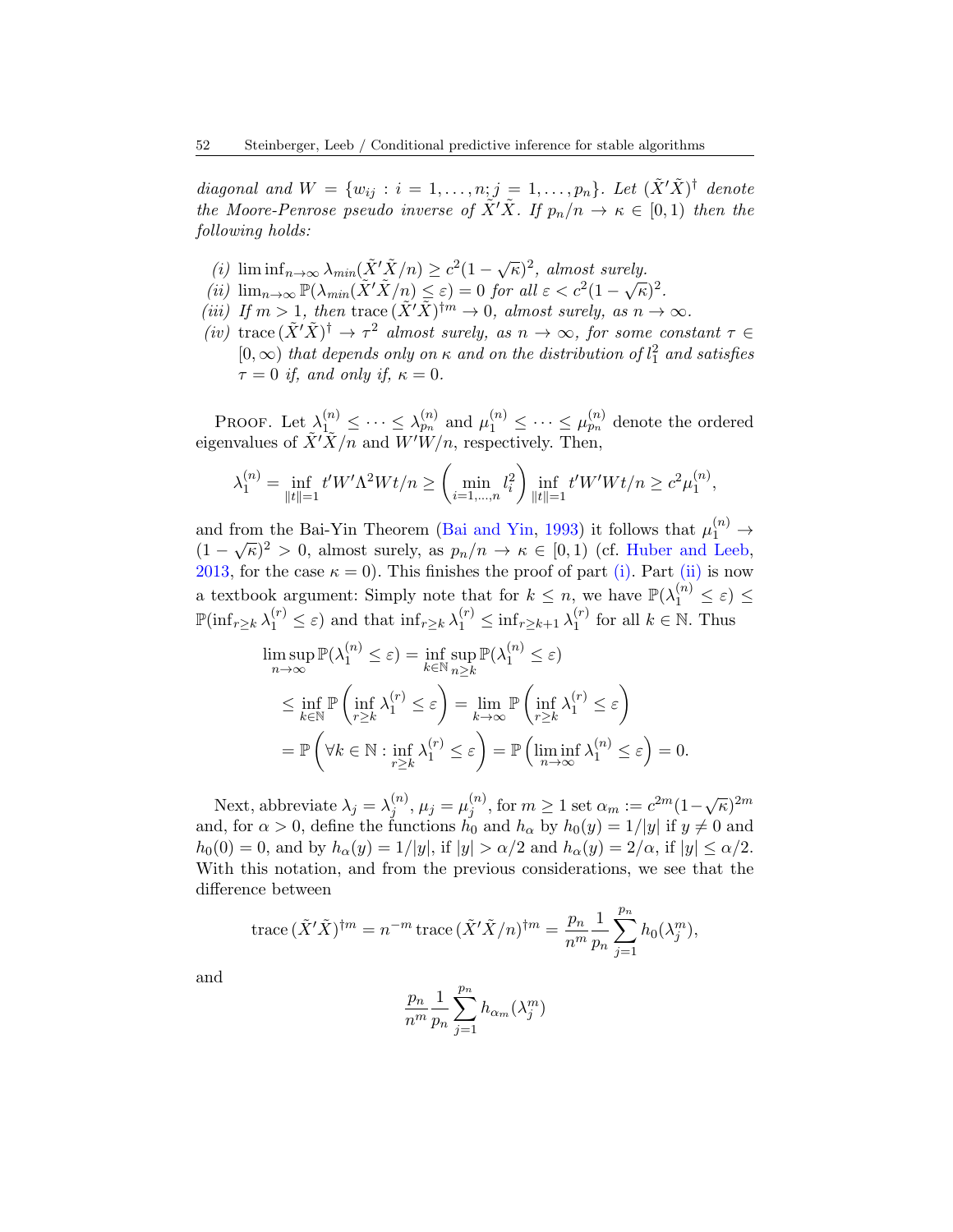*diagonal and* $W = \{w_{ij} : i = 1,\dots,n; j = 1,\dots,p_n\}$*. Let* $(\tilde{X}'\tilde{X})^\dagger$ *denote the Moore-Penrose pseudo inverse of* $\tilde{X}'\tilde{X}$*. If* $p_n/n \to \kappa \in [0,1)$ *then the following holds:*

*(i)* $\liminf_{n\to\infty} \lambda_{min}(\tilde{X}'\tilde{X}/n) \ge c^2(1-\sqrt{\kappa})^2$*, almost surely.*

*(ii)* $\lim_{n\to\infty} \mathbb{P}(\lambda_{min}(\tilde{X}'\tilde{X}/n) \le \varepsilon) = 0$ *for all* $\varepsilon < c^2(1-\sqrt{\kappa})^2$*.*

*(iii) If* $m > 1$*, then* $\operatorname{trace}(\tilde{X}'\tilde{X})^{\dagger m} \to 0$*, almost surely, as* $n \to \infty$*.*

*(iv)* $\operatorname{trace}(\tilde{X}'\tilde{X})^\dagger \to \tau^2$ *almost surely, as* $n\to\infty$*, for some constant* $\tau \in [0,\infty)$ *that depends only on* $\kappa$ *and on the distribution of* $l_1^2$ *and satisfies* $\tau = 0$ *if, and only if,* $\kappa = 0$*.*

Proof. Let $\lambda_1^{(n)} \le \dots \le \lambda_{p_n}^{(n)}$ and $\mu_1^{(n)} \le \dots \le \mu_{p_n}^{(n)}$ denote the ordered eigenvalues of $\tilde{X}'\tilde{X}/n$ and $W'W/n$, respectively. Then,

$$\lambda_1^{(n)} = \inf_{\|t\|=1} t'W'\Lambda^2 Wt/n \ge \left(\min_{i=1,\dots,n} l_i^2\right) \inf_{\|t\|=1} t'W'Wt/n \ge c^2\mu_1^{(n)},$$

and from the Bai-Yin Theorem (Bai and Yin, 1993) it follows that $\mu_1^{(n)} \to (1-\sqrt{\kappa})^2 > 0$, almost surely, as $p_n/n \to \kappa \in [0,1)$ (cf. Huber and Leeb, 2013, for the case $\kappa = 0$). This finishes the proof of part (i). Part (ii) is now a textbook argument: Simply note that for $k \le n$, we have $\mathbb{P}(\lambda_1^{(n)} \le \varepsilon) \le \mathbb{P}(\inf_{r\ge k} \lambda_1^{(r)} \le \varepsilon)$ and that $\inf_{r\ge k}\lambda_1^{(r)} \le \inf_{r\ge k+1}\lambda_1^{(r)}$ for all $k\in\mathbb{N}$. Thus

$$\begin{aligned}
\limsup_{n\to\infty} \mathbb{P}(\lambda_1^{(n)} \le \varepsilon) &= \inf_{k\in\mathbb{N}} \sup_{n\ge k} \mathbb{P}(\lambda_1^{(n)} \le \varepsilon) \\
&\le \inf_{k\in\mathbb{N}} \mathbb{P}\left(\inf_{r\ge k}\lambda_1^{(r)} \le \varepsilon\right) = \lim_{k\to\infty} \mathbb{P}\left(\inf_{r\ge k}\lambda_1^{(r)} \le \varepsilon\right) \\
&= \mathbb{P}\left(\forall k\in\mathbb{N} : \inf_{r\ge k}\lambda_1^{(r)} \le \varepsilon\right) = \mathbb{P}\left(\liminf_{n\to\infty}\lambda_1^{(n)} \le \varepsilon\right) = 0.
\end{aligned}$$

Next, abbreviate $\lambda_j = \lambda_j^{(n)}$, $\mu_j = \mu_j^{(n)}$, for $m \ge 1$ set $\alpha_m := c^{2m}(1-\sqrt{\kappa})^{2m}$ and, for $\alpha > 0$, define the functions $h_0$ and $h_\alpha$ by $h_0(y) = 1/|y|$ if $y \ne 0$ and $h_0(0) = 0$, and by $h_\alpha(y) = 1/|y|$, if $|y| > \alpha/2$ and $h_\alpha(y) = 2/\alpha$, if $|y| \le \alpha/2$. With this notation, and from the previous considerations, we see that the difference between

$$\operatorname{trace}(\tilde{X}'\tilde{X})^{\dagger m} = n^{-m}\operatorname{trace}(\tilde{X}'\tilde{X}/n)^{\dagger m} = \frac{p_n}{n^m}\frac{1}{p_n}\sum_{j=1}^{p_n} h_0(\lambda_j^m),$$

and

$$\frac{p_n}{n^m}\frac{1}{p_n}\sum_{j=1}^{p_n} h_{\alpha_m}(\lambda_j^m)$$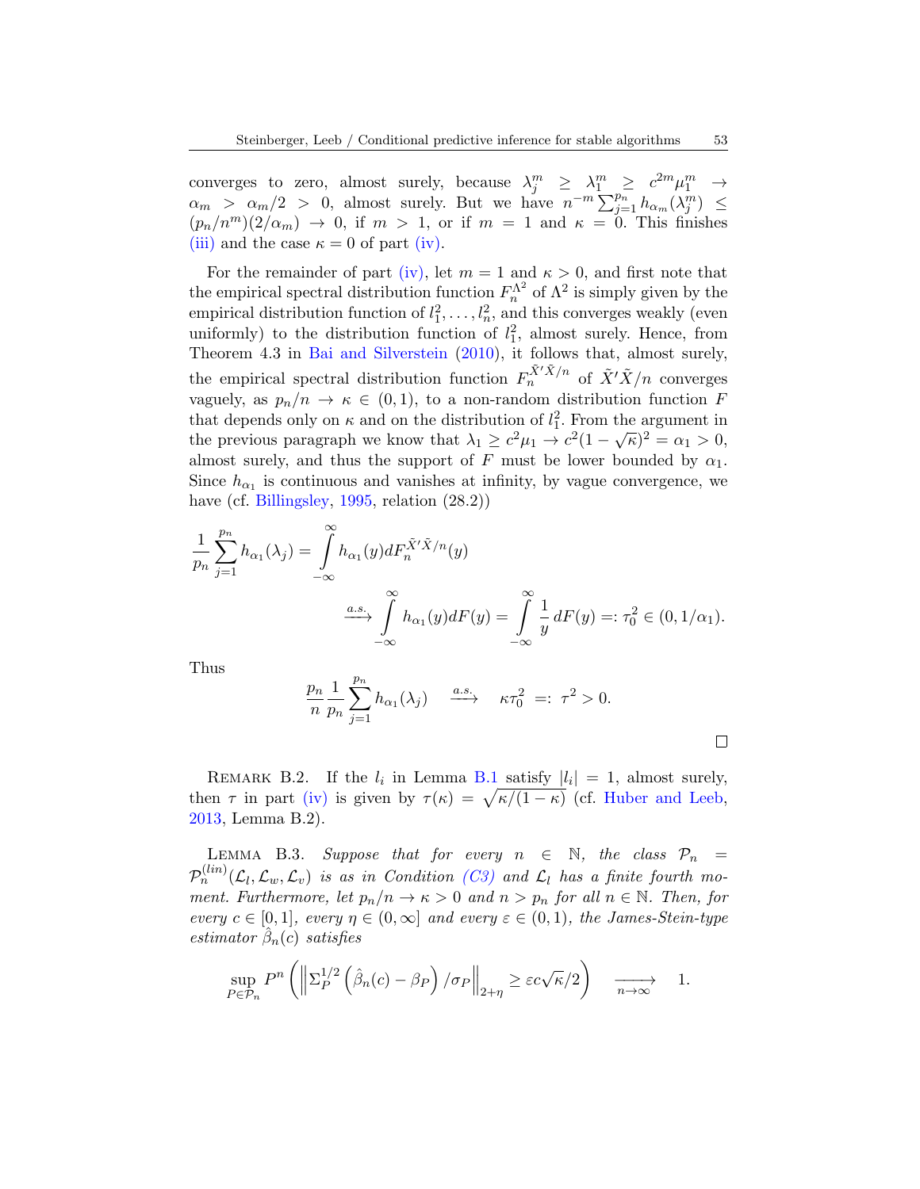converges to zero, almost surely, because $\lambda_j^m \geq \lambda_1^m \geq c^{2m}\mu_1^m \to \alpha_m > \alpha_m/2 > 0$, almost surely. But we have $n^{-m}\sum_{j=1}^{p_n} h_{\alpha_m}(\lambda_j^m) \leq (p_n/n^m)(2/\alpha_m) \to 0$, if $m > 1$, or if $m = 1$ and $\kappa = 0$. This finishes (iii) and the case $\kappa = 0$ of part (iv).

For the remainder of part (iv), let $m = 1$ and $\kappa > 0$, and first note that the empirical spectral distribution function $F_n^{\Lambda^2}$ of $\Lambda^2$ is simply given by the empirical distribution function of $l_1^2, \dots, l_n^2$, and this converges weakly (even uniformly) to the distribution function of $l_1^2$, almost surely. Hence, from Theorem 4.3 in Bai and Silverstein (2010), it follows that, almost surely, the empirical spectral distribution function $F_n^{\tilde{X}'\tilde{X}/n}$ of $\tilde{X}'\tilde{X}/n$ converges vaguely, as $p_n/n \to \kappa \in (0,1)$, to a non-random distribution function $F$ that depends only on $\kappa$ and on the distribution of $l_1^2$. From the argument in the previous paragraph we know that $\lambda_1 \geq c^2\mu_1 \to c^2(1-\sqrt{\kappa})^2 = \alpha_1 > 0$, almost surely, and thus the support of $F$ must be lower bounded by $\alpha_1$. Since $h_{\alpha_1}$ is continuous and vanishes at infinity, by vague convergence, we have (cf. Billingsley, 1995, relation (28.2))

$$
\frac{1}{p_n}\sum_{j=1}^{p_n} h_{\alpha_1}(\lambda_j) = \int_{-\infty}^{\infty} h_{\alpha_1}(y) dF_n^{\tilde{X}'\tilde{X}/n}(y)
$$

$$
\xrightarrow{a.s.} \int_{-\infty}^{\infty} h_{\alpha_1}(y) dF(y) = \int_{-\infty}^{\infty} \frac{1}{y}\, dF(y) =: \tau_0^2 \in (0, 1/\alpha_1).
$$

Thus

$$
\frac{p_n}{n}\frac{1}{p_n}\sum_{j=1}^{p_n} h_{\alpha_1}(\lambda_j) \quad \xrightarrow{a.s.} \quad \kappa\tau_0^2 \;=:\; \tau^2 > 0.
$$

□

Remark B.2. If the $l_i$ in Lemma B.1 satisfy $|l_i| = 1$, almost surely, then $\tau$ in part (iv) is given by $\tau(\kappa) = \sqrt{\kappa/(1-\kappa)}$ (cf. Huber and Leeb, 2013, Lemma B.2).

Lemma B.3. *Suppose that for every $n \in \mathbb{N}$, the class $\mathcal{P}_n = \mathcal{P}_n^{(lin)}(\mathcal{L}_l, \mathcal{L}_w, \mathcal{L}_v)$ is as in Condition (C3) and $\mathcal{L}_l$ has a finite fourth moment. Furthermore, let $p_n/n \to \kappa > 0$ and $n > p_n$ for all $n \in \mathbb{N}$. Then, for every $c \in [0,1]$, every $\eta \in (0, \infty]$ and every $\varepsilon \in (0,1)$, the James-Stein-type estimator $\hat{\beta}_n(c)$ satisfies*

$$
\sup_{P \in \mathcal{P}_n} P^n \left( \left\| \Sigma_P^{1/2} \left( \hat{\beta}_n(c) - \beta_P \right) / \sigma_P \right\|_{2+\eta} \geq \varepsilon c \sqrt{\kappa}/2 \right) \quad \xrightarrow[n\to\infty]{} \quad 1.
$$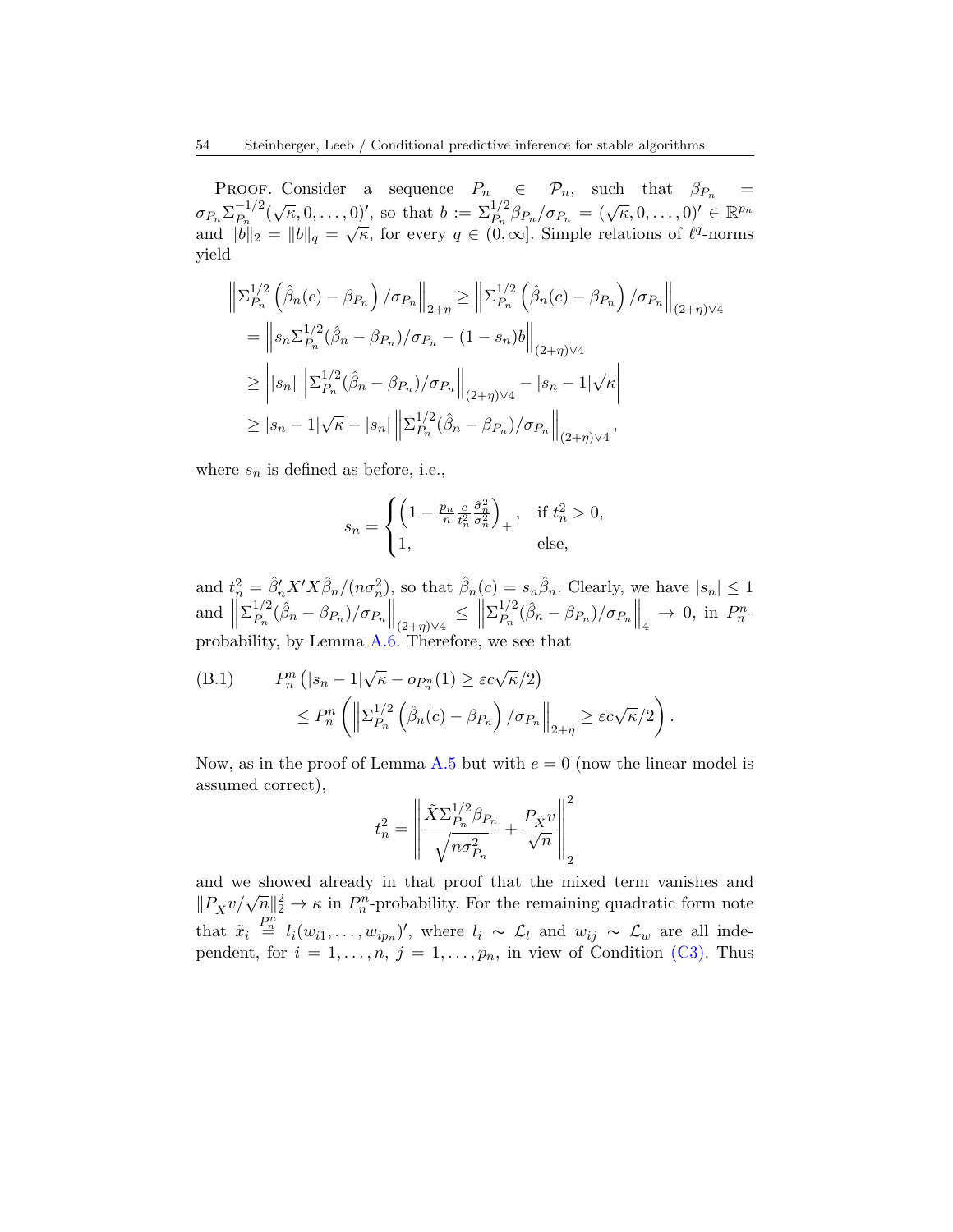PROOF. Consider a sequence $P_n \in \mathcal{P}_n$, such that $\beta_{P_n} = \sigma_{P_n}\Sigma_{P_n}^{-1/2}(\sqrt{\kappa}, 0, \dots, 0)'$, so that $b := \Sigma_{P_n}^{1/2}\beta_{P_n}/\sigma_{P_n} = (\sqrt{\kappa}, 0, \dots, 0)' \in \mathbb{R}^{p_n}$ and $\|b\|_2 = \|b\|_q = \sqrt{\kappa}$, for every $q \in (0, \infty]$. Simple relations of $\ell^q$-norms yield

$$
\begin{aligned}
\left\|\Sigma_{P_n}^{1/2}\left(\hat{\beta}_n(c) - \beta_{P_n}\right)/\sigma_{P_n}\right\|_{2+\eta} &\geq \left\|\Sigma_{P_n}^{1/2}\left(\hat{\beta}_n(c) - \beta_{P_n}\right)/\sigma_{P_n}\right\|_{(2+\eta)\vee 4} \\
&= \left\|s_n\Sigma_{P_n}^{1/2}(\hat{\beta}_n - \beta_{P_n})/\sigma_{P_n} - (1-s_n)b\right\|_{(2+\eta)\vee 4} \\
&\geq \left| |s_n| \left\|\Sigma_{P_n}^{1/2}(\hat{\beta}_n - \beta_{P_n})/\sigma_{P_n}\right\|_{(2+\eta)\vee 4} - |s_n - 1|\sqrt{\kappa}\right| \\
&\geq |s_n - 1|\sqrt{\kappa} - |s_n| \left\|\Sigma_{P_n}^{1/2}(\hat{\beta}_n - \beta_{P_n})/\sigma_{P_n}\right\|_{(2+\eta)\vee 4},
\end{aligned}
$$

where $s_n$ is defined as before, i.e.,

$$
s_n = \begin{cases} \left(1 - \frac{p_n}{n}\frac{c}{t_n^2}\frac{\hat{\sigma}_n^2}{\sigma_n^2}\right)_+, & \text{if } t_n^2 > 0, \\ 1, & \text{else}, \end{cases}
$$

and $t_n^2 = \hat{\beta}_n' X'X\hat{\beta}_n/(n\sigma_n^2)$, so that $\hat{\beta}_n(c) = s_n\hat{\beta}_n$. Clearly, we have $|s_n| \leq 1$ and $\left\|\Sigma_{P_n}^{1/2}(\hat{\beta}_n - \beta_{P_n})/\sigma_{P_n}\right\|_{(2+\eta)\vee 4} \leq \left\|\Sigma_{P_n}^{1/2}(\hat{\beta}_n - \beta_{P_n})/\sigma_{P_n}\right\|_4 \to 0$, in $P_n^n$-probability, by Lemma A.6. Therefore, we see that

$$
\begin{aligned}
\text{(B.1)} \qquad & P_n^n\left(|s_n - 1|\sqrt{\kappa} - o_{P_n^n}(1) \geq \varepsilon c\sqrt{\kappa}/2\right) \\
& \leq P_n^n\left(\left\|\Sigma_{P_n}^{1/2}\left(\hat{\beta}_n(c) - \beta_{P_n}\right)/\sigma_{P_n}\right\|_{2+\eta} \geq \varepsilon c\sqrt{\kappa}/2\right).
\end{aligned}
$$

Now, as in the proof of Lemma A.5 but with $e = 0$ (now the linear model is assumed correct),

$$
t_n^2 = \left\|\frac{\tilde{X}\Sigma_{P_n}^{1/2}\beta_{P_n}}{\sqrt{n\sigma_{P_n}^2}} + \frac{P_{\tilde{X}}v}{\sqrt{n}}\right\|_2^2
$$

and we showed already in that proof that the mixed term vanishes and $\|P_{\tilde{X}}v/\sqrt{n}\|_2^2 \to \kappa$ in $P_n^n$-probability. For the remaining quadratic form note that $\tilde{x}_i \overset{P_n^n}{=} l_i(w_{i1}, \dots, w_{ip_n})'$, where $l_i \sim \mathcal{L}_l$ and $w_{ij} \sim \mathcal{L}_w$ are all independent, for $i = 1, \dots, n$, $j = 1, \dots, p_n$, in view of Condition (C3). Thus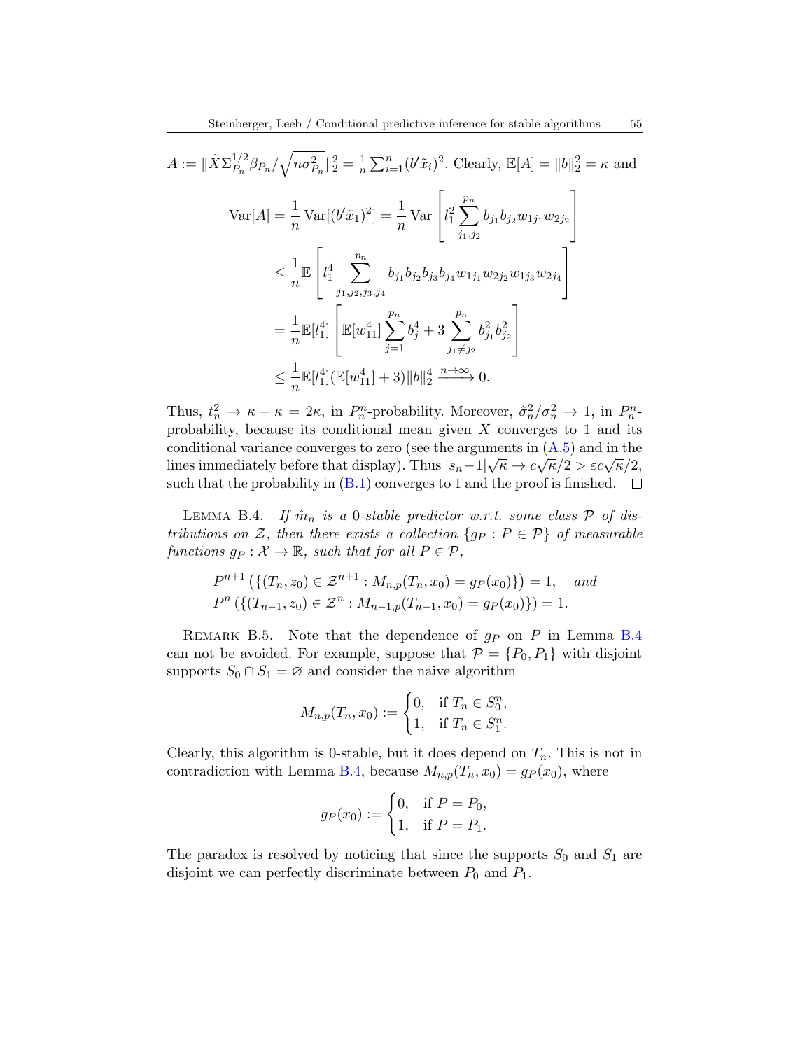$A := \|\tilde{X}\Sigma_{P_n}^{1/2}\beta_{P_n}/\sqrt{n\sigma_{P_n}^2}\|_2^2 = \frac{1}{n}\sum_{i=1}^n (b'\tilde{x}_i)^2$. Clearly, $\mathbb{E}[A] = \|b\|_2^2 = \kappa$ and

$$
\begin{aligned}
\operatorname{Var}[A] &= \frac{1}{n}\operatorname{Var}[(b'\tilde{x}_1)^2] = \frac{1}{n}\operatorname{Var}\left[l_1^2 \sum_{j_1,j_2}^{p_n} b_{j_1}b_{j_2}w_{1j_1}w_{2j_2}\right] \\
&\leq \frac{1}{n}\mathbb{E}\left[l_1^4 \sum_{j_1,j_2,j_3,j_4}^{p_n} b_{j_1}b_{j_2}b_{j_3}b_{j_4}w_{1j_1}w_{2j_2}w_{1j_3}w_{2j_4}\right] \\
&= \frac{1}{n}\mathbb{E}[l_1^4]\left[\mathbb{E}[w_{11}^4]\sum_{j=1}^{p_n} b_j^4 + 3\sum_{j_1\neq j_2}^{p_n} b_{j_1}^2 b_{j_2}^2\right] \\
&\leq \frac{1}{n}\mathbb{E}[l_1^4](\mathbb{E}[w_{11}^4]+3)\|b\|_2^4 \xrightarrow{n\to\infty} 0.
\end{aligned}
$$

Thus, $t_n^2 \to \kappa + \kappa = 2\kappa$, in $P_n^n$-probability. Moreover, $\hat{\sigma}_n^2/\sigma_n^2 \to 1$, in $P_n^n$-probability, because its conditional mean given $X$ converges to 1 and its conditional variance converges to zero (see the arguments in (A.5) and in the lines immediately before that display). Thus $|s_n - 1|\sqrt{\kappa} \to c\sqrt{\kappa}/2 > \varepsilon c\sqrt{\kappa}/2$, such that the probability in (B.1) converges to 1 and the proof is finished. $\square$

Lemma B.4. *If $\hat{m}_n$ is a 0-stable predictor w.r.t. some class $\mathcal{P}$ of distributions on $\mathcal{Z}$, then there exists a collection $\{g_P : P \in \mathcal{P}\}$ of measurable functions $g_P : \mathcal{X} \to \mathbb{R}$, such that for all $P \in \mathcal{P}$,*

$$
\begin{aligned}
&P^{n+1}\left(\{(T_n, z_0) \in \mathcal{Z}^{n+1} : M_{n,p}(T_n, x_0) = g_P(x_0)\}\right) = 1, \quad \textit{and} \\
&P^{n}\left(\{(T_{n-1}, z_0) \in \mathcal{Z}^{n} : M_{n-1,p}(T_{n-1}, x_0) = g_P(x_0)\}\right) = 1.
\end{aligned}
$$

Remark B.5. Note that the dependence of $g_P$ on $P$ in Lemma B.4 can not be avoided. For example, suppose that $\mathcal{P} = \{P_0, P_1\}$ with disjoint supports $S_0 \cap S_1 = \varnothing$ and consider the naive algorithm

$$
M_{n,p}(T_n, x_0) := \begin{cases} 0, & \text{if } T_n \in S_0^n, \\ 1, & \text{if } T_n \in S_1^n. \end{cases}
$$

Clearly, this algorithm is 0-stable, but it does depend on $T_n$. This is not in contradiction with Lemma B.4, because $M_{n,p}(T_n, x_0) = g_P(x_0)$, where

$$
g_P(x_0) := \begin{cases} 0, & \text{if } P = P_0, \\ 1, & \text{if } P = P_1. \end{cases}
$$

The paradox is resolved by noticing that since the supports $S_0$ and $S_1$ are disjoint we can perfectly discriminate between $P_0$ and $P_1$.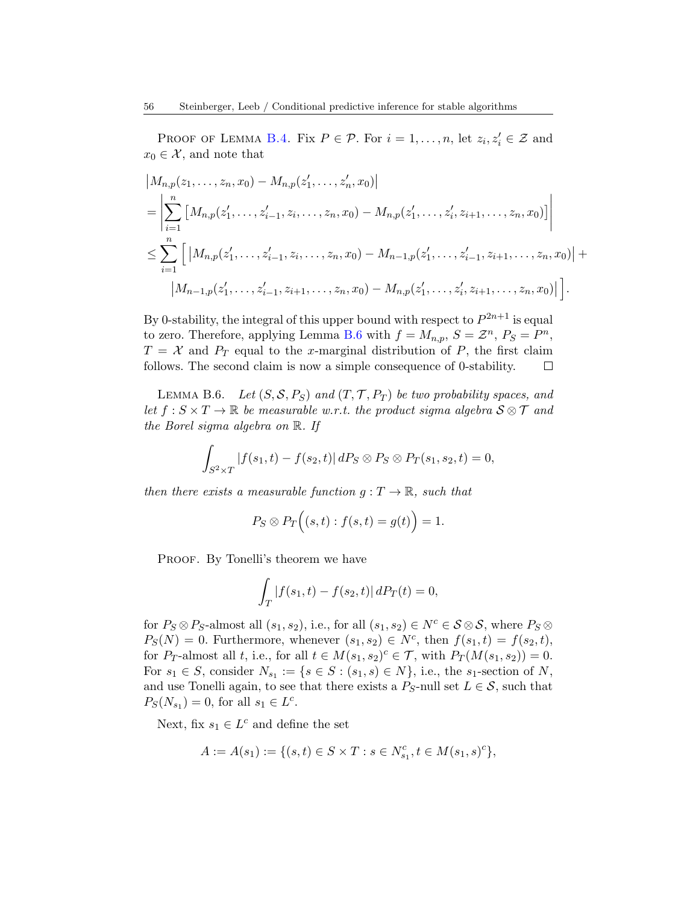Proof of Lemma B.4. Fix $P \in \mathcal{P}$. For $i = 1, \dots, n$, let $z_i, z_i' \in \mathcal{Z}$ and $x_0 \in \mathcal{X}$, and note that

$$
\begin{aligned}
&\left|M_{n,p}(z_1, \dots, z_n, x_0) - M_{n,p}(z_1', \dots, z_n', x_0)\right| \\
&= \left|\sum_{i=1}^{n} \left[M_{n,p}(z_1', \dots, z_{i-1}', z_i, \dots, z_n, x_0) - M_{n,p}(z_1', \dots, z_i', z_{i+1}, \dots, z_n, x_0)\right]\right| \\
&\le \sum_{i=1}^{n} \Big[ \left|M_{n,p}(z_1', \dots, z_{i-1}', z_i, \dots, z_n, x_0) - M_{n-1,p}(z_1', \dots, z_{i-1}', z_{i+1}, \dots, z_n, x_0)\right| + \\
&\qquad \left|M_{n-1,p}(z_1', \dots, z_{i-1}', z_{i+1}, \dots, z_n, x_0) - M_{n,p}(z_1', \dots, z_i', z_{i+1}, \dots, z_n, x_0)\right| \Big].
\end{aligned}
$$

By 0-stability, the integral of this upper bound with respect to $P^{2n+1}$ is equal to zero. Therefore, applying Lemma B.6 with $f = M_{n,p}$, $S = \mathcal{Z}^n$, $P_S = P^n$, $T = \mathcal{X}$ and $P_T$ equal to the $x$-marginal distribution of $P$, the first claim follows. The second claim is now a simple consequence of 0-stability. □

Lemma B.6. *Let $(S, \mathcal{S}, P_S)$ and $(T, \mathcal{T}, P_T)$ be two probability spaces, and let $f : S \times T \to \mathbb{R}$ be measurable w.r.t. the product sigma algebra $\mathcal{S} \otimes \mathcal{T}$ and the Borel sigma algebra on $\mathbb{R}$. If*

$$
\int_{S^2 \times T} |f(s_1, t) - f(s_2, t)| \, dP_S \otimes P_S \otimes P_T(s_1, s_2, t) = 0,
$$

*then there exists a measurable function $g : T \to \mathbb{R}$, such that*

$$
P_S \otimes P_T\Big((s, t) : f(s, t) = g(t)\Big) = 1.
$$

Proof. By Tonelli's theorem we have

$$
\int_T |f(s_1, t) - f(s_2, t)| \, dP_T(t) = 0,
$$

for $P_S \otimes P_S$-almost all $(s_1, s_2)$, i.e., for all $(s_1, s_2) \in N^c \in \mathcal{S} \otimes \mathcal{S}$, where $P_S \otimes P_S(N) = 0$. Furthermore, whenever $(s_1, s_2) \in N^c$, then $f(s_1, t) = f(s_2, t)$, for $P_T$-almost all $t$, i.e., for all $t \in M(s_1, s_2)^c \in \mathcal{T}$, with $P_T(M(s_1, s_2)) = 0$. For $s_1 \in S$, consider $N_{s_1} := \{s \in S : (s_1, s) \in N\}$, i.e., the $s_1$-section of $N$, and use Tonelli again, to see that there exists a $P_S$-null set $L \in \mathcal{S}$, such that $P_S(N_{s_1}) = 0$, for all $s_1 \in L^c$.

Next, fix $s_1 \in L^c$ and define the set

$$
A := A(s_1) := \{(s, t) \in S \times T : s \in N_{s_1}^c, t \in M(s_1, s)^c\},
$$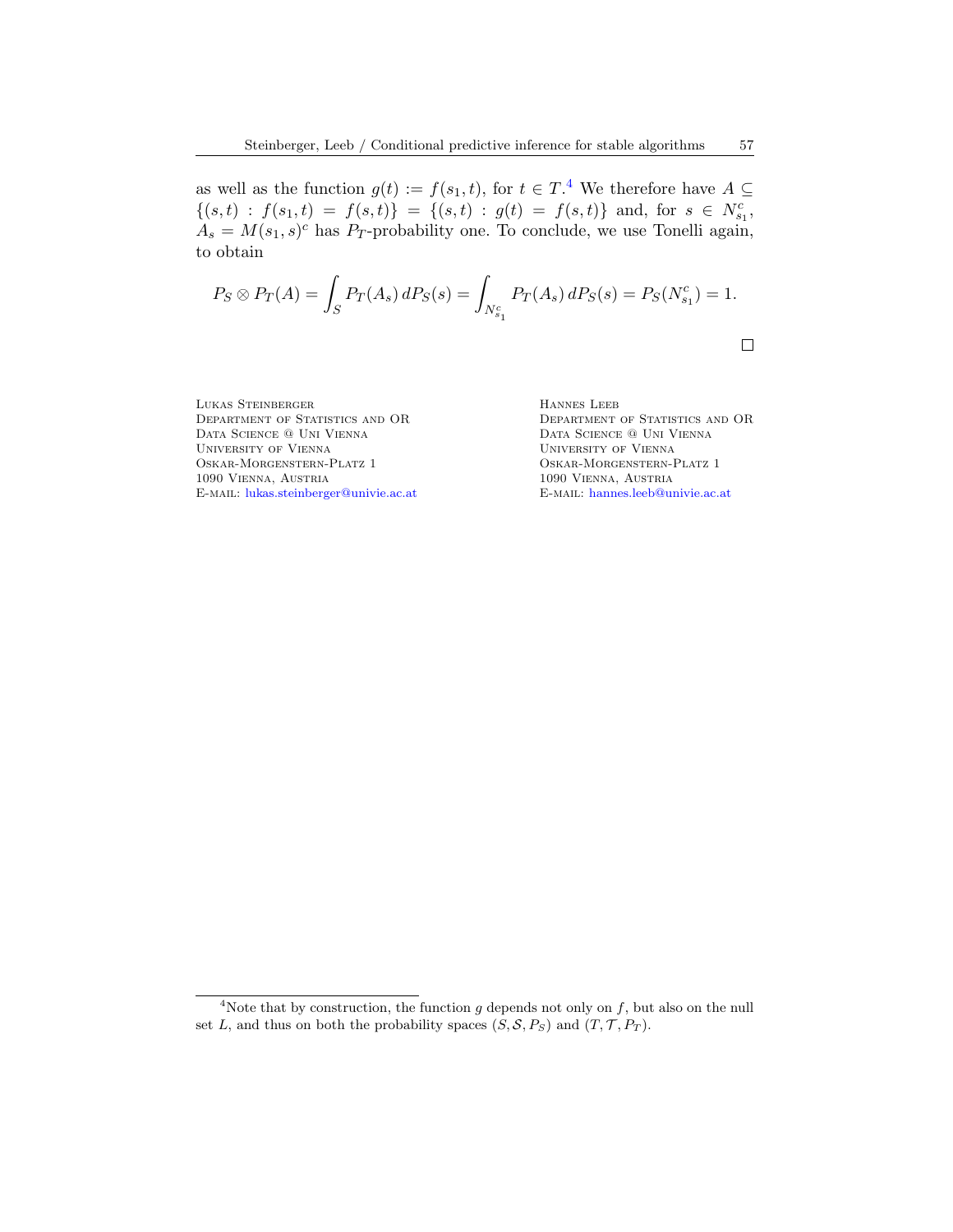as well as the function $g(t) := f(s_1, t)$, for $t \in T$.[4] We therefore have $A \subseteq \{(s,t) : f(s_1,t) = f(s,t)\} = \{(s,t) : g(t) = f(s,t)\}$ and, for $s \in N_{s_1}^c$, $A_s = M(s_1, s)^c$ has $P_T$-probability one. To conclude, we use Tonelli again, to obtain

$$P_S \otimes P_T(A) = \int_S P_T(A_s)\, dP_S(s) = \int_{N_{s_1}^c} P_T(A_s)\, dP_S(s) = P_S(N_{s_1}^c) = 1.$$

□

Lukas Steinberger
Department of Statistics and OR
Data Science @ Uni Vienna
University of Vienna
Oskar-Morgenstern-Platz 1
1090 Vienna, Austria
E-mail: lukas.steinberger@univie.ac.at

Hannes Leeb
Department of Statistics and OR
Data Science @ Uni Vienna
University of Vienna
Oskar-Morgenstern-Platz 1
1090 Vienna, Austria
E-mail: hannes.leeb@univie.ac.at

[4] Note that by construction, the function $g$ depends not only on $f$, but also on the null set $L$, and thus on both the probability spaces $(S, \mathcal{S}, P_S)$ and $(T, \mathcal{T}, P_T)$.